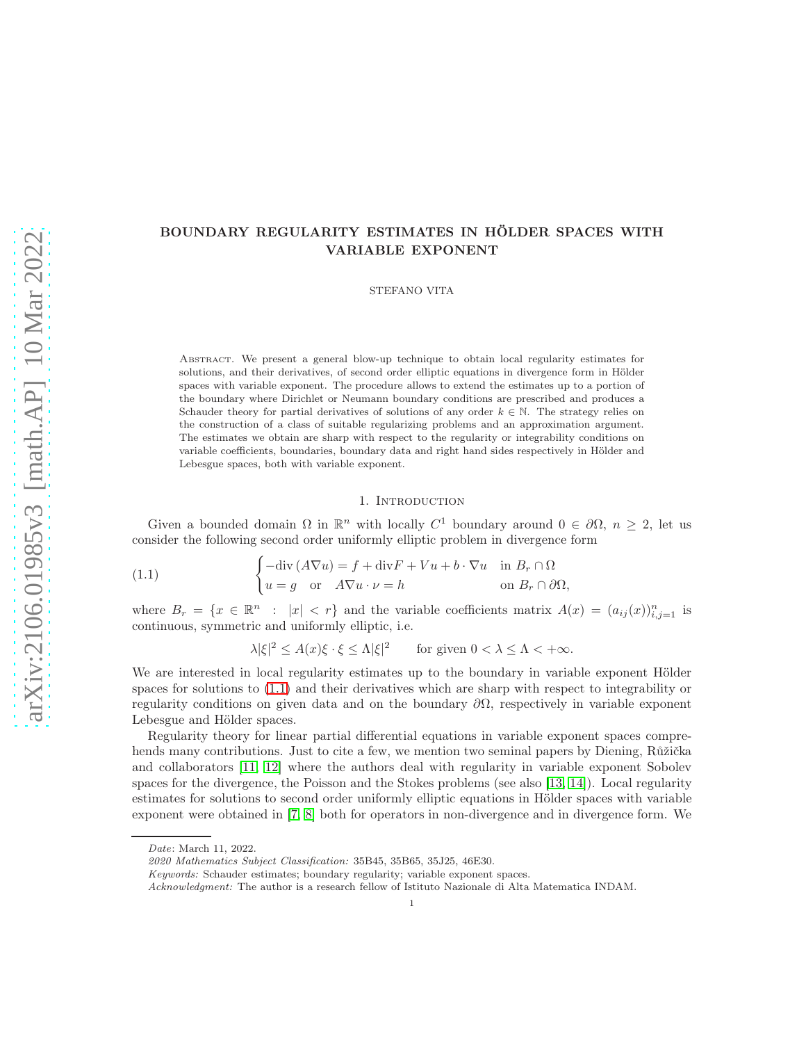# BOUNDARY REGULARITY ESTIMATES IN HÖLDER SPACES WITH VARIABLE EXPONENT

STEFANO VITA

Abstract. We present a general blow-up technique to obtain local regularity estimates for solutions, and their derivatives, of second order elliptic equations in divergence form in Hölder spaces with variable exponent. The procedure allows to extend the estimates up to a portion of the boundary where Dirichlet or Neumann boundary conditions are prescribed and produces a Schauder theory for partial derivatives of solutions of any order $k \in \mathbb{N}$. The strategy relies on the construction of a class of suitable regularizing problems and an approximation argument. The estimates we obtain are sharp with respect to the regularity or integrability conditions on variable coefficients, boundaries, boundary data and right hand sides respectively in Hölder and Lebesgue spaces, both with variable exponent.

## 1. Introduction

Given a bounded domain $\Omega$ in $\mathbb{R}^n$ with locally $C^1$ boundary around $0 \in \partial\Omega$, $n \geq 2$, let us consider the following second order uniformly elliptic problem in divergence form

$$
\begin{cases} -\mathrm{div}\,(A\nabla u) = f + \mathrm{div} F + Vu + b \cdot \nabla u & \text{in } B_r \cap \Omega \\ u = g \quad \text{or} \quad A\nabla u \cdot \nu = h & \text{on } B_r \cap \partial\Omega, \end{cases} \tag{1.1}
$$

where $B_r = \{x \in \mathbb{R}^n \; : \; |x| < r\}$ and the variable coefficients matrix $A(x) = (a_{ij}(x))_{i,j=1}^n$ is continuous, symmetric and uniformly elliptic, i.e.

$$
\lambda|\xi|^2 \leq A(x)\xi \cdot \xi \leq \Lambda|\xi|^2 \qquad \text{for given } 0 < \lambda \leq \Lambda < +\infty.
$$

We are interested in local regularity estimates up to the boundary in variable exponent Hölder spaces for solutions to (1.1) and their derivatives which are sharp with respect to integrability or regularity conditions on given data and on the boundary $\partial\Omega$, respectively in variable exponent Lebesgue and Hölder spaces.

Regularity theory for linear partial differential equations in variable exponent spaces comprehends many contributions. Just to cite a few, we mention two seminal papers by Diening, Růžička and collaborators [11, 12] where the authors deal with regularity in variable exponent Sobolev spaces for the divergence, the Poisson and the Stokes problems (see also [13, 14]). Local regularity estimates for solutions to second order uniformly elliptic equations in Hölder spaces with variable exponent were obtained in [7, 8] both for operators in non-divergence and in divergence form. We

*Date*: March 11, 2022.

*2020 Mathematics Subject Classification:* 35B45, 35B65, 35J25, 46E30.

*Keywords:* Schauder estimates; boundary regularity; variable exponent spaces.

*Acknowledgment:* The author is a research fellow of Istituto Nazionale di Alta Matematica INDAM.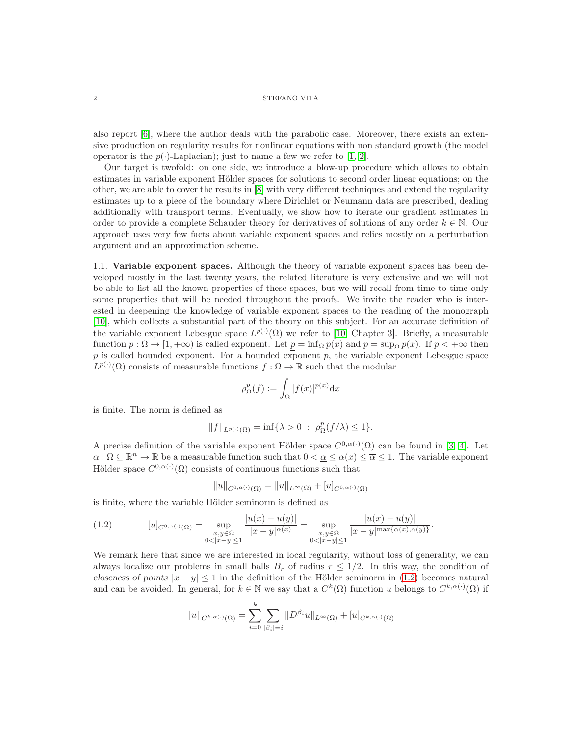also report [6], where the author deals with the parabolic case. Moreover, there exists an extensive production on regularity results for nonlinear equations with non standard growth (the model operator is the $p(\cdot)$-Laplacian); just to name a few we refer to [1, 2].

Our target is twofold: on one side, we introduce a blow-up procedure which allows to obtain estimates in variable exponent Hölder spaces for solutions to second order linear equations; on the other, we are able to cover the results in [8] with very different techniques and extend the regularity estimates up to a piece of the boundary where Dirichlet or Neumann data are prescribed, dealing additionally with transport terms. Eventually, we show how to iterate our gradient estimates in order to provide a complete Schauder theory for derivatives of solutions of any order $k \in \mathbb{N}$. Our approach uses very few facts about variable exponent spaces and relies mostly on a perturbation argument and an approximation scheme.

### 1.1. Variable exponent spaces.

Although the theory of variable exponent spaces has been developed mostly in the last twenty years, the related literature is very extensive and we will not be able to list all the known properties of these spaces, but we will recall from time to time only some properties that will be needed throughout the proofs. We invite the reader who is interested in deepening the knowledge of variable exponent spaces to the reading of the monograph [10], which collects a substantial part of the theory on this subject. For an accurate definition of the variable exponent Lebesgue space $L^{p(\cdot)}(\Omega)$ we refer to [10, Chapter 3]. Briefly, a measurable function $p : \Omega \to [1, +\infty)$ is called exponent. Let $\underline{p} = \inf_\Omega p(x)$ and $\overline{p} = \sup_\Omega p(x)$. If $\overline{p} < +\infty$ then $p$ is called bounded exponent. For a bounded exponent $p$, the variable exponent Lebesgue space $L^{p(\cdot)}(\Omega)$ consists of measurable functions $f : \Omega \to \mathbb{R}$ such that the modular

$$\rho_\Omega^p(f) := \int_\Omega |f(x)|^{p(x)} \mathrm{d}x$$

is finite. The norm is defined as

$$\|f\|_{L^{p(\cdot)}(\Omega)} = \inf\{\lambda > 0 \; : \; \rho_\Omega^p(f/\lambda) \le 1\}.$$

A precise definition of the variable exponent Hölder space $C^{0,\alpha(\cdot)}(\Omega)$ can be found in [3, 4]. Let $\alpha : \Omega \subseteq \mathbb{R}^n \to \mathbb{R}$ be a measurable function such that $0 < \underline{\alpha} \le \alpha(x) \le \overline{\alpha} \le 1$. The variable exponent Hölder space $C^{0,\alpha(\cdot)}(\Omega)$ consists of continuous functions such that

$$\|u\|_{C^{0,\alpha(\cdot)}(\Omega)} = \|u\|_{L^\infty(\Omega)} + [u]_{C^{0,\alpha(\cdot)}(\Omega)}$$

is finite, where the variable Hölder seminorm is defined as

$$[u]_{C^{0,\alpha(\cdot)}(\Omega)} = \sup_{\substack{x,y\in\Omega \\ 0<|x-y|\le 1}} \frac{|u(x)-u(y)|}{|x-y|^{\alpha(x)}} = \sup_{\substack{x,y\in\Omega \\ 0<|x-y|\le 1}} \frac{|u(x)-u(y)|}{|x-y|^{\max\{\alpha(x),\alpha(y)\}}}. \tag{1.2}$$

We remark here that since we are interested in local regularity, without loss of generality, we can always localize our problems in small balls $B_r$ of radius $r \le 1/2$. In this way, the condition of *closeness of points* $|x - y| \le 1$ in the definition of the Hölder seminorm in (1.2) becomes natural and can be avoided. In general, for $k \in \mathbb{N}$ we say that a $C^k(\Omega)$ function $u$ belongs to $C^{k,\alpha(\cdot)}(\Omega)$ if

$$\|u\|_{C^{k,\alpha(\cdot)}(\Omega)} = \sum_{i=0}^{k} \sum_{|\beta_i|=i} \|D^{\beta_i} u\|_{L^\infty(\Omega)} + [u]_{C^{k,\alpha(\cdot)}(\Omega)}$$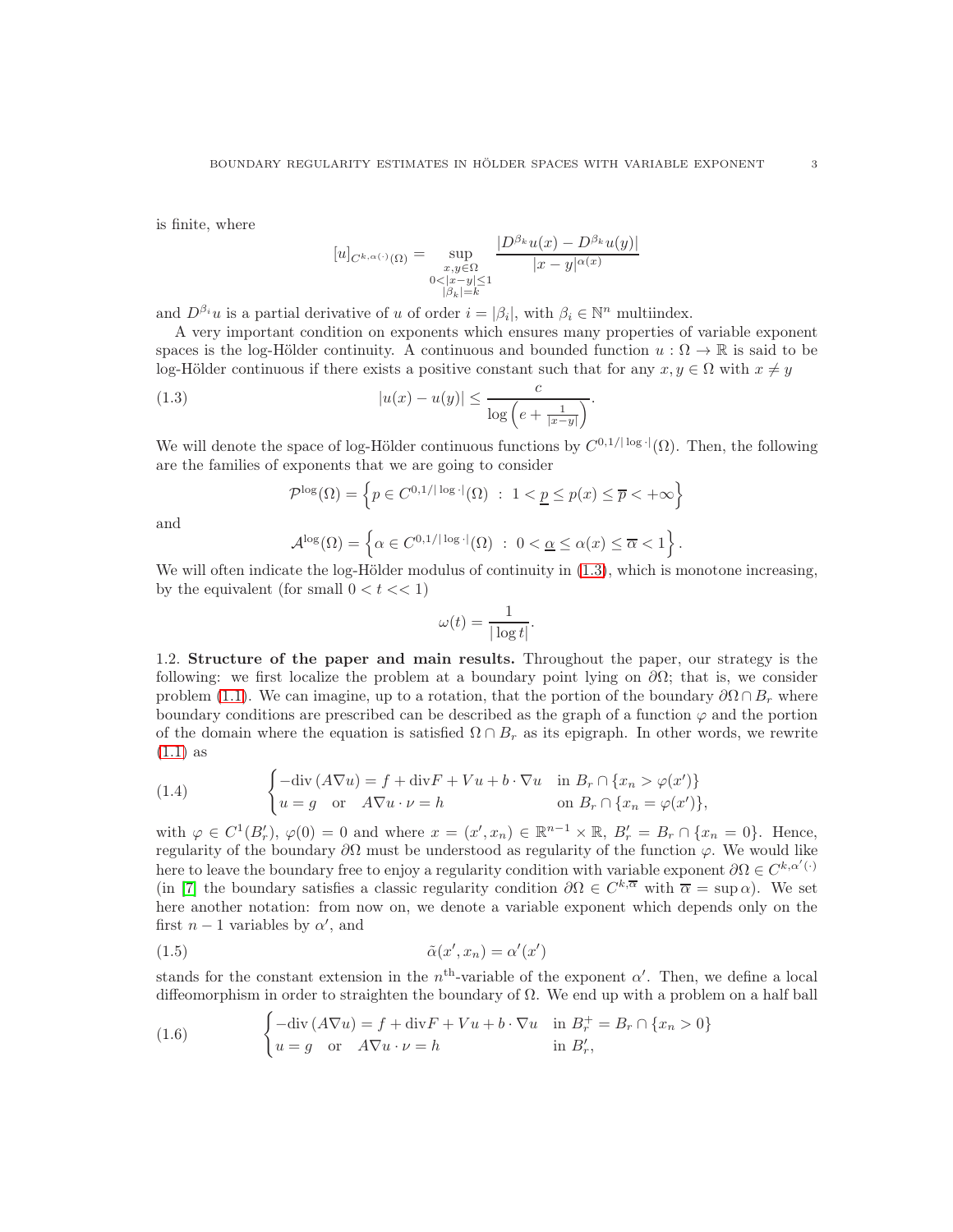is finite, where

$$[u]_{C^{k,\alpha(\cdot)}(\Omega)} = \sup_{\substack{x,y\in\Omega\\ 0<|x-y|\leq 1\\ |\beta_k|=k}} \frac{|D^{\beta_k}u(x) - D^{\beta_k}u(y)|}{|x-y|^{\alpha(x)}}$$

and $D^{\beta_i}u$ is a partial derivative of $u$ of order $i = |\beta_i|$, with $\beta_i \in \mathbb{N}^n$ multiindex.

A very important condition on exponents which ensures many properties of variable exponent spaces is the log-Hölder continuity. A continuous and bounded function $u : \Omega \to \mathbb{R}$ is said to be log-Hölder continuous if there exists a positive constant such that for any $x, y \in \Omega$ with $x \neq y$

$$|u(x) - u(y)| \leq \frac{c}{\log\left(e + \frac{1}{|x-y|}\right)}. \tag{1.3}$$

We will denote the space of log-Hölder continuous functions by $C^{0,1/|\log\cdot|}(\Omega)$. Then, the following are the families of exponents that we are going to consider

$$\mathcal{P}^{\log}(\Omega) = \left\{ p \in C^{0,1/|\log\cdot|}(\Omega) \ : \ 1 < \underline{p} \leq p(x) \leq \overline{p} < +\infty \right\}$$

and

$$\mathcal{A}^{\log}(\Omega) = \left\{ \alpha \in C^{0,1/|\log\cdot|}(\Omega) \ : \ 0 < \underline{\alpha} \leq \alpha(x) \leq \overline{\alpha} < 1 \right\}.$$

We will often indicate the log-Hölder modulus of continuity in (1.3), which is monotone increasing, by the equivalent (for small $0 < t << 1$)

$$\omega(t) = \frac{1}{|\log t|}.$$

1.2. **Structure of the paper and main results.** Throughout the paper, our strategy is the following: we first localize the problem at a boundary point lying on $\partial\Omega$; that is, we consider problem (1.1). We can imagine, up to a rotation, that the portion of the boundary $\partial\Omega \cap B_r$ where boundary conditions are prescribed can be described as the graph of a function $\varphi$ and the portion of the domain where the equation is satisfied $\Omega \cap B_r$ as its epigraph. In other words, we rewrite (1.1) as

$$\begin{cases} -\mathrm{div}\,(A\nabla u) = f + \mathrm{div}F + Vu + b\cdot\nabla u & \text{in } B_r \cap \{x_n > \varphi(x')\} \\ u = g \quad \text{or} \quad A\nabla u \cdot \nu = h & \text{on } B_r \cap \{x_n = \varphi(x')\}, \end{cases} \tag{1.4}$$

with $\varphi \in C^1(B_r')$, $\varphi(0) = 0$ and where $x = (x', x_n) \in \mathbb{R}^{n-1} \times \mathbb{R}$, $B_r' = B_r \cap \{x_n = 0\}$. Hence, regularity of the boundary $\partial\Omega$ must be understood as regularity of the function $\varphi$. We would like here to leave the boundary free to enjoy a regularity condition with variable exponent $\partial\Omega \in C^{k,\alpha'(\cdot)}$ (in [7] the boundary satisfies a classic regularity condition $\partial\Omega \in C^{k,\overline{\alpha}}$ with $\overline{\alpha} = \sup\alpha$). We set here another notation: from now on, we denote a variable exponent which depends only on the first $n-1$ variables by $\alpha'$, and

$$\tilde{\alpha}(x', x_n) = \alpha'(x') \tag{1.5}$$

stands for the constant extension in the $n^{\text{th}}$-variable of the exponent $\alpha'$. Then, we define a local diffeomorphism in order to straighten the boundary of $\Omega$. We end up with a problem on a half ball

$$\begin{cases} -\mathrm{div}\,(A\nabla u) = f + \mathrm{div}F + Vu + b\cdot\nabla u & \text{in } B_r^+ = B_r \cap \{x_n > 0\} \\ u = g \quad \text{or} \quad A\nabla u \cdot \nu = h & \text{in } B_r', \end{cases} \tag{1.6}$$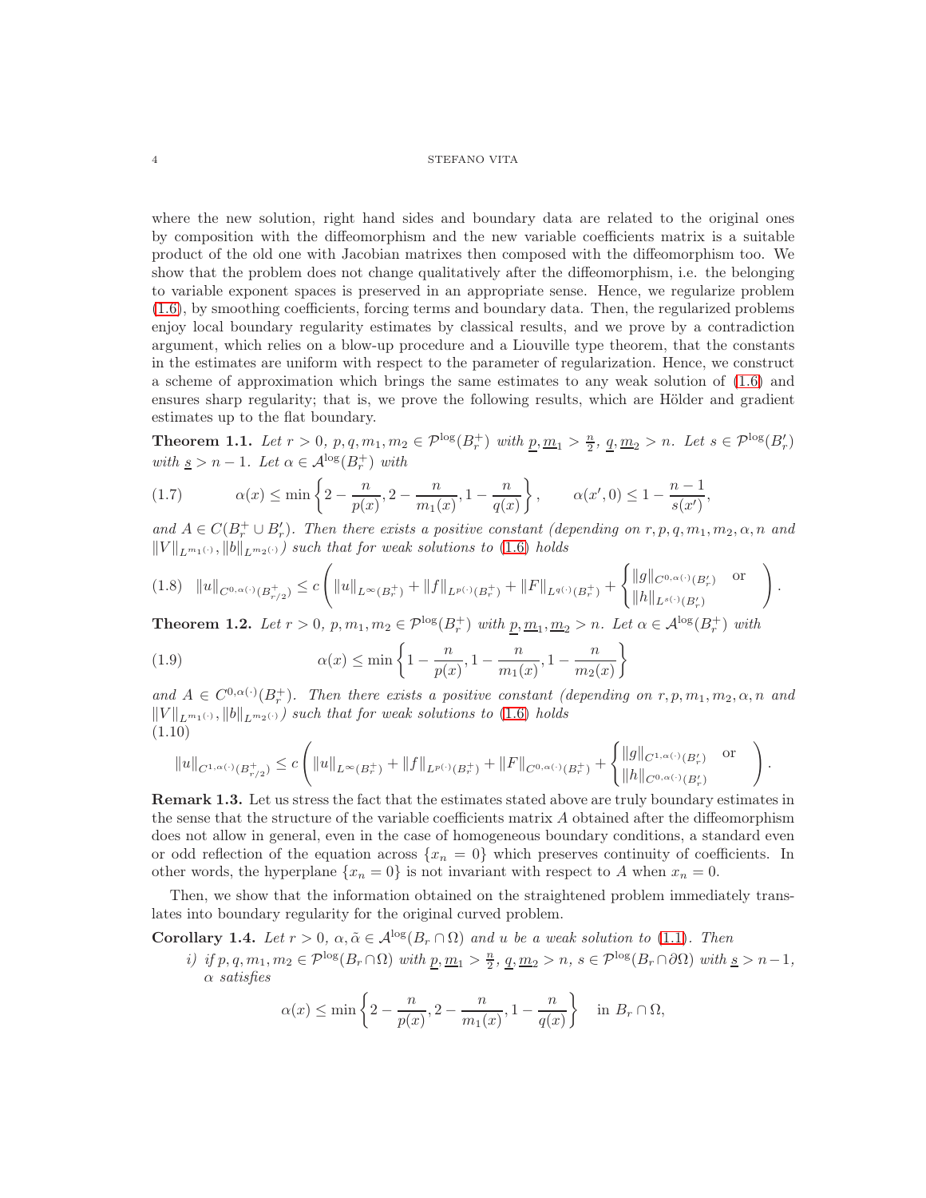where the new solution, right hand sides and boundary data are related to the original ones by composition with the diffeomorphism and the new variable coefficients matrix is a suitable product of the old one with Jacobian matrixes then composed with the diffeomorphism too. We show that the problem does not change qualitatively after the diffeomorphism, i.e. the belonging to variable exponent spaces is preserved in an appropriate sense. Hence, we regularize problem (1.6), by smoothing coefficients, forcing terms and boundary data. Then, the regularized problems enjoy local boundary regularity estimates by classical results, and we prove by a contradiction argument, which relies on a blow-up procedure and a Liouville type theorem, that the constants in the estimates are uniform with respect to the parameter of regularization. Hence, we construct a scheme of approximation which brings the same estimates to any weak solution of (1.6) and ensures sharp regularity; that is, we prove the following results, which are Hölder and gradient estimates up to the flat boundary.

**Theorem 1.1.** *Let $r > 0$, $p, q, m_1, m_2 \in \mathcal{P}^{\log}(B_r^+)$ with $\underline{p}, \underline{m}_1 > \frac{n}{2}$, $\underline{q}, \underline{m}_2 > n$. Let $s \in \mathcal{P}^{\log}(B_r')$ with $\underline{s} > n-1$. Let $\alpha \in \mathcal{A}^{\log}(B_r^+)$ with*

$$\alpha(x) \leq \min\left\{2 - \frac{n}{p(x)}, 2 - \frac{n}{m_1(x)}, 1 - \frac{n}{q(x)}\right\}, \qquad \alpha(x', 0) \leq 1 - \frac{n-1}{s(x')}, \tag{1.7}$$

*and $A \in C(B_r^+ \cup B_r')$. Then there exists a positive constant (depending on $r, p, q, m_1, m_2, \alpha, n$ and $\|V\|_{L^{m_1(\cdot)}}, \|b\|_{L^{m_2(\cdot)}}$) such that for weak solutions to (1.6) holds*

$$\|u\|_{C^{0,\alpha(\cdot)}(B_{r/2}^+)} \leq c\left(\|u\|_{L^\infty(B_r^+)} + \|f\|_{L^{p(\cdot)}(B_r^+)} + \|F\|_{L^{q(\cdot)}(B_r^+)} + \begin{cases}\|g\|_{C^{0,\alpha(\cdot)}(B_r')} & \text{or} \\ \|h\|_{L^{s(\cdot)}(B_r')}\end{cases}\right). \tag{1.8}$$

**Theorem 1.2.** *Let $r > 0$, $p, m_1, m_2 \in \mathcal{P}^{\log}(B_r^+)$ with $\underline{p}, \underline{m}_1, \underline{m}_2 > n$. Let $\alpha \in \mathcal{A}^{\log}(B_r^+)$ with*

$$\alpha(x) \leq \min\left\{1 - \frac{n}{p(x)}, 1 - \frac{n}{m_1(x)}, 1 - \frac{n}{m_2(x)}\right\} \tag{1.9}$$

*and $A \in C^{0,\alpha(\cdot)}(B_r^+)$. Then there exists a positive constant (depending on $r, p, m_1, m_2, \alpha, n$ and $\|V\|_{L^{m_1(\cdot)}}, \|b\|_{L^{m_2(\cdot)}}$) such that for weak solutions to (1.6) holds*

$$\|u\|_{C^{1,\alpha(\cdot)}(B_{r/2}^+)} \leq c\left(\|u\|_{L^\infty(B_r^+)} + \|f\|_{L^{p(\cdot)}(B_r^+)} + \|F\|_{C^{0,\alpha(\cdot)}(B_r^+)} + \begin{cases}\|g\|_{C^{1,\alpha(\cdot)}(B_r')} & \text{or} \\ \|h\|_{C^{0,\alpha(\cdot)}(B_r')}\end{cases}\right). \tag{1.10}$$

**Remark 1.3.** Let us stress the fact that the estimates stated above are truly boundary estimates in the sense that the structure of the variable coefficients matrix $A$ obtained after the diffeomorphism does not allow in general, even in the case of homogeneous boundary conditions, a standard even or odd reflection of the equation across $\{x_n = 0\}$ which preserves continuity of coefficients. In other words, the hyperplane $\{x_n = 0\}$ is not invariant with respect to $A$ when $x_n = 0$.

Then, we show that the information obtained on the straightened problem immediately translates into boundary regularity for the original curved problem.

**Corollary 1.4.** *Let $r > 0$, $\alpha, \tilde{\alpha} \in \mathcal{A}^{\log}(B_r \cap \Omega)$ and $u$ be a weak solution to (1.1). Then*

*i) if $p, q, m_1, m_2 \in \mathcal{P}^{\log}(B_r \cap \Omega)$ with $\underline{p}, \underline{m}_1 > \frac{n}{2}$, $\underline{q}, \underline{m}_2 > n$, $s \in \mathcal{P}^{\log}(B_r \cap \partial\Omega)$ with $\underline{s} > n-1$, $\alpha$ satisfies*

$$\alpha(x) \leq \min\left\{2 - \frac{n}{p(x)}, 2 - \frac{n}{m_1(x)}, 1 - \frac{n}{q(x)}\right\} \quad \text{in } B_r \cap \Omega,$$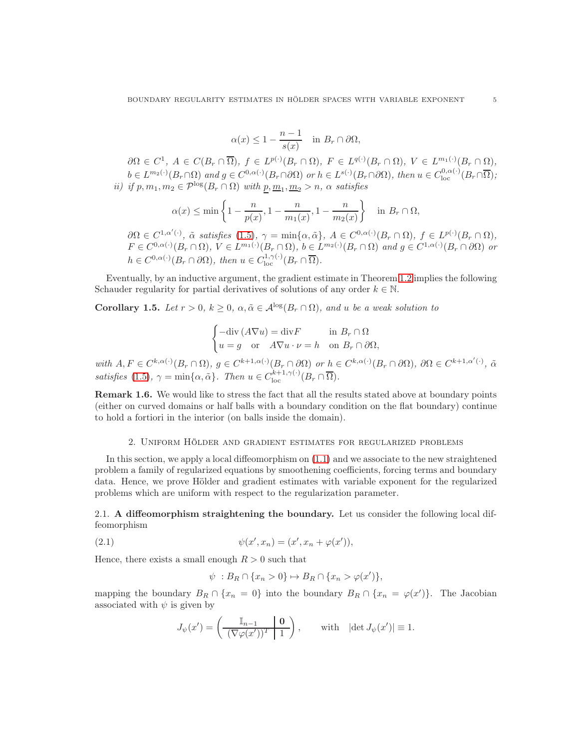$$\alpha(x) \le 1 - \frac{n-1}{s(x)} \quad \text{in } B_r \cap \partial\Omega,$$

$\partial\Omega \in C^1$, $A \in C(B_r \cap \overline{\Omega})$, $f \in L^{p(\cdot)}(B_r \cap \Omega)$, $F \in L^{q(\cdot)}(B_r \cap \Omega)$, $V \in L^{m_1(\cdot)}(B_r \cap \Omega)$, $b \in L^{m_2(\cdot)}(B_r \cap \Omega)$ and $g \in C^{0,\alpha(\cdot)}(B_r \cap \partial\Omega)$ or $h \in L^{s(\cdot)}(B_r \cap \partial\Omega)$, then $u \in C^{0,\alpha(\cdot)}_{\rm loc}(B_r \cap \overline{\Omega})$;

*ii)* if $p, m_1, m_2 \in \mathcal{P}^{\log}(B_r \cap \Omega)$ with $\underline{p}, \underline{m}_1, \underline{m}_2 > n$, $\alpha$ satisfies

$$\alpha(x) \le \min\left\{1 - \frac{n}{p(x)}, 1 - \frac{n}{m_1(x)}, 1 - \frac{n}{m_2(x)}\right\} \quad \text{in } B_r \cap \Omega,$$

$\partial\Omega \in C^{1,\alpha'(\cdot)}$, $\tilde{\alpha}$ satisfies (1.5), $\gamma = \min\{\alpha, \tilde{\alpha}\}$, $A \in C^{0,\alpha(\cdot)}(B_r \cap \Omega)$, $f \in L^{p(\cdot)}(B_r \cap \Omega)$, $F \in C^{0,\alpha(\cdot)}(B_r \cap \Omega)$, $V \in L^{m_1(\cdot)}(B_r \cap \Omega)$, $b \in L^{m_2(\cdot)}(B_r \cap \Omega)$ and $g \in C^{1,\alpha(\cdot)}(B_r \cap \partial\Omega)$ or $h \in C^{0,\alpha(\cdot)}(B_r \cap \partial\Omega)$, then $u \in C^{1,\gamma(\cdot)}_{\rm loc}(B_r \cap \overline{\Omega})$.

Eventually, by an inductive argument, the gradient estimate in Theorem 1.2 implies the following Schauder regularity for partial derivatives of solutions of any order $k \in \mathbb{N}$.

**Corollary 1.5.** *Let $r > 0$, $k \ge 0$, $\alpha, \tilde{\alpha} \in \mathcal{A}^{\log}(B_r \cap \Omega)$, and $u$ be a weak solution to*

$$\begin{cases} -\operatorname{div}(A\nabla u) = \operatorname{div} F & \text{in } B_r \cap \Omega \\ u = g \quad \text{or} \quad A\nabla u \cdot \nu = h & \text{on } B_r \cap \partial\Omega, \end{cases}$$

*with $A, F \in C^{k,\alpha(\cdot)}(B_r \cap \Omega)$, $g \in C^{k+1,\alpha(\cdot)}(B_r \cap \partial\Omega)$ or $h \in C^{k,\alpha(\cdot)}(B_r \cap \partial\Omega)$, $\partial\Omega \in C^{k+1,\alpha'(\cdot)}$, $\tilde{\alpha}$ satisfies (1.5), $\gamma = \min\{\alpha, \tilde{\alpha}\}$. Then $u \in C^{k+1,\gamma(\cdot)}_{\rm loc}(B_r \cap \overline{\Omega})$.*

**Remark 1.6.** We would like to stress the fact that all the results stated above at boundary points (either on curved domains or half balls with a boundary condition on the flat boundary) continue to hold a fortiori in the interior (on balls inside the domain).

## 2. Uniform Hölder and gradient estimates for regularized problems

In this section, we apply a local diffeomorphism on (1.1) and we associate to the new straightened problem a family of regularized equations by smoothening coefficients, forcing terms and boundary data. Hence, we prove Hölder and gradient estimates with variable exponent for the regularized problems which are uniform with respect to the regularization parameter.

### 2.1. A diffeomorphism straightening the boundary.

Let us consider the following local diffeomorphism

$$\psi(x', x_n) = (x', x_n + \varphi(x')), \tag{2.1}$$

Hence, there exists a small enough $R > 0$ such that

$$\psi\ : B_R \cap \{x_n > 0\} \mapsto B_R \cap \{x_n > \varphi(x')\},$$

mapping the boundary $B_R \cap \{x_n = 0\}$ into the boundary $B_R \cap \{x_n = \varphi(x')\}$. The Jacobian associated with $\psi$ is given by

$$J_\psi(x') = \left(\begin{array}{c|c} \mathbb{I}_{n-1} & \mathbf{0} \\ \hline (\nabla\varphi(x'))^T & 1 \end{array}\right), \qquad \text{with} \quad |\det J_\psi(x')| \equiv 1.$$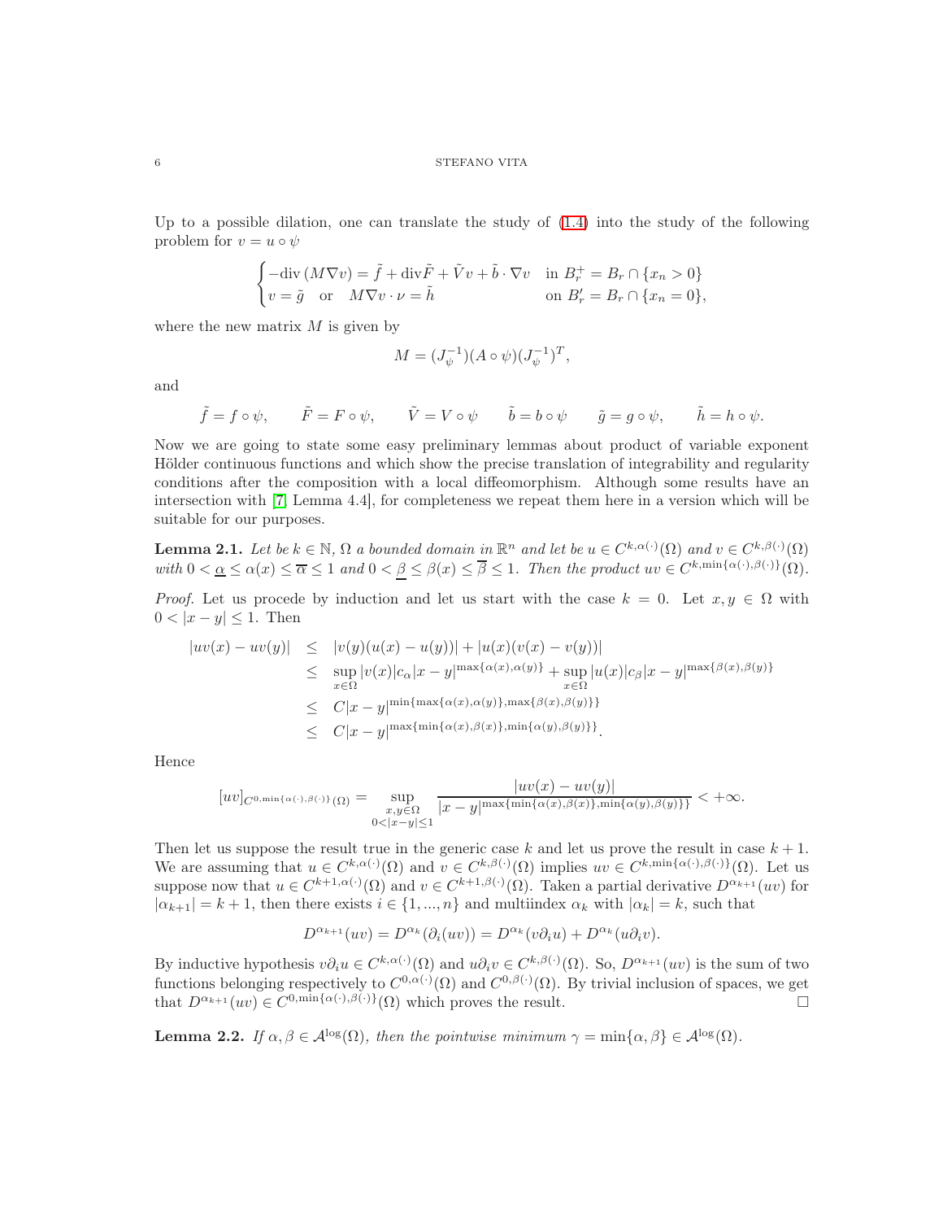Up to a possible dilation, one can translate the study of (1.4) into the study of the following problem for $v = u \circ \psi$

$$\begin{cases} -\mathrm{div}\,(M\nabla v) = \tilde f + \mathrm{div}\tilde F + \tilde V v + \tilde b \cdot \nabla v & \text{in } B_r^+ = B_r \cap \{x_n > 0\} \\ v = \tilde g \quad \text{or} \quad M\nabla v \cdot \nu = \tilde h & \text{on } B_r' = B_r \cap \{x_n = 0\}, \end{cases}$$

where the new matrix $M$ is given by

$$M = (J_\psi^{-1})(A \circ \psi)(J_\psi^{-1})^T,$$

and

$$\tilde f = f \circ \psi, \qquad \tilde F = F \circ \psi, \qquad \tilde V = V \circ \psi \qquad \tilde b = b \circ \psi \qquad \tilde g = g \circ \psi, \qquad \tilde h = h \circ \psi.$$

Now we are going to state some easy preliminary lemmas about product of variable exponent Hölder continuous functions and which show the precise translation of integrability and regularity conditions after the composition with a local diffeomorphism. Although some results have an intersection with [7, Lemma 4.4], for completeness we repeat them here in a version which will be suitable for our purposes.

**Lemma 2.1.** *Let be $k \in \mathbb{N}$, $\Omega$ a bounded domain in $\mathbb{R}^n$ and let be $u \in C^{k,\alpha(\cdot)}(\Omega)$ and $v \in C^{k,\beta(\cdot)}(\Omega)$ with $0 < \underline{\alpha} \le \alpha(x) \le \overline{\alpha} \le 1$ and $0 < \underline{\beta} \le \beta(x) \le \overline{\beta} \le 1$. Then the product $uv \in C^{k,\min\{\alpha(\cdot),\beta(\cdot)\}}(\Omega)$.*

*Proof.* Let us procede by induction and let us start with the case $k = 0$. Let $x, y \in \Omega$ with $0 < |x - y| \le 1$. Then

$$\begin{aligned} |uv(x) - uv(y)| &\le |v(y)(u(x) - u(y))| + |u(x)(v(x) - v(y))| \\ &\le \sup_{x\in\Omega} |v(x)| c_\alpha |x - y|^{\max\{\alpha(x),\alpha(y)\}} + \sup_{x\in\Omega} |u(x)| c_\beta |x - y|^{\max\{\beta(x),\beta(y)\}} \\ &\le C|x - y|^{\min\{\max\{\alpha(x),\alpha(y)\},\max\{\beta(x),\beta(y)\}\}} \\ &\le C|x - y|^{\max\{\min\{\alpha(x),\beta(x)\},\min\{\alpha(y),\beta(y)\}\}}. \end{aligned}$$

Hence

$$[uv]_{C^{0,\min\{\alpha(\cdot),\beta(\cdot)\}}(\Omega)} = \sup_{\substack{x,y\in\Omega \\ 0<|x-y|\le 1}} \frac{|uv(x) - uv(y)|}{|x - y|^{\max\{\min\{\alpha(x),\beta(x)\},\min\{\alpha(y),\beta(y)\}\}}} < +\infty.$$

Then let us suppose the result true in the generic case $k$ and let us prove the result in case $k+1$. We are assuming that $u \in C^{k,\alpha(\cdot)}(\Omega)$ and $v \in C^{k,\beta(\cdot)}(\Omega)$ implies $uv \in C^{k,\min\{\alpha(\cdot),\beta(\cdot)\}}(\Omega)$. Let us suppose now that $u \in C^{k+1,\alpha(\cdot)}(\Omega)$ and $v \in C^{k+1,\beta(\cdot)}(\Omega)$. Taken a partial derivative $D^{\alpha_{k+1}}(uv)$ for $|\alpha_{k+1}| = k + 1$, then there exists $i \in \{1, ..., n\}$ and multiindex $\alpha_k$ with $|\alpha_k| = k$, such that

$$D^{\alpha_{k+1}}(uv) = D^{\alpha_k}(\partial_i(uv)) = D^{\alpha_k}(v\partial_i u) + D^{\alpha_k}(u\partial_i v).$$

By inductive hypothesis $v\partial_i u \in C^{k,\alpha(\cdot)}(\Omega)$ and $u\partial_i v \in C^{k,\beta(\cdot)}(\Omega)$. So, $D^{\alpha_{k+1}}(uv)$ is the sum of two functions belonging respectively to $C^{0,\alpha(\cdot)}(\Omega)$ and $C^{0,\beta(\cdot)}(\Omega)$. By trivial inclusion of spaces, we get that $D^{\alpha_{k+1}}(uv) \in C^{0,\min\{\alpha(\cdot),\beta(\cdot)\}}(\Omega)$ which proves the result. $\square$

**Lemma 2.2.** *If $\alpha, \beta \in \mathcal{A}^{\log}(\Omega)$, then the pointwise minimum $\gamma = \min\{\alpha, \beta\} \in \mathcal{A}^{\log}(\Omega)$.*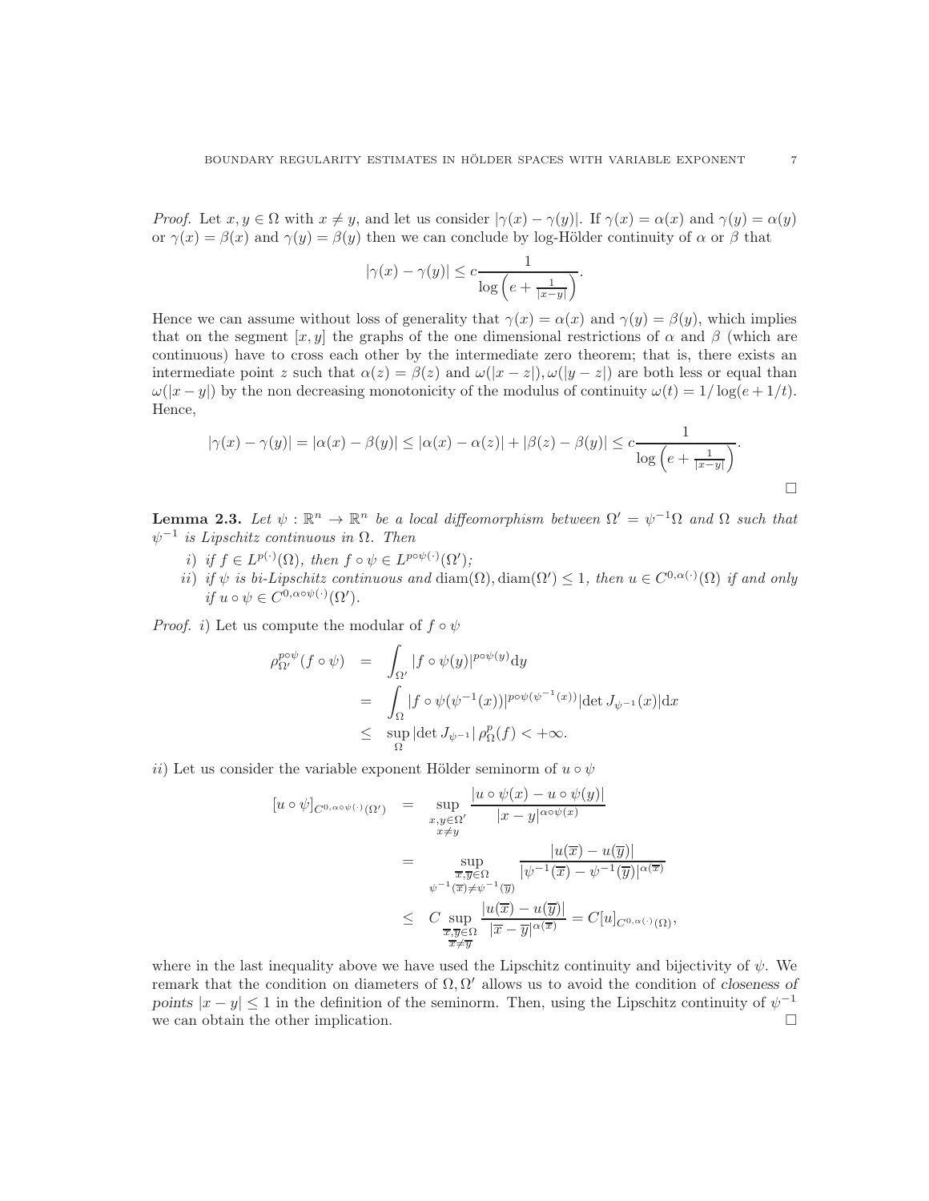*Proof.* Let $x, y \in \Omega$ with $x \neq y$, and let us consider $|\gamma(x) - \gamma(y)|$. If $\gamma(x) = \alpha(x)$ and $\gamma(y) = \alpha(y)$ or $\gamma(x) = \beta(x)$ and $\gamma(y) = \beta(y)$ then we can conclude by log-Hölder continuity of $\alpha$ or $\beta$ that

$$|\gamma(x) - \gamma(y)| \leq c \frac{1}{\log\left(e + \frac{1}{|x-y|}\right)}.$$

Hence we can assume without loss of generality that $\gamma(x) = \alpha(x)$ and $\gamma(y) = \beta(y)$, which implies that on the segment $[x, y]$ the graphs of the one dimensional restrictions of $\alpha$ and $\beta$ (which are continuous) have to cross each other by the intermediate zero theorem; that is, there exists an intermediate point $z$ such that $\alpha(z) = \beta(z)$ and $\omega(|x - z|), \omega(|y - z|)$ are both less or equal than $\omega(|x - y|)$ by the non decreasing monotonicity of the modulus of continuity $\omega(t) = 1/\log(e + 1/t)$. Hence,

$$|\gamma(x) - \gamma(y)| = |\alpha(x) - \beta(y)| \leq |\alpha(x) - \alpha(z)| + |\beta(z) - \beta(y)| \leq c \frac{1}{\log\left(e + \frac{1}{|x-y|}\right)}.$$

□

**Lemma 2.3.** *Let $\psi : \mathbb{R}^n \to \mathbb{R}^n$ be a local diffeomorphism between $\Omega' = \psi^{-1}\Omega$ and $\Omega$ such that $\psi^{-1}$ is Lipschitz continuous in $\Omega$. Then*

*i) if $f \in L^{p(\cdot)}(\Omega)$, then $f \circ \psi \in L^{p\circ\psi(\cdot)}(\Omega')$;*

*ii) if $\psi$ is bi-Lipschitz continuous and $\operatorname{diam}(\Omega), \operatorname{diam}(\Omega') \leq 1$, then $u \in C^{0,\alpha(\cdot)}(\Omega)$ if and only if $u \circ \psi \in C^{0,\alpha\circ\psi(\cdot)}(\Omega')$.*

*Proof.* *i)* Let us compute the modular of $f \circ \psi$

$$\begin{aligned}
\rho_{\Omega'}^{p\circ\psi}(f \circ \psi) &= \int_{\Omega'} |f \circ \psi(y)|^{p\circ\psi(y)} \mathrm{d}y \\
&= \int_{\Omega} |f \circ \psi(\psi^{-1}(x))|^{p\circ\psi(\psi^{-1}(x))} |\det J_{\psi^{-1}}(x)| \mathrm{d}x \\
&\leq \sup_{\Omega} |\det J_{\psi^{-1}}| \, \rho_{\Omega}^{p}(f) < +\infty.
\end{aligned}$$

*ii)* Let us consider the variable exponent Hölder seminorm of $u \circ \psi$

$$\begin{aligned}
[u \circ \psi]_{C^{0,\alpha\circ\psi(\cdot)}(\Omega')} &= \sup_{\substack{x,y\in\Omega' \\ x\neq y}} \frac{|u \circ \psi(x) - u \circ \psi(y)|}{|x - y|^{\alpha\circ\psi(x)}} \\
&= \sup_{\substack{\overline{x},\overline{y}\in\Omega \\ \psi^{-1}(\overline{x})\neq\psi^{-1}(\overline{y})}} \frac{|u(\overline{x}) - u(\overline{y})|}{|\psi^{-1}(\overline{x}) - \psi^{-1}(\overline{y})|^{\alpha(\overline{x})}} \\
&\leq C \sup_{\substack{\overline{x},\overline{y}\in\Omega \\ \overline{x}\neq\overline{y}}} \frac{|u(\overline{x}) - u(\overline{y})|}{|\overline{x} - \overline{y}|^{\alpha(\overline{x})}} = C[u]_{C^{0,\alpha(\cdot)}(\Omega)},
\end{aligned}$$

where in the last inequality above we have used the Lipschitz continuity and bijectivity of $\psi$. We remark that the condition on diameters of $\Omega, \Omega'$ allows us to avoid the condition of *closeness of points* $|x - y| \leq 1$ in the definition of the seminorm. Then, using the Lipschitz continuity of $\psi^{-1}$ we can obtain the other implication. □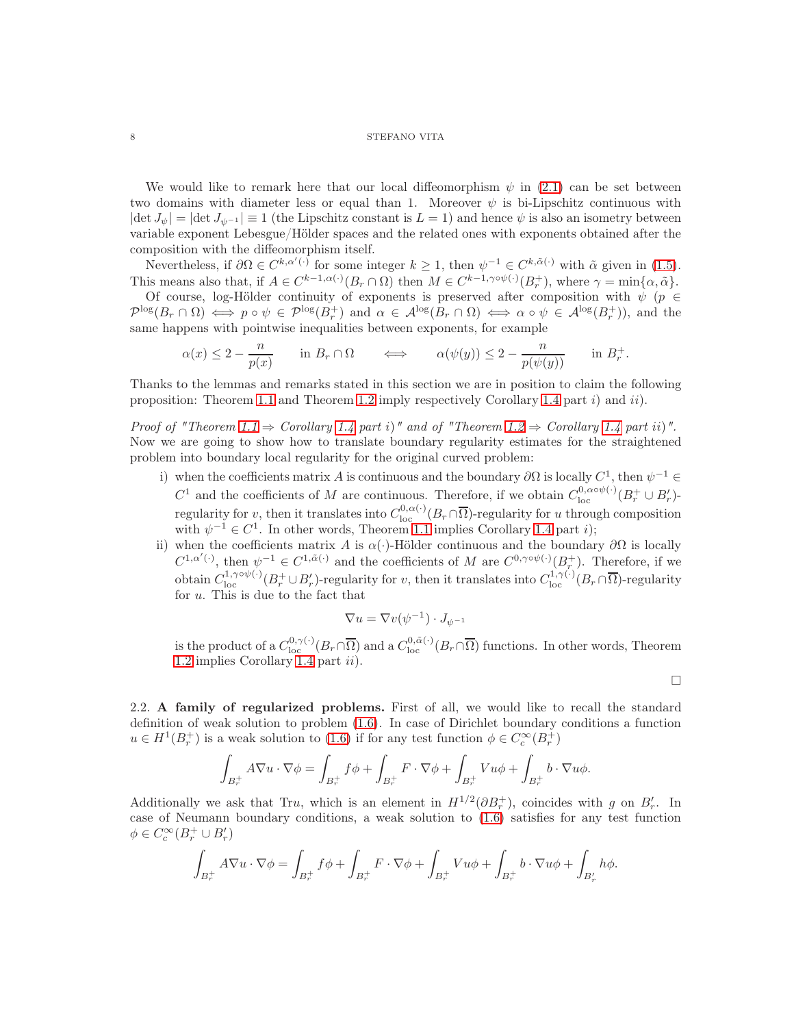We would like to remark here that our local diffeomorphism $\psi$ in (2.1) can be set between two domains with diameter less or equal than 1. Moreover $\psi$ is bi-Lipschitz continuous with $|\det J_\psi| = |\det J_{\psi^{-1}}| \equiv 1$ (the Lipschitz constant is $L = 1$) and hence $\psi$ is also an isometry between variable exponent Lebesgue/Hölder spaces and the related ones with exponents obtained after the composition with the diffeomorphism itself.

Nevertheless, if $\partial\Omega \in C^{k,\alpha'(\cdot)}$ for some integer $k \geq 1$, then $\psi^{-1} \in C^{k,\tilde\alpha(\cdot)}$ with $\tilde\alpha$ given in (1.5). This means also that, if $A \in C^{k-1,\alpha(\cdot)}(B_r \cap \Omega)$ then $M \in C^{k-1,\gamma\circ\psi(\cdot)}(B_r^+)$, where $\gamma = \min\{\alpha, \tilde\alpha\}$.

Of course, log-Hölder continuity of exponents is preserved after composition with $\psi$ ($p \in \mathcal{P}^{\log}(B_r \cap \Omega) \iff p \circ \psi \in \mathcal{P}^{\log}(B_r^+)$ and $\alpha \in \mathcal{A}^{\log}(B_r \cap \Omega) \iff \alpha \circ \psi \in \mathcal{A}^{\log}(B_r^+)$), and the same happens with pointwise inequalities between exponents, for example

$$\alpha(x) \leq 2 - \frac{n}{p(x)} \qquad \text{in } B_r \cap \Omega \qquad \iff \qquad \alpha(\psi(y)) \leq 2 - \frac{n}{p(\psi(y))} \qquad \text{in } B_r^+.$$

Thanks to the lemmas and remarks stated in this section we are in position to claim the following proposition: Theorem 1.1 and Theorem 1.2 imply respectively Corollary 1.4 part $i)$ and $ii)$.

*Proof of "Theorem 1.1 $\Rightarrow$ Corollary 1.4 part i)" and of "Theorem 1.2 $\Rightarrow$ Corollary 1.4 part ii)".* Now we are going to show how to translate boundary regularity estimates for the straightened problem into boundary local regularity for the original curved problem:

i) when the coefficients matrix $A$ is continuous and the boundary $\partial\Omega$ is locally $C^1$, then $\psi^{-1} \in C^1$ and the coefficients of $M$ are continuous. Therefore, if we obtain $C^{0,\alpha\circ\psi(\cdot)}_{\rm loc}(B_r^+ \cup B_r')$-regularity for $v$, then it translates into $C^{0,\alpha(\cdot)}_{\rm loc}(B_r \cap \overline{\Omega})$-regularity for $u$ through composition with $\psi^{-1} \in C^1$. In other words, Theorem 1.1 implies Corollary 1.4 part $i)$;

ii) when the coefficients matrix $A$ is $\alpha(\cdot)$-Hölder continuous and the boundary $\partial\Omega$ is locally $C^{1,\alpha'(\cdot)}$, then $\psi^{-1} \in C^{1,\tilde\alpha(\cdot)}$ and the coefficients of $M$ are $C^{0,\gamma\circ\psi(\cdot)}(B_r^+)$. Therefore, if we obtain $C^{1,\gamma\circ\psi(\cdot)}_{\rm loc}(B_r^+ \cup B_r')$-regularity for $v$, then it translates into $C^{1,\gamma(\cdot)}_{\rm loc}(B_r \cap \overline{\Omega})$-regularity for $u$. This is due to the fact that

$$\nabla u = \nabla v(\psi^{-1}) \cdot J_{\psi^{-1}}$$

is the product of a $C^{0,\gamma(\cdot)}_{\rm loc}(B_r \cap \overline{\Omega})$ and a $C^{0,\tilde\alpha(\cdot)}_{\rm loc}(B_r \cap \overline{\Omega})$ functions. In other words, Theorem 1.2 implies Corollary 1.4 part $ii)$.

$\square$

2.2. **A family of regularized problems.** First of all, we would like to recall the standard definition of weak solution to problem (1.6). In case of Dirichlet boundary conditions a function $u \in H^1(B_r^+)$ is a weak solution to (1.6) if for any test function $\phi \in C_c^\infty(B_r^+)$

$$\int_{B_r^+} A\nabla u \cdot \nabla\phi = \int_{B_r^+} f\phi + \int_{B_r^+} F \cdot \nabla\phi + \int_{B_r^+} Vu\phi + \int_{B_r^+} b \cdot \nabla u\phi.$$

Additionally we ask that $\mathrm{Tr}u$, which is an element in $H^{1/2}(\partial B_r^+)$, coincides with $g$ on $B_r'$. In case of Neumann boundary conditions, a weak solution to (1.6) satisfies for any test function $\phi \in C_c^\infty(B_r^+ \cup B_r')$

$$\int_{B_r^+} A\nabla u \cdot \nabla\phi = \int_{B_r^+} f\phi + \int_{B_r^+} F \cdot \nabla\phi + \int_{B_r^+} Vu\phi + \int_{B_r^+} b \cdot \nabla u\phi + \int_{B_r'} h\phi.$$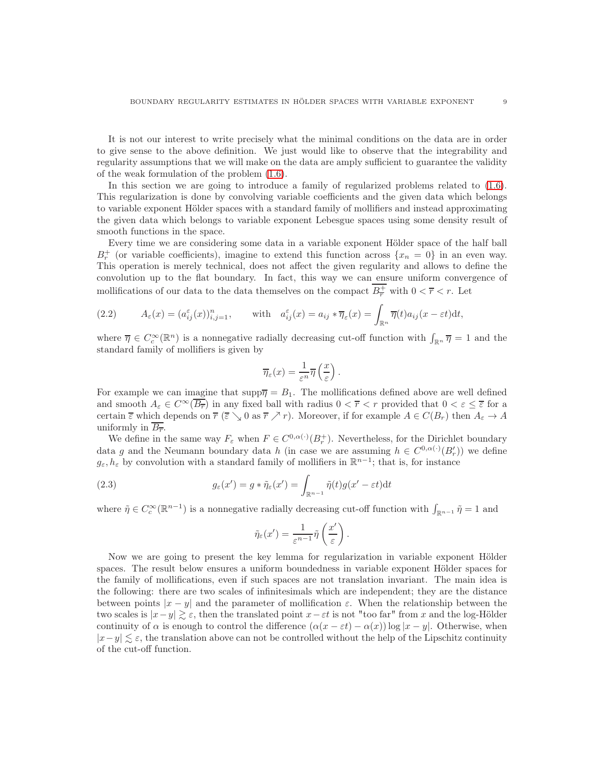It is not our interest to write precisely what the minimal conditions on the data are in order to give sense to the above definition. We just would like to observe that the integrability and regularity assumptions that we will make on the data are amply sufficient to guarantee the validity of the weak formulation of the problem (1.6).

In this section we are going to introduce a family of regularized problems related to (1.6). This regularization is done by convolving variable coefficients and the given data which belongs to variable exponent Hölder spaces with a standard family of mollifiers and instead approximating the given data which belongs to variable exponent Lebesgue spaces using some density result of smooth functions in the space.

Every time we are considering some data in a variable exponent Hölder space of the half ball $B_r^+$ (or variable coefficients), imagine to extend this function across $\{x_n = 0\}$ in an even way. This operation is merely technical, does not affect the given regularity and allows to define the convolution up to the flat boundary. In fact, this way we can ensure uniform convergence of mollifications of our data to the data themselves on the compact $\overline{B_{\overline{r}}^+}$ with $0 < \overline{r} < r$. Let

$$A_\varepsilon(x) = (a_{ij}^\varepsilon(x))_{i,j=1}^n, \qquad \text{with} \quad a_{ij}^\varepsilon(x) = a_{ij} * \overline{\eta}_\varepsilon(x) = \int_{\mathbb{R}^n} \overline{\eta}(t) a_{ij}(x - \varepsilon t)\mathrm{d}t, \tag{2.2}$$

where $\overline{\eta} \in C_c^\infty(\mathbb{R}^n)$ is a nonnegative radially decreasing cut-off function with $\int_{\mathbb{R}^n} \overline{\eta} = 1$ and the standard family of mollifiers is given by

$$\overline{\eta}_\varepsilon(x) = \frac{1}{\varepsilon^n} \overline{\eta}\left(\frac{x}{\varepsilon}\right).$$

For example we can imagine that $\mathrm{supp}\overline{\eta} = B_1$. The mollifications defined above are well defined and smooth $A_\varepsilon \in C^\infty(\overline{B_{\overline{r}}})$ in any fixed ball with radius $0 < \overline{r} < r$ provided that $0 < \varepsilon \leq \overline{\varepsilon}$ for a certain $\overline{\varepsilon}$ which depends on $\overline{r}$ ($\overline{\varepsilon} \searrow 0$ as $\overline{r} \nearrow r$). Moreover, if for example $A \in C(B_r)$ then $A_\varepsilon \to A$ uniformly in $\overline{B_{\overline{r}}}$.

We define in the same way $F_\varepsilon$ when $F \in C^{0,\alpha(\cdot)}(B_r^+)$. Nevertheless, for the Dirichlet boundary data $g$ and the Neumann boundary data $h$ (in case we are assuming $h \in C^{0,\alpha(\cdot)}(B_r'))$ we define $g_\varepsilon, h_\varepsilon$ by convolution with a standard family of mollifiers in $\mathbb{R}^{n-1}$; that is, for instance

$$g_\varepsilon(x') = g * \tilde{\eta}_\varepsilon(x') = \int_{\mathbb{R}^{n-1}} \tilde{\eta}(t) g(x' - \varepsilon t)\mathrm{d}t \tag{2.3}$$

where $\tilde{\eta} \in C_c^\infty(\mathbb{R}^{n-1})$ is a nonnegative radially decreasing cut-off function with $\int_{\mathbb{R}^{n-1}} \tilde{\eta} = 1$ and

$$\tilde{\eta}_\varepsilon(x') = \frac{1}{\varepsilon^{n-1}} \tilde{\eta}\left(\frac{x'}{\varepsilon}\right).$$

Now we are going to present the key lemma for regularization in variable exponent Hölder spaces. The result below ensures a uniform boundedness in variable exponent Hölder spaces for the family of mollifications, even if such spaces are not translation invariant. The main idea is the following: there are two scales of infinitesimals which are independent; they are the distance between points $|x - y|$ and the parameter of mollification $\varepsilon$. When the relationship between the two scales is $|x - y| \gtrsim \varepsilon$, then the translated point $x - \varepsilon t$ is not "too far" from $x$ and the log-Hölder continuity of $\alpha$ is enough to control the difference $(\alpha(x - \varepsilon t) - \alpha(x)) \log |x - y|$. Otherwise, when $|x - y| \lesssim \varepsilon$, the translation above can not be controlled without the help of the Lipschitz continuity of the cut-off function.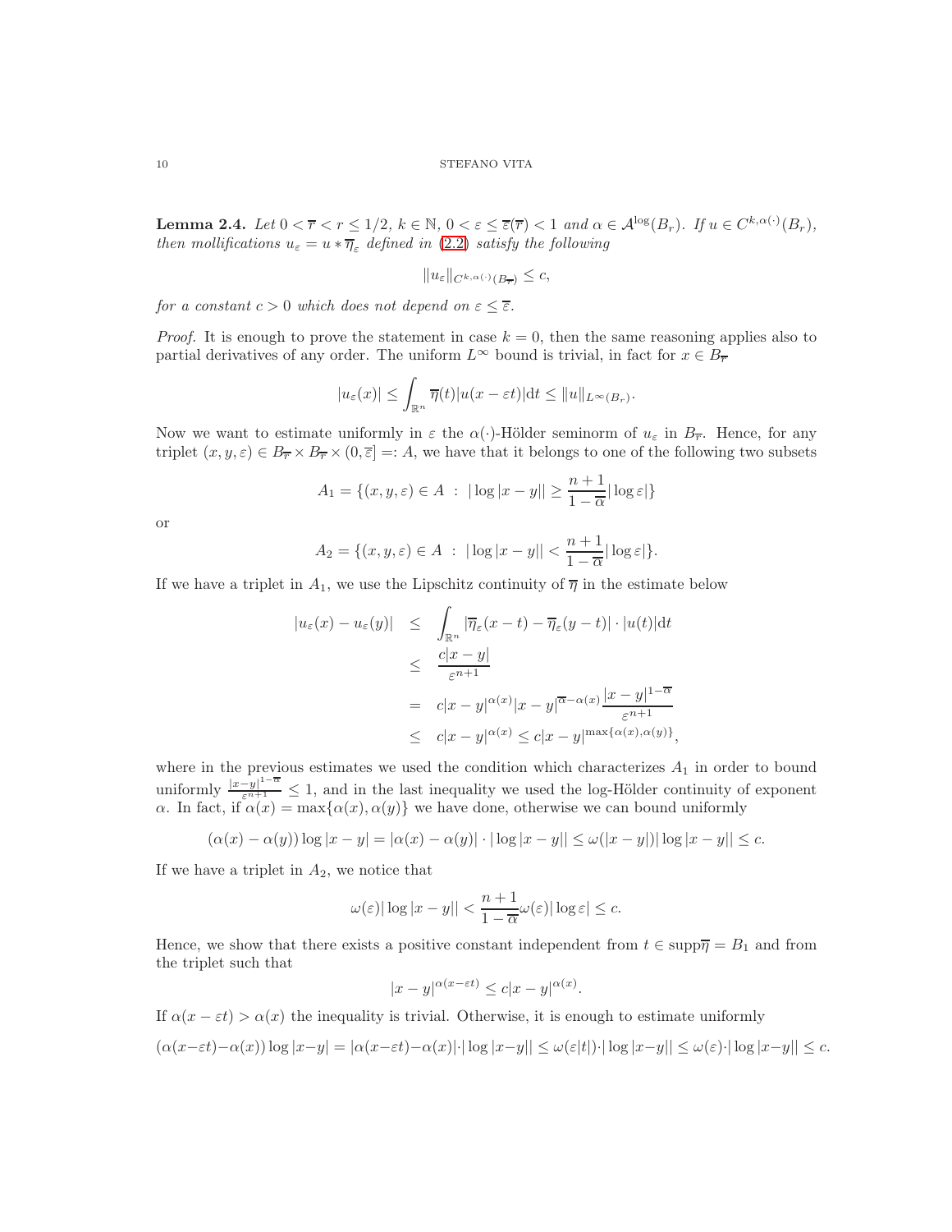**Lemma 2.4.** *Let $0 < \overline{r} < r \le 1/2$, $k \in \mathbb{N}$, $0 < \varepsilon \le \overline{\varepsilon}(\overline{r}) < 1$ and $\alpha \in \mathcal{A}^{\log}(B_r)$. If $u \in C^{k,\alpha(\cdot)}(B_r)$, then mollifications $u_\varepsilon = u * \overline{\eta}_\varepsilon$ defined in (2.2) satisfy the following*

$$\|u_\varepsilon\|_{C^{k,\alpha(\cdot)}(B_{\overline{r}})} \le c,$$

*for a constant $c > 0$ which does not depend on $\varepsilon \le \overline{\varepsilon}$.*

*Proof.* It is enough to prove the statement in case $k = 0$, then the same reasoning applies also to partial derivatives of any order. The uniform $L^\infty$ bound is trivial, in fact for $x \in B_{\overline{r}}$

$$|u_\varepsilon(x)| \le \int_{\mathbb{R}^n} \overline{\eta}(t)|u(x - \varepsilon t)|\mathrm{d}t \le \|u\|_{L^\infty(B_r)}.$$

Now we want to estimate uniformly in $\varepsilon$ the $\alpha(\cdot)$-Hölder seminorm of $u_\varepsilon$ in $B_{\overline{r}}$. Hence, for any triplet $(x, y, \varepsilon) \in B_{\overline{r}} \times B_{\overline{r}} \times (0, \overline{\varepsilon}] =: A$, we have that it belongs to one of the following two subsets

$$A_1 = \{(x, y, \varepsilon) \in A \ : \ |\log |x - y|| \ge \frac{n+1}{1-\overline{\alpha}}|\log \varepsilon|\}$$

or

$$A_2 = \{(x, y, \varepsilon) \in A \ : \ |\log |x - y|| < \frac{n+1}{1-\overline{\alpha}}|\log \varepsilon|\}.$$

If we have a triplet in $A_1$, we use the Lipschitz continuity of $\overline{\eta}$ in the estimate below

$$\begin{aligned}
|u_\varepsilon(x) - u_\varepsilon(y)| &\le \int_{\mathbb{R}^n} |\overline{\eta}_\varepsilon(x - t) - \overline{\eta}_\varepsilon(y - t)| \cdot |u(t)|\mathrm{d}t \\
&\le \frac{c|x - y|}{\varepsilon^{n+1}} \\
&= c|x - y|^{\alpha(x)}|x - y|^{\overline{\alpha} - \alpha(x)}\frac{|x - y|^{1-\overline{\alpha}}}{\varepsilon^{n+1}} \\
&\le c|x - y|^{\alpha(x)} \le c|x - y|^{\max\{\alpha(x),\alpha(y)\}},
\end{aligned}$$

where in the previous estimates we used the condition which characterizes $A_1$ in order to bound uniformly $\frac{|x-y|^{1-\overline{\alpha}}}{\varepsilon^{n+1}} \le 1$, and in the last inequality we used the log-Hölder continuity of exponent $\alpha$. In fact, if $\alpha(x) = \max\{\alpha(x), \alpha(y)\}$ we have done, otherwise we can bound uniformly

$$(\alpha(x) - \alpha(y)) \log |x - y| = |\alpha(x) - \alpha(y)| \cdot |\log |x - y|| \le \omega(|x - y|)|\log |x - y|| \le c.$$

If we have a triplet in $A_2$, we notice that

$$\omega(\varepsilon)|\log |x - y|| < \frac{n+1}{1-\overline{\alpha}}\omega(\varepsilon)|\log \varepsilon| \le c.$$

Hence, we show that there exists a positive constant independent from $t \in \mathrm{supp}\overline{\eta} = B_1$ and from the triplet such that

$$|x - y|^{\alpha(x-\varepsilon t)} \le c|x - y|^{\alpha(x)}.$$

If $\alpha(x - \varepsilon t) > \alpha(x)$ the inequality is trivial. Otherwise, it is enough to estimate uniformly

$$(\alpha(x-\varepsilon t)-\alpha(x))\log |x-y| = |\alpha(x-\varepsilon t)-\alpha(x)|\cdot|\log |x-y|| \le \omega(\varepsilon|t|)\cdot|\log |x-y|| \le \omega(\varepsilon)\cdot|\log |x-y|| \le c.$$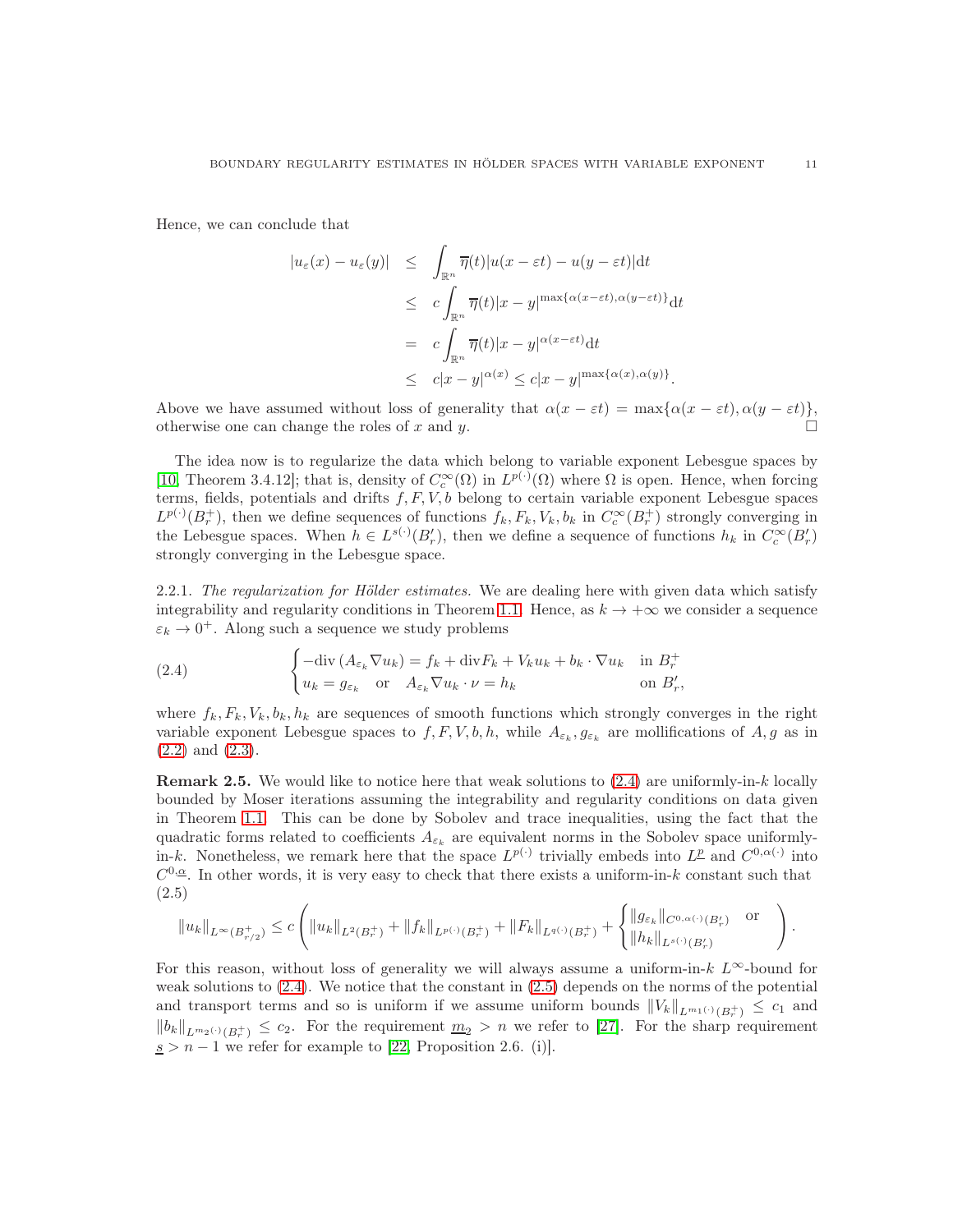Hence, we can conclude that

$$
\begin{aligned}
|u_\varepsilon(x) - u_\varepsilon(y)| &\leq \int_{\mathbb{R}^n} \overline{\eta}(t)|u(x-\varepsilon t) - u(y-\varepsilon t)|\mathrm{d}t \\
&\leq c\int_{\mathbb{R}^n} \overline{\eta}(t)|x-y|^{\max\{\alpha(x-\varepsilon t),\alpha(y-\varepsilon t)\}}\mathrm{d}t \\
&= c\int_{\mathbb{R}^n} \overline{\eta}(t)|x-y|^{\alpha(x-\varepsilon t)}\mathrm{d}t \\
&\leq c|x-y|^{\alpha(x)} \leq c|x-y|^{\max\{\alpha(x),\alpha(y)\}}.
\end{aligned}
$$

Above we have assumed without loss of generality that $\alpha(x-\varepsilon t) = \max\{\alpha(x-\varepsilon t), \alpha(y-\varepsilon t)\}$, otherwise one can change the roles of $x$ and $y$. □

The idea now is to regularize the data which belong to variable exponent Lebesgue spaces by [10, Theorem 3.4.12]; that is, density of $C_c^\infty(\Omega)$ in $L^{p(\cdot)}(\Omega)$ where $\Omega$ is open. Hence, when forcing terms, fields, potentials and drifts $f, F, V, b$ belong to certain variable exponent Lebesgue spaces $L^{p(\cdot)}(B_r^+)$, then we define sequences of functions $f_k, F_k, V_k, b_k$ in $C_c^\infty(B_r^+)$ strongly converging in the Lebesgue spaces. When $h \in L^{s(\cdot)}(B_r')$, then we define a sequence of functions $h_k$ in $C_c^\infty(B_r')$ strongly converging in the Lebesgue space.

2.2.1. *The regularization for Hölder estimates.* We are dealing here with given data which satisfy integrability and regularity conditions in Theorem 1.1. Hence, as $k \to +\infty$ we consider a sequence $\varepsilon_k \to 0^+$. Along such a sequence we study problems

$$
\begin{cases}
-\mathrm{div}\,(A_{\varepsilon_k}\nabla u_k) = f_k + \mathrm{div}F_k + V_k u_k + b_k\cdot\nabla u_k & \text{in } B_r^+ \\
u_k = g_{\varepsilon_k} \quad \text{or} \quad A_{\varepsilon_k}\nabla u_k\cdot\nu = h_k & \text{on } B_r',
\end{cases}
\tag{2.4}
$$

where $f_k, F_k, V_k, b_k, h_k$ are sequences of smooth functions which strongly converges in the right variable exponent Lebesgue spaces to $f, F, V, b, h$, while $A_{\varepsilon_k}, g_{\varepsilon_k}$ are mollifications of $A, g$ as in (2.2) and (2.3).

**Remark 2.5.** We would like to notice here that weak solutions to (2.4) are uniformly-in-$k$ locally bounded by Moser iterations assuming the integrability and regularity conditions on data given in Theorem 1.1. This can be done by Sobolev and trace inequalities, using the fact that the quadratic forms related to coefficients $A_{\varepsilon_k}$ are equivalent norms in the Sobolev space uniformly-in-$k$. Nonetheless, we remark here that the space $L^{p(\cdot)}$ trivially embeds into $L^{\underline{p}}$ and $C^{0,\alpha(\cdot)}$ into $C^{0,\underline{\alpha}}$. In other words, it is very easy to check that there exists a uniform-in-$k$ constant such that
(2.5)

$$
\|u_k\|_{L^\infty(B_{r/2}^+)} \leq c\left(\|u_k\|_{L^2(B_r^+)} + \|f_k\|_{L^{p(\cdot)}(B_r^+)} + \|F_k\|_{L^{q(\cdot)}(B_r^+)} + \begin{cases}\|g_{\varepsilon_k}\|_{C^{0,\alpha(\cdot)}(B_r')} & \text{or} \\ \|h_k\|_{L^{s(\cdot)}(B_r')}\end{cases}\right).
$$

For this reason, without loss of generality we will always assume a uniform-in-$k$ $L^\infty$-bound for weak solutions to (2.4). We notice that the constant in (2.5) depends on the norms of the potential and transport terms and so is uniform if we assume uniform bounds $\|V_k\|_{L^{m_1(\cdot)}(B_r^+)} \leq c_1$ and $\|b_k\|_{L^{m_2(\cdot)}(B_r^+)} \leq c_2$. For the requirement $\underline{m_2} > n$ we refer to [27]. For the sharp requirement $\underline{s} > n-1$ we refer for example to [22, Proposition 2.6. (i)].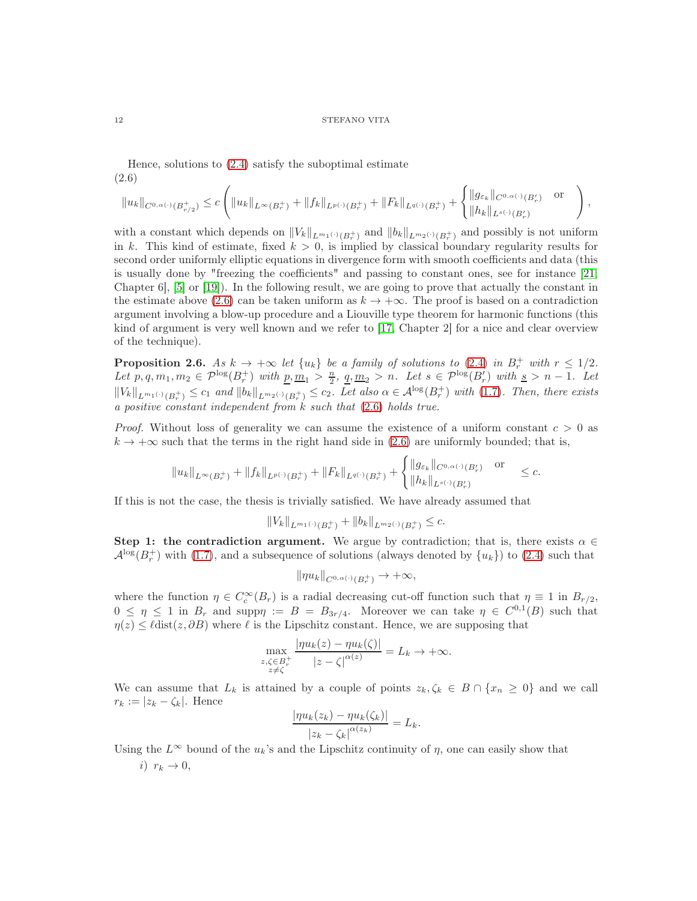Hence, solutions to (2.4) satisfy the suboptimal estimate

(2.6)

$$\|u_k\|_{C^{0,\alpha(\cdot)}(B^+_{r/2})} \leq c\left(\|u_k\|_{L^\infty(B^+_r)} + \|f_k\|_{L^{p(\cdot)}(B^+_r)} + \|F_k\|_{L^{q(\cdot)}(B^+_r)} + \begin{cases} \|g_{\varepsilon_k}\|_{C^{0,\alpha(\cdot)}(B'_r)} & \text{or} \\ \|h_k\|_{L^{s(\cdot)}(B'_r)} \end{cases}\right),$$

with a constant which depends on $\|V_k\|_{L^{m_1(\cdot)}(B^+_r)}$ and $\|b_k\|_{L^{m_2(\cdot)}(B^+_r)}$ and possibly is not uniform in $k$. This kind of estimate, fixed $k > 0$, is implied by classical boundary regularity results for second order uniformly elliptic equations in divergence form with smooth coefficients and data (this is usually done by "freezing the coefficients" and passing to constant ones, see for instance [21, Chapter 6], [5] or [19]). In the following result, we are going to prove that actually the constant in the estimate above (2.6) can be taken uniform as $k \to +\infty$. The proof is based on a contradiction argument involving a blow-up procedure and a Liouville type theorem for harmonic functions (this kind of argument is very well known and we refer to [17, Chapter 2] for a nice and clear overview of the technique).

**Proposition 2.6.** *As $k \to +\infty$ let $\{u_k\}$ be a family of solutions to (2.4) in $B^+_r$ with $r \leq 1/2$. Let $p, q, m_1, m_2 \in \mathcal{P}^{\log}(B^+_r)$ with $\underline{p}, \underline{m}_1 > \frac{n}{2}$, $\underline{q}, \underline{m}_2 > n$. Let $s \in \mathcal{P}^{\log}(B'_r)$ with $\underline{s} > n-1$. Let $\|V_k\|_{L^{m_1(\cdot)}(B^+_r)} \leq c_1$ and $\|b_k\|_{L^{m_2(\cdot)}(B^+_r)} \leq c_2$. Let also $\alpha \in \mathcal{A}^{\log}(B^+_r)$ with (1.7). Then, there exists a positive constant independent from $k$ such that (2.6) holds true.*

*Proof.* Without loss of generality we can assume the existence of a uniform constant $c > 0$ as $k \to +\infty$ such that the terms in the right hand side in (2.6) are uniformly bounded; that is,

$$\|u_k\|_{L^\infty(B^+_r)} + \|f_k\|_{L^{p(\cdot)}(B^+_r)} + \|F_k\|_{L^{q(\cdot)}(B^+_r)} + \begin{cases} \|g_{\varepsilon_k}\|_{C^{0,\alpha(\cdot)}(B'_r)} & \text{or} \\ \|h_k\|_{L^{s(\cdot)}(B'_r)} \end{cases} \leq c.$$

If this is not the case, the thesis is trivially satisfied. We have already assumed that

$$\|V_k\|_{L^{m_1(\cdot)}(B^+_r)} + \|b_k\|_{L^{m_2(\cdot)}(B^+_r)} \leq c.$$

**Step 1: the contradiction argument.** We argue by contradiction; that is, there exists $\alpha \in \mathcal{A}^{\log}(B^+_r)$ with (1.7), and a subsequence of solutions (always denoted by $\{u_k\}$) to (2.4) such that

$$\|\eta u_k\|_{C^{0,\alpha(\cdot)}(B^+_r)} \to +\infty,$$

where the function $\eta \in C^\infty_c(B_r)$ is a radial decreasing cut-off function such that $\eta \equiv 1$ in $B_{r/2}$, $0 \leq \eta \leq 1$ in $B_r$ and $\mathrm{supp}\eta := B = B_{3r/4}$. Moreover we can take $\eta \in C^{0,1}(B)$ such that $\eta(z) \leq \ell \mathrm{dist}(z, \partial B)$ where $\ell$ is the Lipschitz constant. Hence, we are supposing that

$$\max_{\substack{z,\zeta \in B^+_r \\ z \neq \zeta}} \frac{|\eta u_k(z) - \eta u_k(\zeta)|}{|z-\zeta|^{\alpha(z)}} = L_k \to +\infty.$$

We can assume that $L_k$ is attained by a couple of points $z_k, \zeta_k \in B \cap \{x_n \geq 0\}$ and we call $r_k := |z_k - \zeta_k|$. Hence

$$\frac{|\eta u_k(z_k) - \eta u_k(\zeta_k)|}{|z_k - \zeta_k|^{\alpha(z_k)}} = L_k.$$

Using the $L^\infty$ bound of the $u_k$'s and the Lipschitz continuity of $\eta$, one can easily show that

*i)* $r_k \to 0$,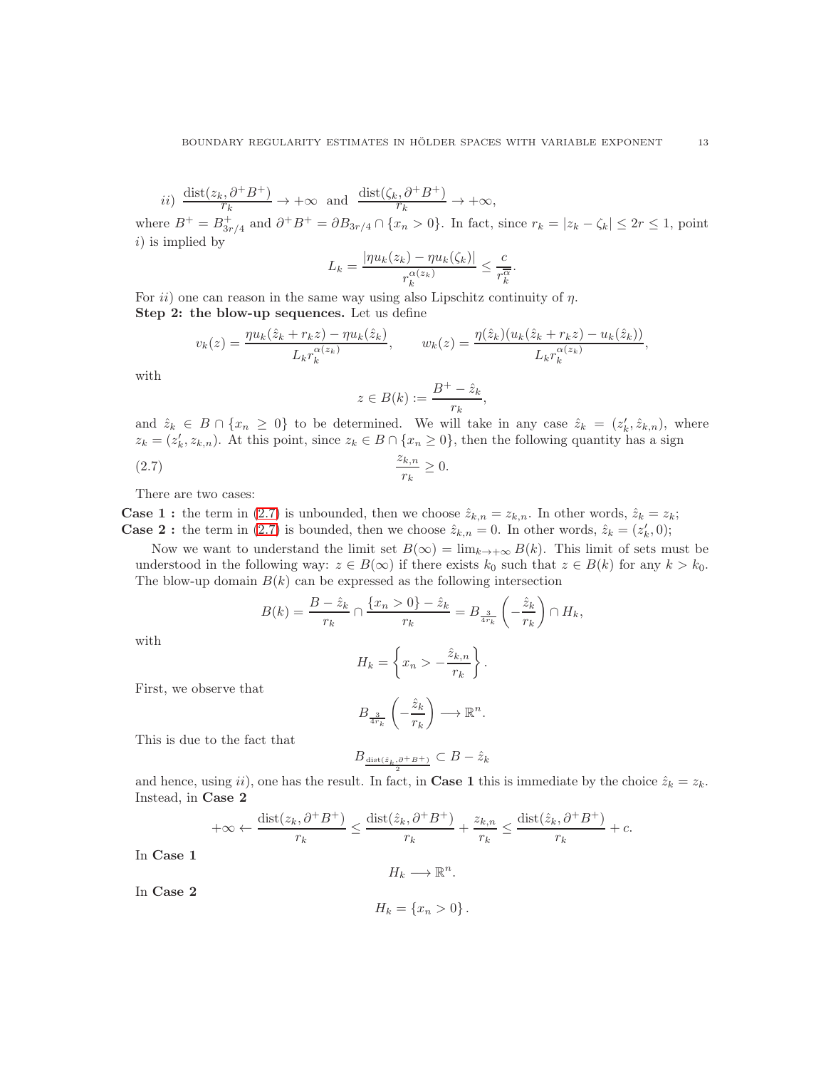$ii)$ $\dfrac{\mathrm{dist}(z_k, \partial^+ B^+)}{r_k} \to +\infty$ and $\dfrac{\mathrm{dist}(\zeta_k, \partial^+ B^+)}{r_k} \to +\infty$,

where $B^+ = B^+_{3r/4}$ and $\partial^+ B^+ = \partial B_{3r/4} \cap \{x_n > 0\}$. In fact, since $r_k = |z_k - \zeta_k| \le 2r \le 1$, point $i)$ is implied by

$$L_k = \frac{|\eta u_k(z_k) - \eta u_k(\zeta_k)|}{r_k^{\alpha(z_k)}} \le \frac{c}{r_k^{\overline{\alpha}}}.$$

For $ii)$ one can reason in the same way using also Lipschitz continuity of $\eta$.

**Step 2: the blow-up sequences.** Let us define

$$v_k(z) = \frac{\eta u_k(\hat{z}_k + r_k z) - \eta u_k(\hat{z}_k)}{L_k r_k^{\alpha(z_k)}}, \qquad w_k(z) = \frac{\eta(\hat{z}_k)(u_k(\hat{z}_k + r_k z) - u_k(\hat{z}_k))}{L_k r_k^{\alpha(z_k)}},$$

with

$$z \in B(k) := \frac{B^+ - \hat{z}_k}{r_k},$$

and $\hat{z}_k \in B \cap \{x_n \ge 0\}$ to be determined. We will take in any case $\hat{z}_k = (z'_k, \hat{z}_{k,n})$, where $z_k = (z'_k, z_{k,n})$. At this point, since $z_k \in B \cap \{x_n \ge 0\}$, then the following quantity has a sign

$$\frac{z_{k,n}}{r_k} \ge 0. \tag{2.7}$$

There are two cases:

**Case 1 :** the term in (2.7) is unbounded, then we choose $\hat{z}_{k,n} = z_{k,n}$. In other words, $\hat{z}_k = z_k$;

**Case 2 :** the term in (2.7) is bounded, then we choose $\hat{z}_{k,n} = 0$. In other words, $\hat{z}_k = (z'_k, 0)$;

Now we want to understand the limit set $B(\infty) = \lim_{k\to+\infty} B(k)$. This limit of sets must be understood in the following way: $z \in B(\infty)$ if there exists $k_0$ such that $z \in B(k)$ for any $k > k_0$. The blow-up domain $B(k)$ can be expressed as the following intersection

$$B(k) = \frac{B - \hat{z}_k}{r_k} \cap \frac{\{x_n > 0\} - \hat{z}_k}{r_k} = B_{\frac{3}{4r_k}}\left(-\frac{\hat{z}_k}{r_k}\right) \cap H_k,$$

with

$$H_k = \left\{x_n > -\frac{\hat{z}_{k,n}}{r_k}\right\}.$$

First, we observe that

$$B_{\frac{3}{4r_k}}\left(-\frac{\hat{z}_k}{r_k}\right) \longrightarrow \mathbb{R}^n.$$

This is due to the fact that

$$B_{\frac{\mathrm{dist}(\hat{z}_k, \partial^+ B^+)}{2}} \subset B - \hat{z}_k$$

and hence, using $ii)$, one has the result. In fact, in **Case 1** this is immediate by the choice $\hat{z}_k = z_k$. Instead, in **Case 2**

$$+\infty \leftarrow \frac{\mathrm{dist}(z_k, \partial^+ B^+)}{r_k} \le \frac{\mathrm{dist}(\hat{z}_k, \partial^+ B^+)}{r_k} + \frac{z_{k,n}}{r_k} \le \frac{\mathrm{dist}(\hat{z}_k, \partial^+ B^+)}{r_k} + c.$$

In **Case 1**

$$H_k \longrightarrow \mathbb{R}^n.$$

In **Case 2**

$$H_k = \{x_n > 0\}.$$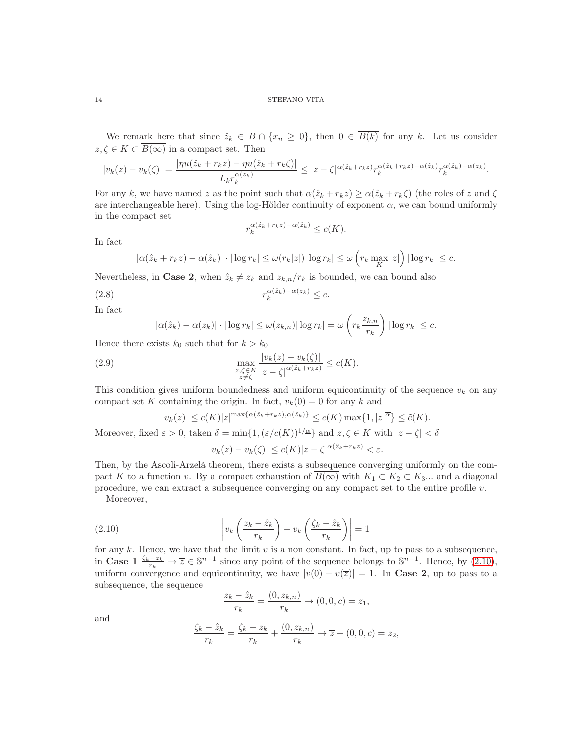We remark here that since $\hat{z}_k \in B \cap \{x_n \geq 0\}$, then $0 \in \overline{B(k)}$ for any $k$. Let us consider $z, \zeta \in K \subset \overline{B(\infty)}$ in a compact set. Then

$$|v_k(z) - v_k(\zeta)| = \frac{|\eta u(\hat{z}_k + r_k z) - \eta u(\hat{z}_k + r_k \zeta)|}{L_k r_k^{\alpha(z_k)}} \leq |z-\zeta|^{\alpha(\hat{z}_k + r_k z)} r_k^{\alpha(\hat{z}_k + r_k z) - \alpha(\hat{z}_k)} r_k^{\alpha(\hat{z}_k) - \alpha(z_k)}.$$

For any $k$, we have named $z$ as the point such that $\alpha(\hat{z}_k + r_k z) \geq \alpha(\hat{z}_k + r_k \zeta)$ (the roles of $z$ and $\zeta$ are interchangeable here). Using the log-Hölder continuity of exponent $\alpha$, we can bound uniformly in the compact set

$$r_k^{\alpha(\hat{z}_k + r_k z) - \alpha(\hat{z}_k)} \leq c(K).$$

In fact

$$|\alpha(\hat{z}_k + r_k z) - \alpha(\hat{z}_k)| \cdot |\log r_k| \leq \omega(r_k |z|) |\log r_k| \leq \omega\left(r_k \max_K |z|\right) |\log r_k| \leq c.$$

Nevertheless, in **Case 2**, when $\hat{z}_k \neq z_k$ and $z_{k,n}/r_k$ is bounded, we can bound also

$$r_k^{\alpha(\hat{z}_k) - \alpha(z_k)} \leq c. \tag{2.8}$$

In fact

$$|\alpha(\hat{z}_k) - \alpha(z_k)| \cdot |\log r_k| \leq \omega(z_{k,n}) |\log r_k| = \omega\left(r_k \frac{z_{k,n}}{r_k}\right) |\log r_k| \leq c.$$

Hence there exists $k_0$ such that for $k > k_0$

$$\max_{\substack{z,\zeta \in K \\ z \neq \zeta}} \frac{|v_k(z) - v_k(\zeta)|}{|z-\zeta|^{\alpha(\hat{z}_k + r_k z)}} \leq c(K). \tag{2.9}$$

This condition gives uniform boundedness and uniform equicontinuity of the sequence $v_k$ on any compact set $K$ containing the origin. In fact, $v_k(0) = 0$ for any $k$ and

$$|v_k(z)| \leq c(K) |z|^{\max\{\alpha(\hat{z}_k + r_k z), \alpha(\hat{z}_k)\}} \leq c(K) \max\{1, |z|^{\overline{\alpha}}\} \leq \tilde{c}(K).$$

Moreover, fixed $\varepsilon > 0$, taken $\delta = \min\{1, (\varepsilon/c(K))^{1/\underline{\alpha}}\}$ and $z, \zeta \in K$ with $|z - \zeta| < \delta$

$$|v_k(z) - v_k(\zeta)| \leq c(K) |z - \zeta|^{\alpha(\hat{z}_k + r_k z)} < \varepsilon.$$

Then, by the Ascoli-Arzelá theorem, there exists a subsequence converging uniformly on the compact $K$ to a function $v$. By a compact exhaustion of $\overline{B(\infty)}$ with $K_1 \subset K_2 \subset K_3 ...$ and a diagonal procedure, we can extract a subsequence converging on any compact set to the entire profile $v$.

Moreover,

$$\left| v_k\left(\frac{z_k - \hat{z}_k}{r_k}\right) - v_k\left(\frac{\zeta_k - \hat{z}_k}{r_k}\right) \right| = 1 \tag{2.10}$$

for any $k$. Hence, we have that the limit $v$ is a non constant. In fact, up to pass to a subsequence, in **Case 1** $\frac{\zeta_k - z_k}{r_k} \to \overline{z} \in \mathbb{S}^{n-1}$ since any point of the sequence belongs to $\mathbb{S}^{n-1}$. Hence, by (2.10), uniform convergence and equicontinuity, we have $|v(0) - v(\overline{z})| = 1$. In **Case 2**, up to pass to a subsequence, the sequence

$$\frac{z_k - \hat{z}_k}{r_k} = \frac{(0, z_{k,n})}{r_k} \to (0, 0, c) = z_1,$$

and

$$\frac{\zeta_k - \hat{z}_k}{r_k} = \frac{\zeta_k - z_k}{r_k} + \frac{(0, z_{k,n})}{r_k} \to \overline{z} + (0, 0, c) = z_2,$$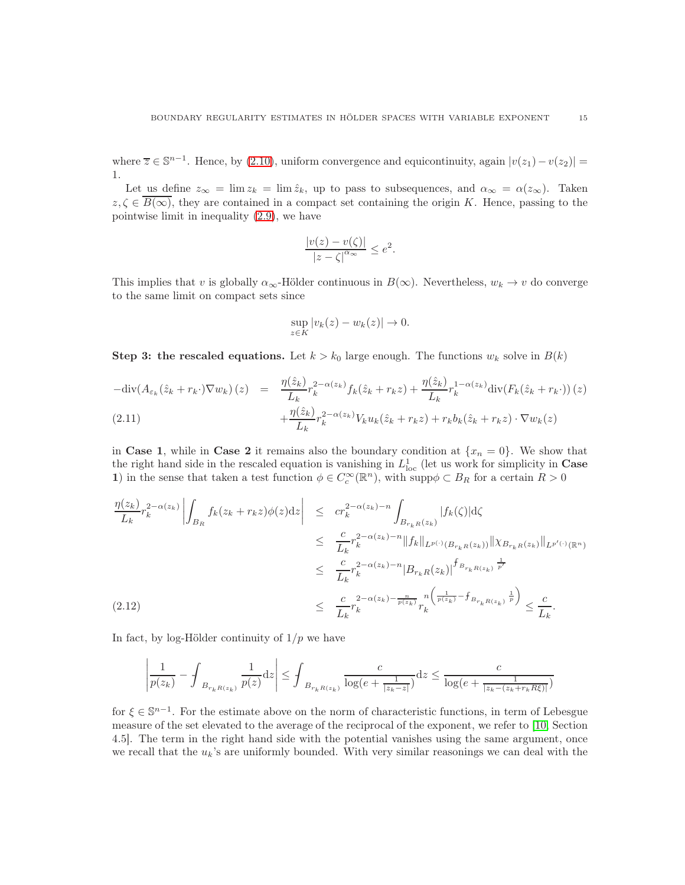where $\overline{z} \in \mathbb{S}^{n-1}$. Hence, by (2.10), uniform convergence and equicontinuity, again $|v(z_1) - v(z_2)| = 1$.

Let us define $z_\infty = \lim z_k = \lim \hat{z}_k$, up to pass to subsequences, and $\alpha_\infty = \alpha(z_\infty)$. Taken $z, \zeta \in \overline{B(\infty)}$, they are contained in a compact set containing the origin $K$. Hence, passing to the pointwise limit in inequality (2.9), we have

$$\frac{|v(z) - v(\zeta)|}{|z - \zeta|^{\alpha_\infty}} \leq e^2.$$

This implies that $v$ is globally $\alpha_\infty$-Hölder continuous in $B(\infty)$. Nevertheless, $w_k \to v$ do converge to the same limit on compact sets since

$$\sup_{z \in K} |v_k(z) - w_k(z)| \to 0.$$

**Step 3: the rescaled equations.** Let $k > k_0$ large enough. The functions $w_k$ solve in $B(k)$

$$\begin{aligned}
-\mathrm{div}(A_{\varepsilon_k}(\hat{z}_k + r_k \cdot)\nabla w_k)(z) \quad &= \quad \frac{\eta(\hat{z}_k)}{L_k} r_k^{2-\alpha(z_k)} f_k(\hat{z}_k + r_k z) + \frac{\eta(\hat{z}_k)}{L_k} r_k^{1-\alpha(z_k)} \mathrm{div}(F_k(\hat{z}_k + r_k \cdot))(z) \\
&\quad + \frac{\eta(\hat{z}_k)}{L_k} r_k^{2-\alpha(z_k)} V_k u_k(\hat{z}_k + r_k z) + r_k b_k(\hat{z}_k + r_k z) \cdot \nabla w_k(z)
\end{aligned} \tag{2.11}$$

in **Case 1**, while in **Case 2** it remains also the boundary condition at $\{x_n = 0\}$. We show that the right hand side in the rescaled equation is vanishing in $L^1_{\mathrm{loc}}$ (let us work for simplicity in **Case 1**) in the sense that taken a test function $\phi \in C^\infty_c(\mathbb{R}^n)$, with $\mathrm{supp}\phi \subset B_R$ for a certain $R > 0$

$$\begin{aligned}
\frac{\eta(z_k)}{L_k} r_k^{2-\alpha(z_k)} \left| \int_{B_R} f_k(z_k + r_k z)\phi(z) \mathrm{d}z \right| \quad &\leq \quad c r_k^{2-\alpha(z_k)-n} \int_{B_{r_k R}(z_k)} |f_k(\zeta)| \mathrm{d}\zeta \\
&\leq \quad \frac{c}{L_k} r_k^{2-\alpha(z_k)-n} \|f_k\|_{L^{p(\cdot)}(B_{r_k R}(z_k))} \|\chi_{B_{r_k R}(z_k)}\|_{L^{p'(\cdot)}(\mathbb{R}^n)} \\
&\leq \quad \frac{c}{L_k} r_k^{2-\alpha(z_k)-n} |B_{r_k R}(z_k)|^{\fint_{B_{r_k R}(z_k)} \frac{1}{p'}} \\
&\leq \quad \frac{c}{L_k} r_k^{2-\alpha(z_k) - \frac{n}{p(z_k)}} r_k^{n\left(\frac{1}{p(z_k)} - \fint_{B_{r_k R}(z_k)} \frac{1}{p}\right)} \leq \frac{c}{L_k}.
\end{aligned} \tag{2.12}$$

In fact, by log-Hölder continuity of $1/p$ we have

$$\left| \frac{1}{p(z_k)} - \fint_{B_{r_k R}(z_k)} \frac{1}{p(z)} \mathrm{d}z \right| \leq \fint_{B_{r_k R}(z_k)} \frac{c}{\log(e + \frac{1}{|z_k - z|})} \mathrm{d}z \leq \frac{c}{\log(e + \frac{1}{|z_k - (z_k + r_k R\xi)|})}$$

for $\xi \in \mathbb{S}^{n-1}$. For the estimate above on the norm of characteristic functions, in term of Lebesgue measure of the set elevated to the average of the reciprocal of the exponent, we refer to [10, Section 4.5]. The term in the right hand side with the potential vanishes using the same argument, once we recall that the $u_k$'s are uniformly bounded. With very similar reasonings we can deal with the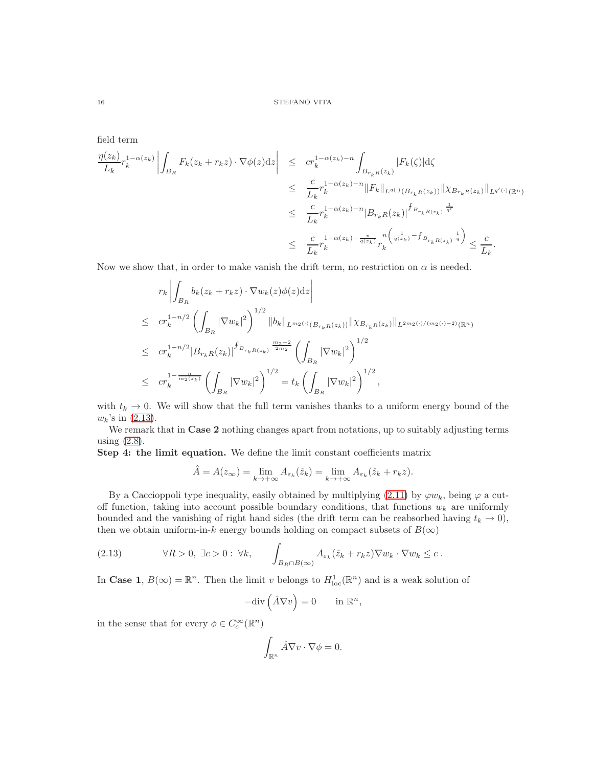field term

$$
\begin{aligned}
\frac{\eta(z_k)}{L_k} r_k^{1-\alpha(z_k)} \left| \int_{B_R} F_k(z_k + r_k z) \cdot \nabla \phi(z) \mathrm{d}z \right| &\leq c r_k^{1-\alpha(z_k)-n} \int_{B_{r_k R}(z_k)} |F_k(\zeta)| \mathrm{d}\zeta \\
&\leq \frac{c}{L_k} r_k^{1-\alpha(z_k)-n} \|F_k\|_{L^{q(\cdot)}(B_{r_k R}(z_k))} \|\chi_{B_{r_k R}(z_k)}\|_{L^{q'(\cdot)}(\mathbb{R}^n)} \\
&\leq \frac{c}{L_k} r_k^{1-\alpha(z_k)-n} |B_{r_k R}(z_k)|^{\fint_{B_{r_k R}(z_k)} \frac{1}{q'}} \\
&\leq \frac{c}{L_k} r_k^{1-\alpha(z_k) - \frac{n}{q(z_k)}} r_k^{n\left(\frac{1}{q(z_k)} - \fint_{B_{r_k R}(z_k)} \frac{1}{q}\right)} \leq \frac{c}{L_k}.
\end{aligned}
$$

Now we show that, in order to make vanish the drift term, no restriction on $\alpha$ is needed.

$$
\begin{aligned}
& r_k \left| \int_{B_R} b_k(z_k + r_k z) \cdot \nabla w_k(z) \phi(z) \mathrm{d}z \right| \\
\leq \; & c r_k^{1-n/2} \left( \int_{B_R} |\nabla w_k|^2 \right)^{1/2} \|b_k\|_{L^{m_2(\cdot)}(B_{r_k R}(z_k))} \|\chi_{B_{r_k R}(z_k)}\|_{L^{2m_2(\cdot)/(m_2(\cdot)-2)}(\mathbb{R}^n)} \\
\leq \; & c r_k^{1-n/2} |B_{r_k R}(z_k)|^{\fint_{B_{r_k R}(z_k)} \frac{m_2 - 2}{2m_2}} \left( \int_{B_R} |\nabla w_k|^2 \right)^{1/2} \\
\leq \; & c r_k^{1 - \frac{n}{m_2(z_k)}} \left( \int_{B_R} |\nabla w_k|^2 \right)^{1/2} = t_k \left( \int_{B_R} |\nabla w_k|^2 \right)^{1/2},
\end{aligned}
$$

with $t_k \to 0$. We will show that the full term vanishes thanks to a uniform energy bound of the $w_k$'s in (2.13).

We remark that in **Case 2** nothing changes apart from notations, up to suitably adjusting terms using (2.8).

**Step 4: the limit equation.** We define the limit constant coefficients matrix

$$
\hat{A} = A(z_\infty) = \lim_{k \to +\infty} A_{\varepsilon_k}(\hat{z}_k) = \lim_{k \to +\infty} A_{\varepsilon_k}(\hat{z}_k + r_k z).
$$

By a Caccioppoli type inequality, easily obtained by multiplying (2.11) by $\varphi w_k$, being $\varphi$ a cut-off function, taking into account possible boundary conditions, that functions $w_k$ are uniformly bounded and the vanishing of right hand sides (the drift term can be reabsorbed having $t_k \to 0$), then we obtain uniform-in-$k$ energy bounds holding on compact subsets of $B(\infty)$

$$
\forall R > 0, \; \exists c > 0 : \; \forall k, \qquad \int_{B_R \cap B(\infty)} A_{\varepsilon_k}(\hat{z}_k + r_k z) \nabla w_k \cdot \nabla w_k \leq c \,. \tag{2.13}
$$

In **Case 1**, $B(\infty) = \mathbb{R}^n$. Then the limit $v$ belongs to $H^1_{\mathrm{loc}}(\mathbb{R}^n)$ and is a weak solution of

$$
-\mathrm{div}\left(\hat{A} \nabla v\right) = 0 \qquad \text{in } \mathbb{R}^n,
$$

in the sense that for every $\phi \in C_c^\infty(\mathbb{R}^n)$

$$
\int_{\mathbb{R}^n} \hat{A} \nabla v \cdot \nabla \phi = 0.
$$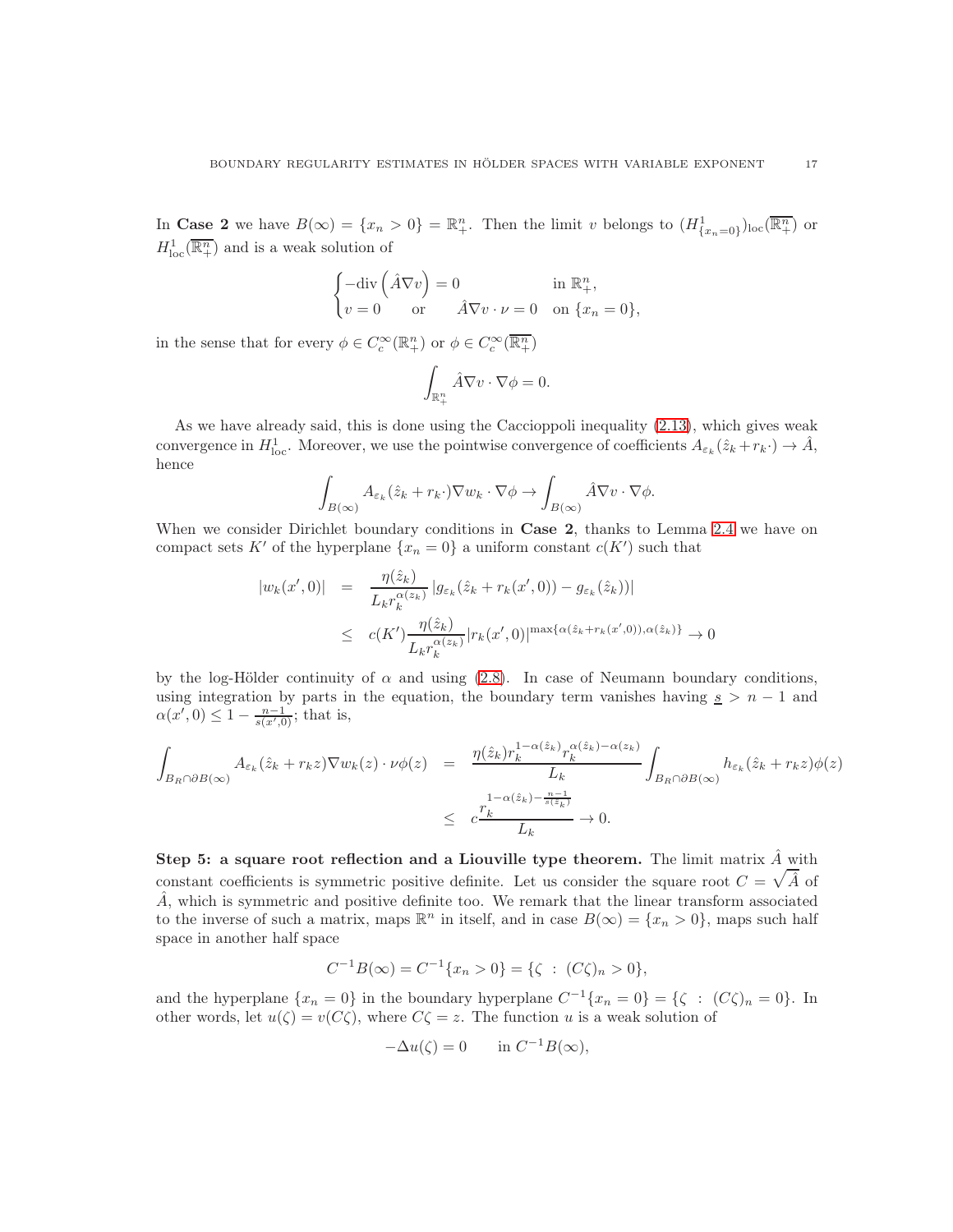In **Case 2** we have $B(\infty) = \{x_n > 0\} = \mathbb{R}^n_+$. Then the limit $v$ belongs to $(H^1_{\{x_n=0\}})_{\rm loc}(\overline{\mathbb{R}^n_+})$ or $H^1_{\rm loc}(\overline{\mathbb{R}^n_+})$ and is a weak solution of

$$\begin{cases} -\mathrm{div}\left(\hat{A}\nabla v\right) = 0 & \text{in } \mathbb{R}^n_+, \\ v = 0 \qquad \text{or} \qquad \hat{A}\nabla v \cdot \nu = 0 & \text{on } \{x_n = 0\}, \end{cases}$$

in the sense that for every $\phi \in C^\infty_c(\mathbb{R}^n_+)$ or $\phi \in C^\infty_c(\overline{\mathbb{R}^n_+})$

$$\int_{\mathbb{R}^n_+} \hat{A}\nabla v \cdot \nabla \phi = 0.$$

As we have already said, this is done using the Caccioppoli inequality (2.13), which gives weak convergence in $H^1_{\rm loc}$. Moreover, we use the pointwise convergence of coefficients $A_{\varepsilon_k}(\hat{z}_k + r_k\cdot) \to \hat{A}$, hence

$$\int_{B(\infty)} A_{\varepsilon_k}(\hat{z}_k + r_k\cdot)\nabla w_k \cdot \nabla\phi \to \int_{B(\infty)} \hat{A}\nabla v \cdot \nabla \phi.$$

When we consider Dirichlet boundary conditions in **Case 2**, thanks to Lemma 2.4 we have on compact sets $K'$ of the hyperplane $\{x_n = 0\}$ a uniform constant $c(K')$ such that

$$\begin{aligned} |w_k(x',0)| &= \frac{\eta(\hat{z}_k)}{L_k r_k^{\alpha(z_k)}} \left| g_{\varepsilon_k}(\hat{z}_k + r_k(x',0)) - g_{\varepsilon_k}(\hat{z}_k)) \right| \\ &\le c(K') \frac{\eta(\hat{z}_k)}{L_k r_k^{\alpha(z_k)}} |r_k(x',0)|^{\max\{\alpha(\hat{z}_k + r_k(x',0)), \alpha(\hat{z}_k)\}} \to 0 \end{aligned}$$

by the log-Hölder continuity of $\alpha$ and using (2.8). In case of Neumann boundary conditions, using integration by parts in the equation, the boundary term vanishes having $\underline{s} > n-1$ and $\alpha(x',0) \le 1 - \frac{n-1}{s(x',0)}$; that is,

$$\begin{aligned} \int_{B_R \cap \partial B(\infty)} A_{\varepsilon_k}(\hat{z}_k + r_k z)\nabla w_k(z) \cdot \nu \phi(z) &= \frac{\eta(\hat{z}_k) r_k^{1-\alpha(\hat{z}_k)} r_k^{\alpha(\hat{z}_k)-\alpha(z_k)}}{L_k} \int_{B_R \cap \partial B(\infty)} h_{\varepsilon_k}(\hat{z}_k + r_k z)\phi(z) \\ &\le c\frac{r_k^{1-\alpha(\hat{z}_k) - \frac{n-1}{s(\hat{z}_k)}}}{L_k} \to 0. \end{aligned}$$

**Step 5: a square root reflection and a Liouville type theorem.** The limit matrix $\hat{A}$ with constant coefficients is symmetric positive definite. Let us consider the square root $C = \sqrt{\hat{A}}$ of $\hat{A}$, which is symmetric and positive definite too. We remark that the linear transform associated to the inverse of such a matrix, maps $\mathbb{R}^n$ in itself, and in case $B(\infty) = \{x_n > 0\}$, maps such half space in another half space

$$C^{-1}B(\infty) = C^{-1}\{x_n > 0\} = \{\zeta \ : \ (C\zeta)_n > 0\},$$

and the hyperplane $\{x_n = 0\}$ in the boundary hyperplane $C^{-1}\{x_n = 0\} = \{\zeta \ : \ (C\zeta)_n = 0\}$. In other words, let $u(\zeta) = v(C\zeta)$, where $C\zeta = z$. The function $u$ is a weak solution of

$$-\Delta u(\zeta) = 0 \qquad \text{in } C^{-1}B(\infty),$$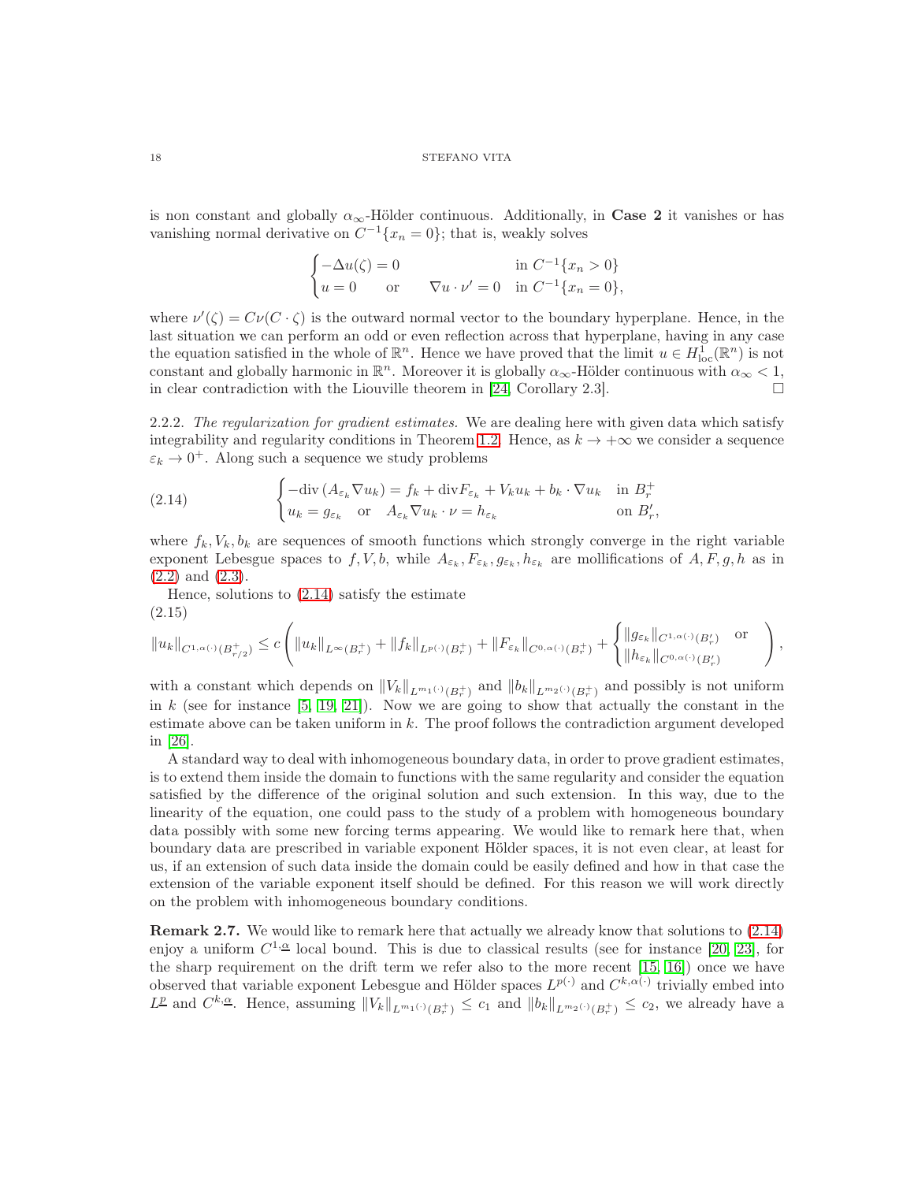is non constant and globally $\alpha_\infty$-Hölder continuous. Additionally, in **Case 2** it vanishes or has vanishing normal derivative on $C^{-1}\{x_n = 0\}$; that is, weakly solves

$$
\begin{cases}
-\Delta u(\zeta) = 0 & \text{in } C^{-1}\{x_n > 0\} \\
u = 0 \quad \text{ or } \quad \nabla u \cdot \nu' = 0 & \text{in } C^{-1}\{x_n = 0\},
\end{cases}
$$

where $\nu'(\zeta) = C\nu(C \cdot \zeta)$ is the outward normal vector to the boundary hyperplane. Hence, in the last situation we can perform an odd or even reflection across that hyperplane, having in any case the equation satisfied in the whole of $\mathbb{R}^n$. Hence we have proved that the limit $u \in H^1_{\mathrm{loc}}(\mathbb{R}^n)$ is not constant and globally harmonic in $\mathbb{R}^n$. Moreover it is globally $\alpha_\infty$-Hölder continuous with $\alpha_\infty < 1$, in clear contradiction with the Liouville theorem in [24, Corollary 2.3]. □

2.2.2. *The regularization for gradient estimates.* We are dealing here with given data which satisfy integrability and regularity conditions in Theorem 1.2. Hence, as $k \to +\infty$ we consider a sequence $\varepsilon_k \to 0^+$. Along such a sequence we study problems

$$
\begin{cases}
-\mathrm{div}\,(A_{\varepsilon_k} \nabla u_k) = f_k + \mathrm{div} F_{\varepsilon_k} + V_k u_k + b_k \cdot \nabla u_k & \text{in } B_r^+ \\
u_k = g_{\varepsilon_k} \quad \text{or} \quad A_{\varepsilon_k} \nabla u_k \cdot \nu = h_{\varepsilon_k} & \text{on } B_r',
\end{cases}
\tag{2.14}
$$

where $f_k, V_k, b_k$ are sequences of smooth functions which strongly converge in the right variable exponent Lebesgue spaces to $f, V, b$, while $A_{\varepsilon_k}, F_{\varepsilon_k}, g_{\varepsilon_k}, h_{\varepsilon_k}$ are mollifications of $A, F, g, h$ as in (2.2) and (2.3).

Hence, solutions to (2.14) satisfy the estimate

$$
\|u_k\|_{C^{1,\alpha(\cdot)}(B^+_{r/2})} \le c \left( \|u_k\|_{L^\infty(B_r^+)} + \|f_k\|_{L^{p(\cdot)}(B_r^+)} + \|F_{\varepsilon_k}\|_{C^{0,\alpha(\cdot)}(B_r^+)} + \begin{cases} \|g_{\varepsilon_k}\|_{C^{1,\alpha(\cdot)}(B_r')} & \text{or} \\ \|h_{\varepsilon_k}\|_{C^{0,\alpha(\cdot)}(B_r')} \end{cases} \right),
\tag{2.15}
$$

with a constant which depends on $\|V_k\|_{L^{m_1(\cdot)}(B_r^+)}$ and $\|b_k\|_{L^{m_2(\cdot)}(B_r^+)}$ and possibly is not uniform in $k$ (see for instance [5, 19, 21]). Now we are going to show that actually the constant in the estimate above can be taken uniform in $k$. The proof follows the contradiction argument developed in [26].

A standard way to deal with inhomogeneous boundary data, in order to prove gradient estimates, is to extend them inside the domain to functions with the same regularity and consider the equation satisfied by the difference of the original solution and such extension. In this way, due to the linearity of the equation, one could pass to the study of a problem with homogeneous boundary data possibly with some new forcing terms appearing. We would like to remark here that, when boundary data are prescribed in variable exponent Hölder spaces, it is not even clear, at least for us, if an extension of such data inside the domain could be easily defined and how in that case the extension of the variable exponent itself should be defined. For this reason we will work directly on the problem with inhomogeneous boundary conditions.

**Remark 2.7.** We would like to remark here that actually we already know that solutions to (2.14) enjoy a uniform $C^{1,\underline{\alpha}}$ local bound. This is due to classical results (see for instance [20, 23], for the sharp requirement on the drift term we refer also to the more recent [15, 16]) once we have observed that variable exponent Lebesgue and Hölder spaces $L^{p(\cdot)}$ and $C^{k,\alpha(\cdot)}$ trivially embed into $L^{\underline{p}}$ and $C^{k,\underline{\alpha}}$. Hence, assuming $\|V_k\|_{L^{m_1(\cdot)}(B_r^+)} \le c_1$ and $\|b_k\|_{L^{m_2(\cdot)}(B_r^+)} \le c_2$, we already have a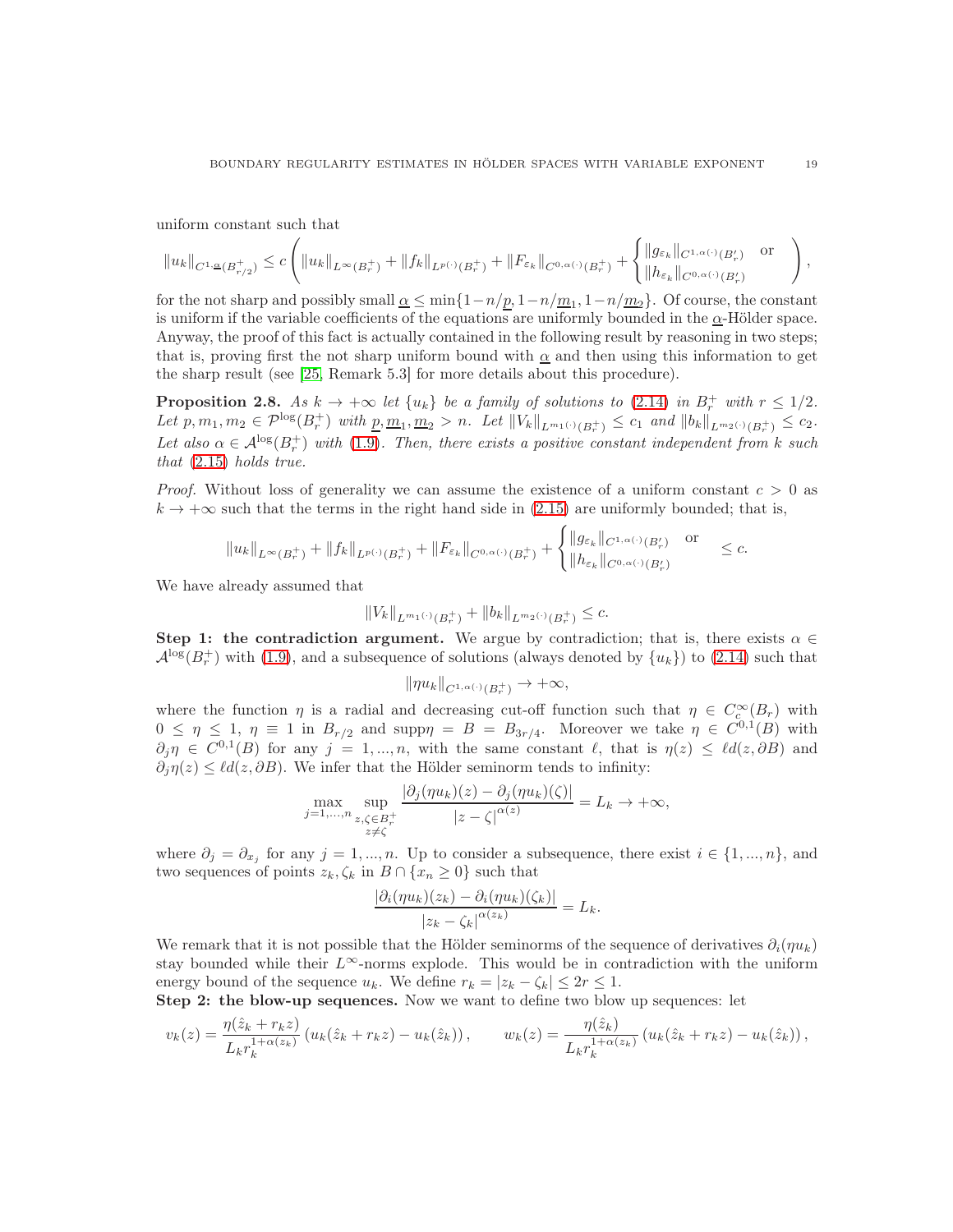uniform constant such that

$$\|u_k\|_{C^{1,\underline{\alpha}}(B^+_{r/2})} \le c\left(\|u_k\|_{L^\infty(B^+_r)} + \|f_k\|_{L^{p(\cdot)}(B^+_r)} + \|F_{\varepsilon_k}\|_{C^{0,\alpha(\cdot)}(B^+_r)} + \begin{cases}\|g_{\varepsilon_k}\|_{C^{1,\alpha(\cdot)}(B'_r)} & \text{or}\\ \|h_{\varepsilon_k}\|_{C^{0,\alpha(\cdot)}(B'_r)}\end{cases}\right),$$

for the not sharp and possibly small $\underline{\alpha} \le \min\{1-n/\underline{p}, 1-n/\underline{m}_1, 1-n/\underline{m}_2\}$. Of course, the constant is uniform if the variable coefficients of the equations are uniformly bounded in the $\underline{\alpha}$-Hölder space. Anyway, the proof of this fact is actually contained in the following result by reasoning in two steps; that is, proving first the not sharp uniform bound with $\underline{\alpha}$ and then using this information to get the sharp result (see [25, Remark 5.3] for more details about this procedure).

**Proposition 2.8.** *As $k \to +\infty$ let $\{u_k\}$ be a family of solutions to (2.14) in $B^+_r$ with $r \le 1/2$. Let $p, m_1, m_2 \in \mathcal{P}^{\log}(B^+_r)$ with $\underline{p}, \underline{m}_1, \underline{m}_2 > n$. Let $\|V_k\|_{L^{m_1(\cdot)}(B^+_r)} \le c_1$ and $\|b_k\|_{L^{m_2(\cdot)}(B^+_r)} \le c_2$. Let also $\alpha \in \mathcal{A}^{\log}(B^+_r)$ with (1.9). Then, there exists a positive constant independent from $k$ such that (2.15) holds true.*

*Proof.* Without loss of generality we can assume the existence of a uniform constant $c > 0$ as $k \to +\infty$ such that the terms in the right hand side in (2.15) are uniformly bounded; that is,

$$\|u_k\|_{L^\infty(B^+_r)} + \|f_k\|_{L^{p(\cdot)}(B^+_r)} + \|F_{\varepsilon_k}\|_{C^{0,\alpha(\cdot)}(B^+_r)} + \begin{cases}\|g_{\varepsilon_k}\|_{C^{1,\alpha(\cdot)}(B'_r)} & \text{or}\\ \|h_{\varepsilon_k}\|_{C^{0,\alpha(\cdot)}(B'_r)}\end{cases} \le c.$$

We have already assumed that

$$\|V_k\|_{L^{m_1(\cdot)}(B^+_r)} + \|b_k\|_{L^{m_2(\cdot)}(B^+_r)} \le c.$$

**Step 1: the contradiction argument.** We argue by contradiction; that is, there exists $\alpha \in \mathcal{A}^{\log}(B^+_r)$ with (1.9), and a subsequence of solutions (always denoted by $\{u_k\}$) to (2.14) such that

$$\|\eta u_k\|_{C^{1,\alpha(\cdot)}(B^+_r)} \to +\infty,$$

where the function $\eta$ is a radial and decreasing cut-off function such that $\eta \in C^\infty_c(B_r)$ with $0 \le \eta \le 1$, $\eta \equiv 1$ in $B_{r/2}$ and $\mathrm{supp}\eta = B = B_{3r/4}$. Moreover we take $\eta \in C^{0,1}(B)$ with $\partial_j \eta \in C^{0,1}(B)$ for any $j = 1, ..., n$, with the same constant $\ell$, that is $\eta(z) \le \ell d(z, \partial B)$ and $\partial_j \eta(z) \le \ell d(z, \partial B)$. We infer that the Hölder seminorm tends to infinity:

$$\max_{j=1,...,n} \sup_{\substack{z,\zeta \in B^+_r\\ z \ne \zeta}} \frac{|\partial_j(\eta u_k)(z) - \partial_j(\eta u_k)(\zeta)|}{|z-\zeta|^{\alpha(z)}} = L_k \to +\infty,$$

where $\partial_j = \partial_{x_j}$ for any $j = 1, ..., n$. Up to consider a subsequence, there exist $i \in \{1, ..., n\}$, and two sequences of points $z_k, \zeta_k$ in $B \cap \{x_n \ge 0\}$ such that

$$\frac{|\partial_i(\eta u_k)(z_k) - \partial_i(\eta u_k)(\zeta_k)|}{|z_k - \zeta_k|^{\alpha(z_k)}} = L_k.$$

We remark that it is not possible that the Hölder seminorms of the sequence of derivatives $\partial_i(\eta u_k)$ stay bounded while their $L^\infty$-norms explode. This would be in contradiction with the uniform energy bound of the sequence $u_k$. We define $r_k = |z_k - \zeta_k| \le 2r \le 1$.

**Step 2: the blow-up sequences.** Now we want to define two blow up sequences: let

$$v_k(z) = \frac{\eta(\hat z_k + r_k z)}{L_k r_k^{1+\alpha(z_k)}}\left(u_k(\hat z_k + r_k z) - u_k(\hat z_k)\right), \qquad w_k(z) = \frac{\eta(\hat z_k)}{L_k r_k^{1+\alpha(z_k)}}\left(u_k(\hat z_k + r_k z) - u_k(\hat z_k)\right),$$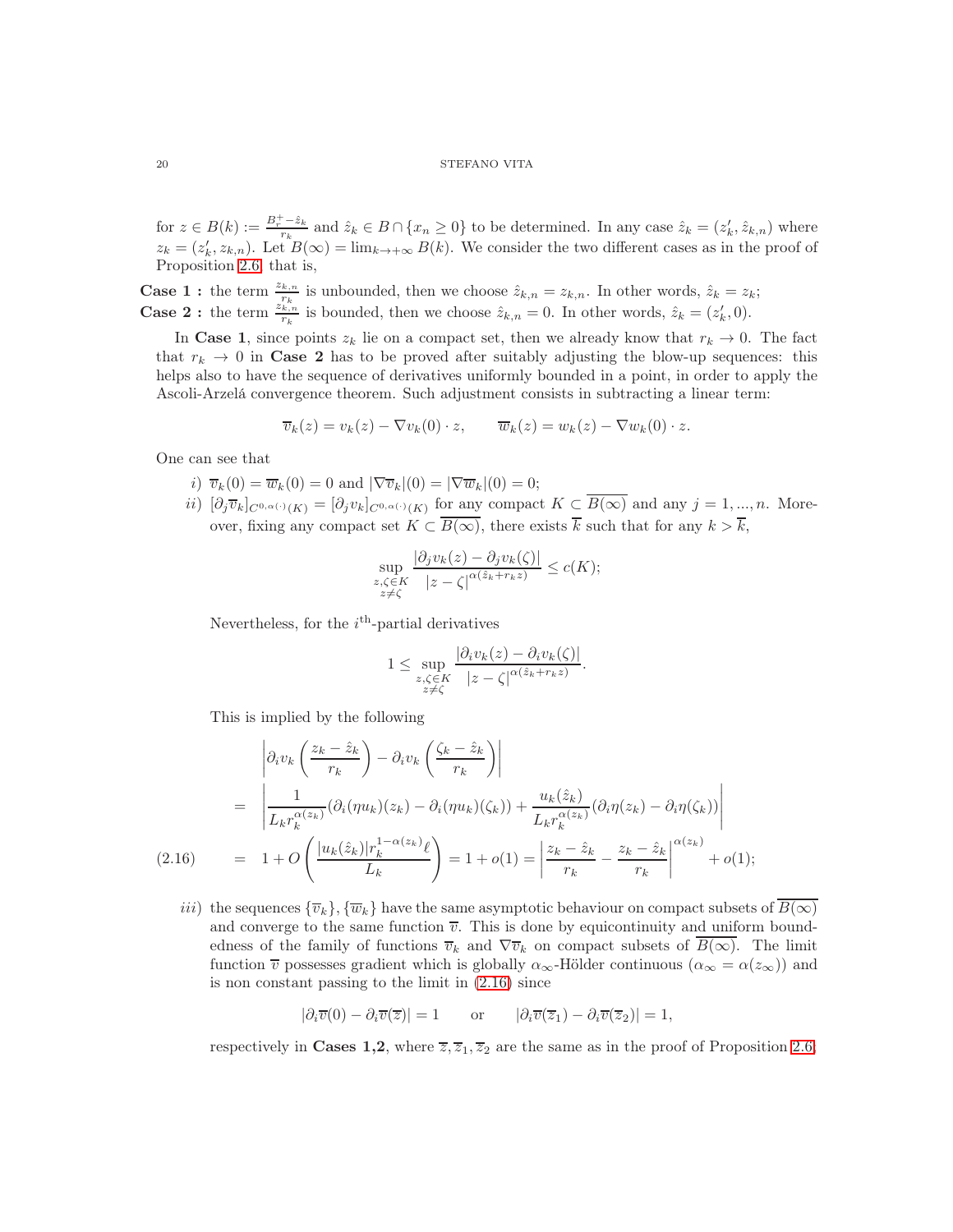for $z \in B(k) := \frac{B_r^+ - \hat{z}_k}{r_k}$ and $\hat{z}_k \in B \cap \{x_n \geq 0\}$ to be determined. In any case $\hat{z}_k = (z_k', \hat{z}_{k,n})$ where $z_k = (z_k', z_{k,n})$. Let $B(\infty) = \lim_{k\to+\infty} B(k)$. We consider the two different cases as in the proof of Proposition 2.6, that is,

**Case 1 :** the term $\frac{z_{k,n}}{r_k}$ is unbounded, then we choose $\hat{z}_{k,n} = z_{k,n}$. In other words, $\hat{z}_k = z_k$;
**Case 2 :** the term $\frac{z_{k,n}}{r_k}$ is bounded, then we choose $\hat{z}_{k,n} = 0$. In other words, $\hat{z}_k = (z_k', 0)$.

In **Case 1**, since points $z_k$ lie on a compact set, then we already know that $r_k \to 0$. The fact that $r_k \to 0$ in **Case 2** has to be proved after suitably adjusting the blow-up sequences: this helps also to have the sequence of derivatives uniformly bounded in a point, in order to apply the Ascoli-Arzelá convergence theorem. Such adjustment consists in subtracting a linear term:

$$\overline{v}_k(z) = v_k(z) - \nabla v_k(0) \cdot z, \qquad \overline{w}_k(z) = w_k(z) - \nabla w_k(0) \cdot z.$$

One can see that

*i)* $\overline{v}_k(0) = \overline{w}_k(0) = 0$ and $|\nabla \overline{v}_k|(0) = |\nabla \overline{w}_k|(0) = 0$;

*ii)* $[\partial_j \overline{v}_k]_{C^{0,\alpha(\cdot)}(K)} = [\partial_j v_k]_{C^{0,\alpha(\cdot)}(K)}$ for any compact $K \subset \overline{B(\infty)}$ and any $j = 1, ..., n$. Moreover, fixing any compact set $K \subset \overline{B(\infty)}$, there exists $\overline{k}$ such that for any $k > \overline{k}$,

$$\sup_{\substack{z,\zeta \in K \\ z \neq \zeta}} \frac{|\partial_j v_k(z) - \partial_j v_k(\zeta)|}{|z - \zeta|^{\alpha(\hat{z}_k + r_k z)}} \leq c(K);$$

Nevertheless, for the $i^{\text{th}}$-partial derivatives

$$1 \leq \sup_{\substack{z,\zeta \in K \\ z \neq \zeta}} \frac{|\partial_i v_k(z) - \partial_i v_k(\zeta)|}{|z - \zeta|^{\alpha(\hat{z}_k + r_k z)}}.$$

This is implied by the following

$$\begin{aligned}
&\left|\partial_i v_k\left(\frac{z_k - \hat{z}_k}{r_k}\right) - \partial_i v_k\left(\frac{\zeta_k - \hat{z}_k}{r_k}\right)\right| \\
&= \left|\frac{1}{L_k r_k^{\alpha(z_k)}}(\partial_i(\eta u_k)(z_k) - \partial_i(\eta u_k)(\zeta_k)) + \frac{u_k(\hat{z}_k)}{L_k r_k^{\alpha(z_k)}}(\partial_i \eta(z_k) - \partial_i \eta(\zeta_k))\right| \\
&= 1 + O\left(\frac{|u_k(\hat{z}_k)| r_k^{1-\alpha(z_k)} \ell}{L_k}\right) = 1 + o(1) = \left|\frac{z_k - \hat{z}_k}{r_k} - \frac{z_k - \hat{z}_k}{r_k}\right|^{\alpha(z_k)} + o(1);
\end{aligned} \tag{2.16}$$

*iii)* the sequences $\{\overline{v}_k\}, \{\overline{w}_k\}$ have the same asymptotic behaviour on compact subsets of $\overline{B(\infty)}$ and converge to the same function $\overline{v}$. This is done by equicontinuity and uniform boundedness of the family of functions $\overline{v}_k$ and $\nabla \overline{v}_k$ on compact subsets of $\overline{B(\infty)}$. The limit function $\overline{v}$ possesses gradient which is globally $\alpha_\infty$-Hölder continuous ($\alpha_\infty = \alpha(z_\infty)$) and is non constant passing to the limit in (2.16) since

$$|\partial_i \overline{v}(0) - \partial_i \overline{v}(\overline{z})| = 1 \qquad \text{or} \qquad |\partial_i \overline{v}(\overline{z}_1) - \partial_i \overline{v}(\overline{z}_2)| = 1,$$

respectively in **Cases 1,2**, where $\overline{z}, \overline{z}_1, \overline{z}_2$ are the same as in the proof of Proposition 2.6;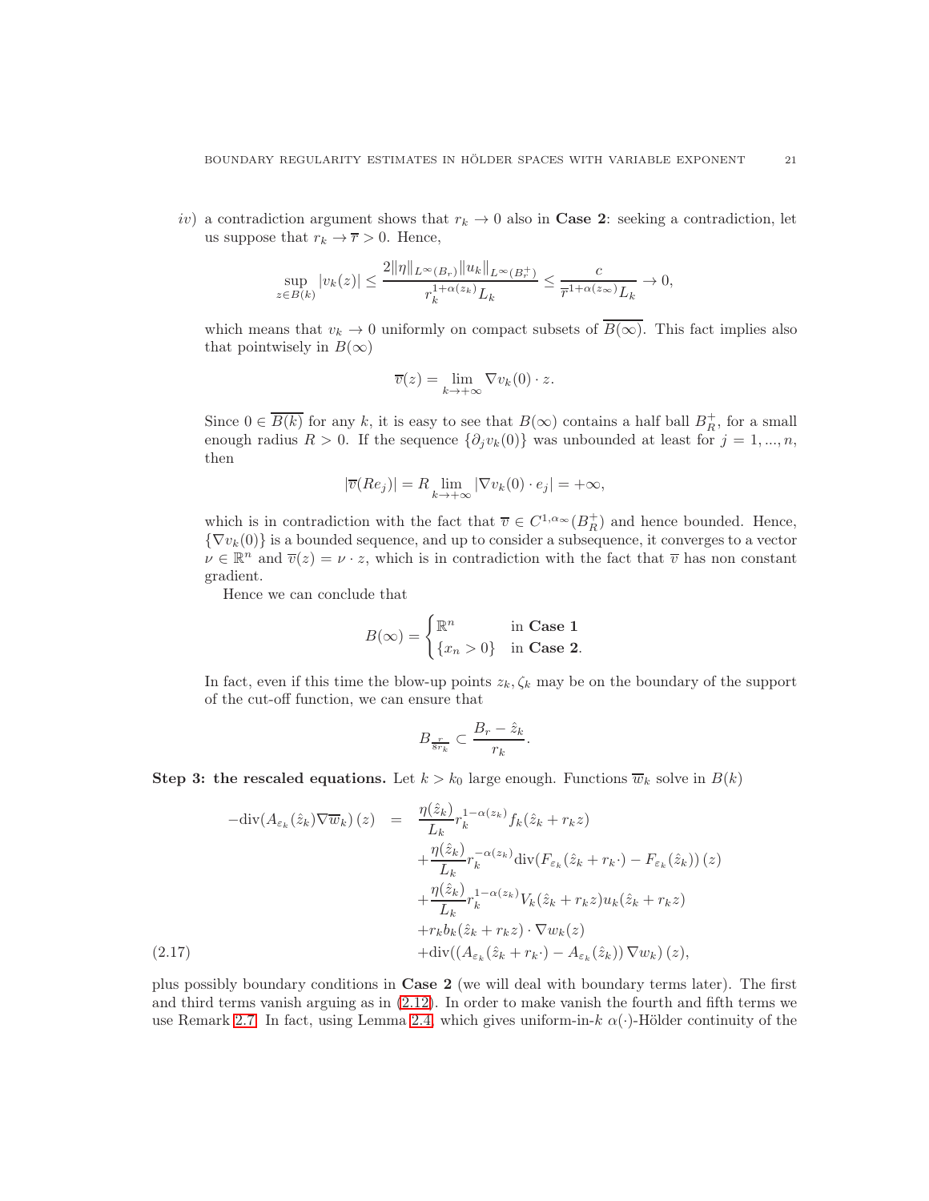*iv)* a contradiction argument shows that $r_k \to 0$ also in **Case 2**: seeking a contradiction, let us suppose that $r_k \to \overline{r} > 0$. Hence,

$$\sup_{z\in B(k)} |v_k(z)| \le \frac{2\|\eta\|_{L^\infty(B_r)}\|u_k\|_{L^\infty(B_r^+)}}{r_k^{1+\alpha(z_k)}L_k} \le \frac{c}{\overline{r}^{1+\alpha(z_\infty)}L_k} \to 0,$$

which means that $v_k \to 0$ uniformly on compact subsets of $\overline{B(\infty)}$. This fact implies also that pointwisely in $B(\infty)$

$$\overline{v}(z) = \lim_{k\to+\infty} \nabla v_k(0)\cdot z.$$

Since $0 \in \overline{B(k)}$ for any $k$, it is easy to see that $B(\infty)$ contains a half ball $B_R^+$, for a small enough radius $R > 0$. If the sequence $\{\partial_j v_k(0)\}$ was unbounded at least for $j = 1, ..., n$, then

$$|\overline{v}(Re_j)| = R \lim_{k\to+\infty} |\nabla v_k(0)\cdot e_j| = +\infty,$$

which is in contradiction with the fact that $\overline{v} \in C^{1,\alpha_\infty}(B_R^+)$ and hence bounded. Hence, $\{\nabla v_k(0)\}$ is a bounded sequence, and up to consider a subsequence, it converges to a vector $\nu \in \mathbb{R}^n$ and $\overline{v}(z) = \nu\cdot z$, which is in contradiction with the fact that $\overline{v}$ has non constant gradient.

Hence we can conclude that

$$B(\infty) = \begin{cases} \mathbb{R}^n & \text{in } \textbf{Case 1} \\ \{x_n > 0\} & \text{in } \textbf{Case 2}. \end{cases}$$

In fact, even if this time the blow-up points $z_k, \zeta_k$ may be on the boundary of the support of the cut-off function, we can ensure that

$$B_{\frac{r}{8r_k}} \subset \frac{B_r - \hat{z}_k}{r_k}.$$

**Step 3: the rescaled equations.** Let $k > k_0$ large enough. Functions $\overline{w}_k$ solve in $B(k)$

$$\begin{aligned}
-\mathrm{div}(A_{\varepsilon_k}(\hat{z}_k)\nabla\overline{w}_k)(z) \quad &= \quad \frac{\eta(\hat{z}_k)}{L_k} r_k^{1-\alpha(z_k)} f_k(\hat{z}_k + r_k z) \\
&\quad + \frac{\eta(\hat{z}_k)}{L_k} r_k^{-\alpha(z_k)} \mathrm{div}(F_{\varepsilon_k}(\hat{z}_k + r_k\cdot) - F_{\varepsilon_k}(\hat{z}_k))(z) \\
&\quad + \frac{\eta(\hat{z}_k)}{L_k} r_k^{1-\alpha(z_k)} V_k(\hat{z}_k + r_k z) u_k(\hat{z}_k + r_k z) \\
&\quad + r_k b_k(\hat{z}_k + r_k z)\cdot\nabla w_k(z) \\
&\quad + \mathrm{div}((A_{\varepsilon_k}(\hat{z}_k + r_k\cdot) - A_{\varepsilon_k}(\hat{z}_k))\nabla w_k)(z),
\end{aligned} \tag{2.17}$$

plus possibly boundary conditions in **Case 2** (we will deal with boundary terms later). The first and third terms vanish arguing as in (2.12). In order to make vanish the fourth and fifth terms we use Remark 2.7. In fact, using Lemma 2.4, which gives uniform-in-$k$ $\alpha(\cdot)$-Hölder continuity of the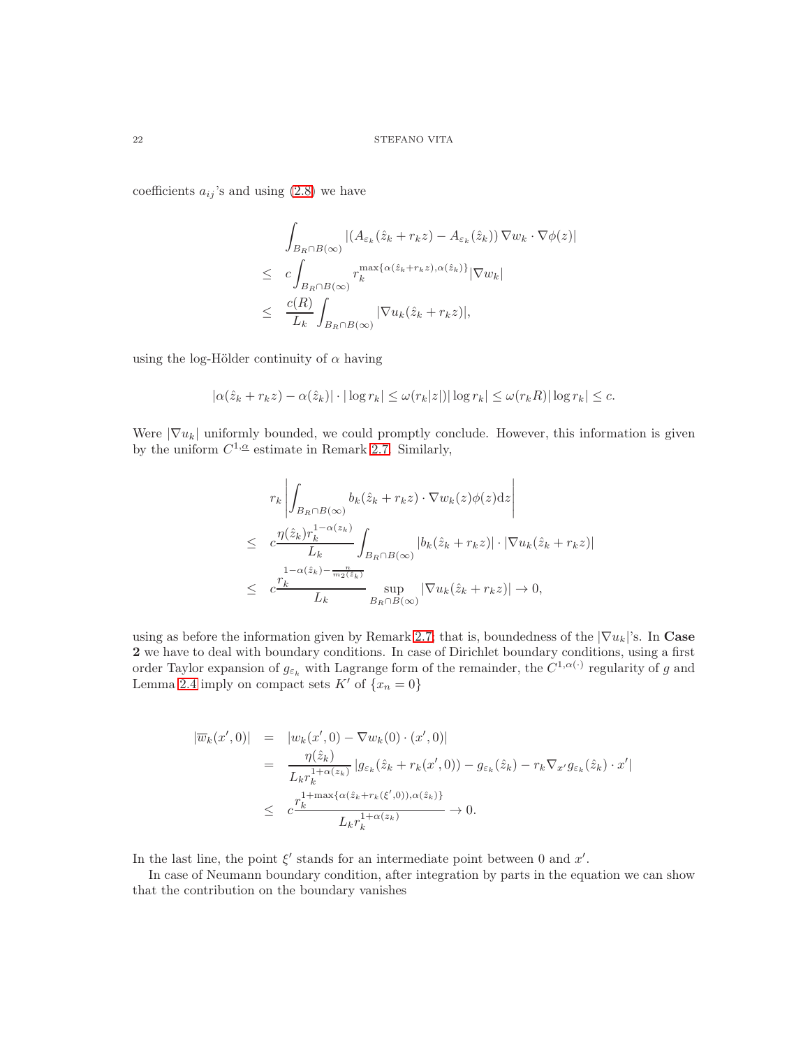coefficients $a_{ij}$'s and using (2.8) we have

$$
\begin{aligned}
&\int_{B_R\cap B(\infty)} |(A_{\varepsilon_k}(\hat{z}_k+r_kz)-A_{\varepsilon_k}(\hat{z}_k))\nabla w_k\cdot\nabla\phi(z)|\\
\leq\ & c\int_{B_R\cap B(\infty)} r_k^{\max\{\alpha(\hat{z}_k+r_kz),\alpha(\hat{z}_k)\}}|\nabla w_k|\\
\leq\ & \frac{c(R)}{L_k}\int_{B_R\cap B(\infty)}|\nabla u_k(\hat{z}_k+r_kz)|,
\end{aligned}
$$

using the log-Hölder continuity of $\alpha$ having

$$
|\alpha(\hat{z}_k+r_kz)-\alpha(\hat{z}_k)|\cdot|\log r_k|\leq \omega(r_k|z|)|\log r_k|\leq\omega(r_kR)|\log r_k|\leq c.
$$

Were $|\nabla u_k|$ uniformly bounded, we could promptly conclude. However, this information is given by the uniform $C^{1,\underline{\alpha}}$ estimate in Remark 2.7. Similarly,

$$
\begin{aligned}
&r_k\left|\int_{B_R\cap B(\infty)} b_k(\hat{z}_k+r_kz)\cdot\nabla w_k(z)\phi(z)\mathrm{d}z\right|\\
\leq\ & c\frac{\eta(\hat{z}_k)r_k^{1-\alpha(z_k)}}{L_k}\int_{B_R\cap B(\infty)}|b_k(\hat{z}_k+r_kz)|\cdot|\nabla u_k(\hat{z}_k+r_kz)|\\
\leq\ & c\frac{r_k^{1-\alpha(\hat{z}_k)-\frac{n}{m_2(\hat{z}_k)}}}{L_k}\sup_{B_R\cap B(\infty)}|\nabla u_k(\hat{z}_k+r_kz)|\to 0,
\end{aligned}
$$

using as before the information given by Remark 2.7; that is, boundedness of the $|\nabla u_k|$'s. In **Case 2** we have to deal with boundary conditions. In case of Dirichlet boundary conditions, using a first order Taylor expansion of $g_{\varepsilon_k}$ with Lagrange form of the remainder, the $C^{1,\alpha(\cdot)}$ regularity of $g$ and Lemma 2.4 imply on compact sets $K'$ of $\{x_n=0\}$

$$
\begin{aligned}
|\overline{w}_k(x',0)| &= |w_k(x',0)-\nabla w_k(0)\cdot(x',0)|\\
&= \frac{\eta(\hat{z}_k)}{L_kr_k^{1+\alpha(z_k)}}\left|g_{\varepsilon_k}(\hat{z}_k+r_k(x',0))-g_{\varepsilon_k}(\hat{z}_k)-r_k\nabla_{x'}g_{\varepsilon_k}(\hat{z}_k)\cdot x'\right|\\
&\leq c\frac{r_k^{1+\max\{\alpha(\hat{z}_k+r_k(\xi',0)),\alpha(\hat{z}_k)\}}}{L_kr_k^{1+\alpha(z_k)}}\to 0.
\end{aligned}
$$

In the last line, the point $\xi'$ stands for an intermediate point between 0 and $x'$.

In case of Neumann boundary condition, after integration by parts in the equation we can show that the contribution on the boundary vanishes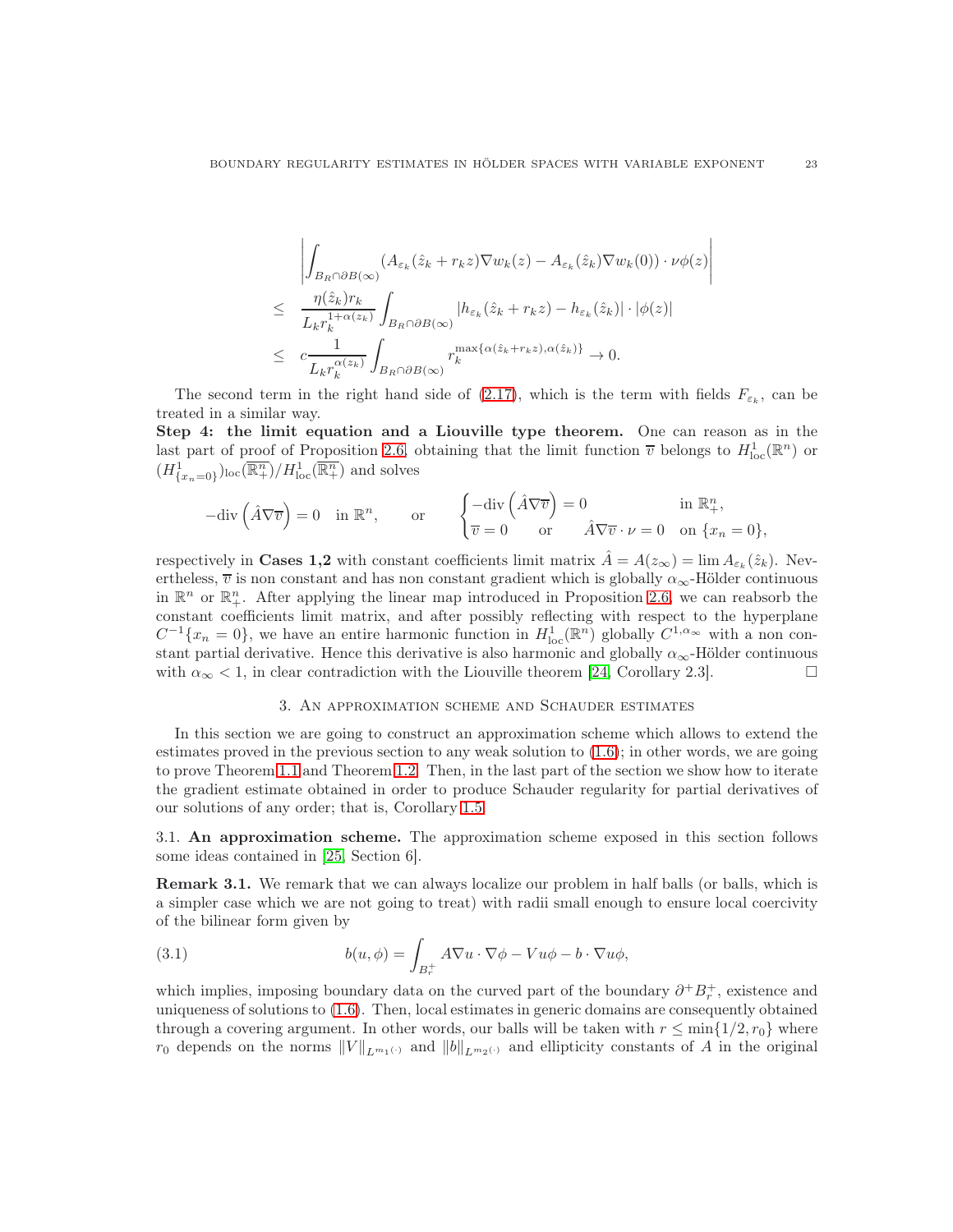$$
\begin{aligned}
&\left|\int_{B_R\cap\partial B(\infty)} (A_{\varepsilon_k}(\hat z_k + r_k z)\nabla w_k(z) - A_{\varepsilon_k}(\hat z_k)\nabla w_k(0))\cdot\nu\phi(z)\right| \\
\leq\ & \frac{\eta(\hat z_k) r_k}{L_k r_k^{1+\alpha(z_k)}}\int_{B_R\cap\partial B(\infty)} |h_{\varepsilon_k}(\hat z_k + r_k z) - h_{\varepsilon_k}(\hat z_k)|\cdot|\phi(z)| \\
\leq\ & c\frac{1}{L_k r_k^{\alpha(z_k)}}\int_{B_R\cap\partial B(\infty)} r_k^{\max\{\alpha(\hat z_k + r_k z),\alpha(\hat z_k)\}} \to 0.
\end{aligned}
$$

The second term in the right hand side of (2.17), which is the term with fields $F_{\varepsilon_k}$, can be treated in a similar way.

**Step 4: the limit equation and a Liouville type theorem.** One can reason as in the last part of proof of Proposition 2.6, obtaining that the limit function $\overline{v}$ belongs to $H^1_{\mathrm{loc}}(\mathbb{R}^n)$ or $(H^1_{\{x_n=0\}})_{\mathrm{loc}}(\overline{\mathbb{R}^n_+})/H^1_{\mathrm{loc}}(\overline{\mathbb{R}^n_+})$ and solves

$$
-\mathrm{div}\left(\hat A\nabla\overline{v}\right) = 0 \quad \text{in } \mathbb{R}^n, \qquad \text{or} \qquad \begin{cases} -\mathrm{div}\left(\hat A\nabla\overline{v}\right) = 0 & \text{in } \mathbb{R}^n_+,\\ \overline{v} = 0 \quad \text{or} \quad \hat A\nabla\overline{v}\cdot\nu = 0 & \text{on } \{x_n = 0\}, \end{cases}
$$

respectively in **Cases 1,2** with constant coefficients limit matrix $\hat A = A(z_\infty) = \lim A_{\varepsilon_k}(\hat z_k)$. Nevertheless, $\overline{v}$ is non constant and has non constant gradient which is globally $\alpha_\infty$-Hölder continuous in $\mathbb{R}^n$ or $\mathbb{R}^n_+$. After applying the linear map introduced in Proposition 2.6, we can reabsorb the constant coefficients limit matrix, and after possibly reflecting with respect to the hyperplane $C^{-1}\{x_n = 0\}$, we have an entire harmonic function in $H^1_{\mathrm{loc}}(\mathbb{R}^n)$ globally $C^{1,\alpha_\infty}$ with a non constant partial derivative. Hence this derivative is also harmonic and globally $\alpha_\infty$-Hölder continuous with $\alpha_\infty < 1$, in clear contradiction with the Liouville theorem [24, Corollary 2.3]. □

## 3. An approximation scheme and Schauder estimates

In this section we are going to construct an approximation scheme which allows to extend the estimates proved in the previous section to any weak solution to (1.6); in other words, we are going to prove Theorem 1.1 and Theorem 1.2. Then, in the last part of the section we show how to iterate the gradient estimate obtained in order to produce Schauder regularity for partial derivatives of our solutions of any order; that is, Corollary 1.5.

### 3.1. An approximation scheme.

The approximation scheme exposed in this section follows some ideas contained in [25, Section 6].

**Remark 3.1.** We remark that we can always localize our problem in half balls (or balls, which is a simpler case which we are not going to treat) with radii small enough to ensure local coercivity of the bilinear form given by

$$
b(u,\phi) = \int_{B_r^+} A\nabla u\cdot\nabla\phi - Vu\phi - b\cdot\nabla u\phi, \tag{3.1}
$$

which implies, imposing boundary data on the curved part of the boundary $\partial^+B_r^+$, existence and uniqueness of solutions to (1.6). Then, local estimates in generic domains are consequently obtained through a covering argument. In other words, our balls will be taken with $r \leq \min\{1/2, r_0\}$ where $r_0$ depends on the norms $\|V\|_{L^{m_1(\cdot)}}$ and $\|b\|_{L^{m_2(\cdot)}}$ and ellipticity constants of $A$ in the original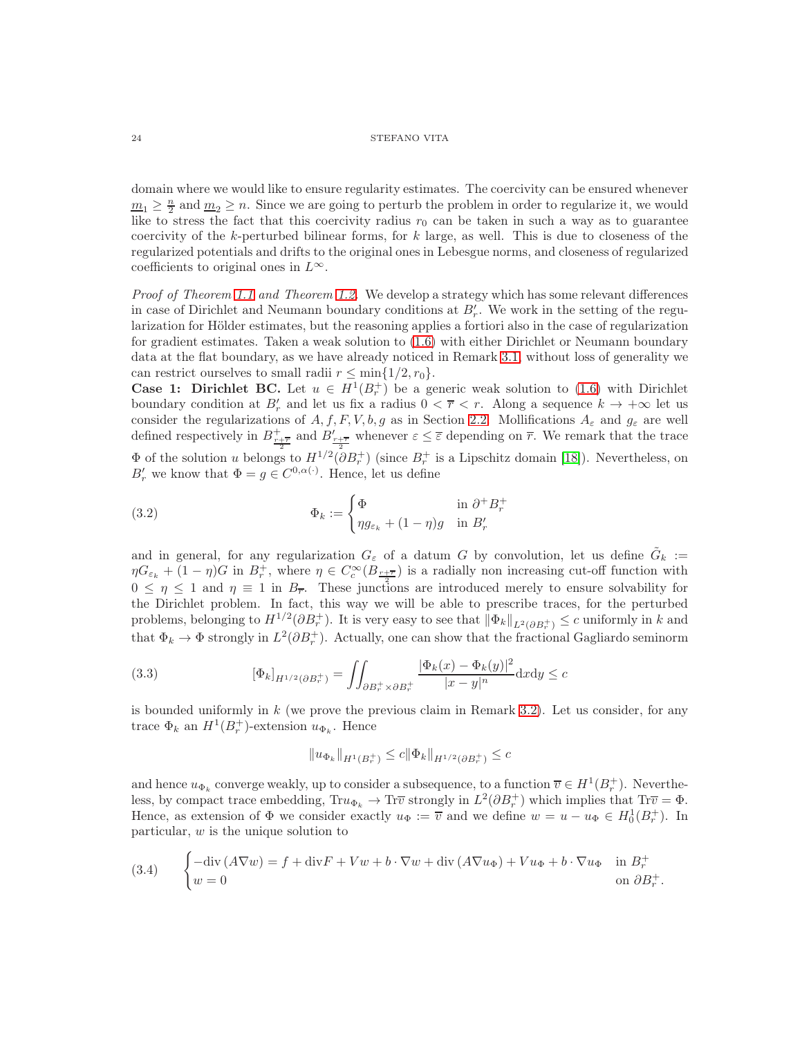domain where we would like to ensure regularity estimates. The coercivity can be ensured whenever $\underline{m}_1 \geq \frac{n}{2}$ and $\underline{m}_2 \geq n$. Since we are going to perturb the problem in order to regularize it, we would like to stress the fact that this coercivity radius $r_0$ can be taken in such a way as to guarantee coercivity of the $k$-perturbed bilinear forms, for $k$ large, as well. This is due to closeness of the regularized potentials and drifts to the original ones in Lebesgue norms, and closeness of regularized coefficients to original ones in $L^\infty$.

*Proof of Theorem 1.1 and Theorem 1.2.* We develop a strategy which has some relevant differences in case of Dirichlet and Neumann boundary conditions at $B_r'$. We work in the setting of the regularization for Hölder estimates, but the reasoning applies a fortiori also in the case of regularization for gradient estimates. Taken a weak solution to (1.6) with either Dirichlet or Neumann boundary data at the flat boundary, as we have already noticed in Remark 3.1, without loss of generality we can restrict ourselves to small radii $r \leq \min\{1/2, r_0\}$.

**Case 1: Dirichlet BC.** Let $u \in H^1(B_r^+)$ be a generic weak solution to (1.6) with Dirichlet boundary condition at $B_r'$ and let us fix a radius $0 < \overline{r} < r$. Along a sequence $k \to +\infty$ let us consider the regularizations of $A, f, F, V, b, g$ as in Section 2.2. Mollifications $A_\varepsilon$ and $g_\varepsilon$ are well defined respectively in $B^+_{\frac{r+\overline{r}}{2}}$ and $B'_{\frac{r+\overline{r}}{2}}$ whenever $\varepsilon \leq \overline{\varepsilon}$ depending on $\overline{r}$. We remark that the trace $\Phi$ of the solution $u$ belongs to $H^{1/2}(\partial B_r^+)$ (since $B_r^+$ is a Lipschitz domain [18]). Nevertheless, on $B_r'$ we know that $\Phi = g \in C^{0,\alpha(\cdot)}$. Hence, let us define

$$
\Phi_k := \begin{cases} \Phi & \text{in } \partial^+ B_r^+ \\ \eta g_{\varepsilon_k} + (1-\eta) g & \text{in } B_r' \end{cases} \tag{3.2}
$$

and in general, for any regularization $G_\varepsilon$ of a datum $G$ by convolution, let us define $\tilde{G}_k := \eta G_{\varepsilon_k} + (1-\eta) G$ in $B_r^+$, where $\eta \in C_c^\infty(B_{\frac{r+\overline{r}}{2}})$ is a radially non increasing cut-off function with $0 \leq \eta \leq 1$ and $\eta \equiv 1$ in $B_{\overline{r}}$. These junctions are introduced merely to ensure solvability for the Dirichlet problem. In fact, this way we will be able to prescribe traces, for the perturbed problems, belonging to $H^{1/2}(\partial B_r^+)$. It is very easy to see that $\|\Phi_k\|_{L^2(\partial B_r^+)} \leq c$ uniformly in $k$ and that $\Phi_k \to \Phi$ strongly in $L^2(\partial B_r^+)$. Actually, one can show that the fractional Gagliardo seminorm

$$
[\Phi_k]_{H^{1/2}(\partial B_r^+)} = \iint_{\partial B_r^+ \times \partial B_r^+} \frac{|\Phi_k(x) - \Phi_k(y)|^2}{|x-y|^n} \mathrm{d}x\mathrm{d}y \leq c \tag{3.3}
$$

is bounded uniformly in $k$ (we prove the previous claim in Remark 3.2). Let us consider, for any trace $\Phi_k$ an $H^1(B_r^+)$-extension $u_{\Phi_k}$. Hence

$$
\|u_{\Phi_k}\|_{H^1(B_r^+)} \leq c \|\Phi_k\|_{H^{1/2}(\partial B_r^+)} \leq c
$$

and hence $u_{\Phi_k}$ converge weakly, up to consider a subsequence, to a function $\overline{v} \in H^1(B_r^+)$. Nevertheless, by compact trace embedding, $\mathrm{Tr} u_{\Phi_k} \to \mathrm{Tr}\overline{v}$ strongly in $L^2(\partial B_r^+)$ which implies that $\mathrm{Tr}\overline{v} = \Phi$. Hence, as extension of $\Phi$ we consider exactly $u_\Phi := \overline{v}$ and we define $w = u - u_\Phi \in H_0^1(B_r^+)$. In particular, $w$ is the unique solution to

$$
\begin{cases} -\mathrm{div}\,(A\nabla w) = f + \mathrm{div} F + Vw + b \cdot \nabla w + \mathrm{div}\,(A \nabla u_\Phi) + V u_\Phi + b \cdot \nabla u_\Phi & \text{in } B_r^+ \\ w = 0 & \text{on } \partial B_r^+. \end{cases} \tag{3.4}
$$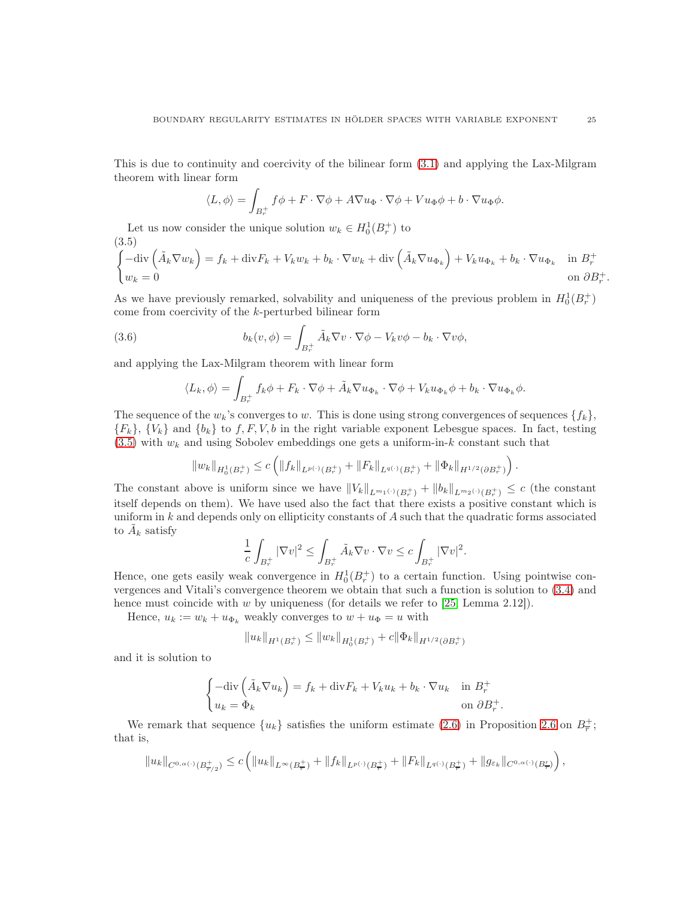This is due to continuity and coercivity of the bilinear form (3.1) and applying the Lax-Milgram theorem with linear form

$$\langle L, \phi\rangle = \int_{B_r^+} f\phi + F\cdot\nabla\phi + A\nabla u_\Phi\cdot\nabla\phi + Vu_\Phi\phi + b\cdot\nabla u_\Phi\phi.$$

Let us now consider the unique solution $w_k \in H_0^1(B_r^+)$ to

(3.5)
$$\begin{cases} -\mathrm{div}\left(\tilde A_k\nabla w_k\right) = f_k + \mathrm{div}F_k + V_k w_k + b_k\cdot\nabla w_k + \mathrm{div}\left(\tilde A_k\nabla u_{\Phi_k}\right) + V_k u_{\Phi_k} + b_k\cdot\nabla u_{\Phi_k} & \text{in } B_r^+\\ w_k = 0 & \text{on } \partial B_r^+.\end{cases}$$

As we have previously remarked, solvability and uniqueness of the previous problem in $H_0^1(B_r^+)$ come from coercivity of the $k$-perturbed bilinear form

$$b_k(v,\phi) = \int_{B_r^+} \tilde A_k\nabla v\cdot\nabla\phi - V_k v\phi - b_k\cdot\nabla v\phi, \tag{3.6}$$

and applying the Lax-Milgram theorem with linear form

$$\langle L_k, \phi\rangle = \int_{B_r^+} f_k\phi + F_k\cdot\nabla\phi + \tilde A_k\nabla u_{\Phi_k}\cdot\nabla\phi + V_k u_{\Phi_k}\phi + b_k\cdot\nabla u_{\Phi_k}\phi.$$

The sequence of the $w_k$'s converges to $w$. This is done using strong convergences of sequences $\{f_k\}$, $\{F_k\}$, $\{V_k\}$ and $\{b_k\}$ to $f, F, V, b$ in the right variable exponent Lebesgue spaces. In fact, testing (3.5) with $w_k$ and using Sobolev embeddings one gets a uniform-in-$k$ constant such that

$$\|w_k\|_{H_0^1(B_r^+)} \le c\left(\|f_k\|_{L^{p(\cdot)}(B_r^+)} + \|F_k\|_{L^{q(\cdot)}(B_r^+)} + \|\Phi_k\|_{H^{1/2}(\partial B_r^+)}\right).$$

The constant above is uniform since we have $\|V_k\|_{L^{m_1(\cdot)}(B_r^+)} + \|b_k\|_{L^{m_2(\cdot)}(B_r^+)} \le c$ (the constant itself depends on them). We have used also the fact that there exists a positive constant which is uniform in $k$ and depends only on ellipticity constants of $A$ such that the quadratic forms associated to $\tilde A_k$ satisfy

$$\frac{1}{c}\int_{B_r^+}|\nabla v|^2 \le \int_{B_r^+}\tilde A_k\nabla v\cdot\nabla v \le c\int_{B_r^+}|\nabla v|^2.$$

Hence, one gets easily weak convergence in $H_0^1(B_r^+)$ to a certain function. Using pointwise convergences and Vitali's convergence theorem we obtain that such a function is solution to (3.4) and hence must coincide with $w$ by uniqueness (for details we refer to [25, Lemma 2.12]).

Hence, $u_k := w_k + u_{\Phi_k}$ weakly converges to $w + u_\Phi = u$ with

$$\|u_k\|_{H^1(B_r^+)} \le \|w_k\|_{H_0^1(B_r^+)} + c\|\Phi_k\|_{H^{1/2}(\partial B_r^+)}$$

and it is solution to

$$\begin{cases} -\mathrm{div}\left(\tilde A_k\nabla u_k\right) = f_k + \mathrm{div}F_k + V_k u_k + b_k\cdot\nabla u_k & \text{in } B_r^+\\ u_k = \Phi_k & \text{on } \partial B_r^+.\end{cases}$$

We remark that sequence $\{u_k\}$ satisfies the uniform estimate (2.6) in Proposition 2.6 on $B_{\overline{r}}^+$; that is,

$$\|u_k\|_{C^{0,\alpha(\cdot)}(B_{\overline{r}/2}^+)} \le c\left(\|u_k\|_{L^\infty(B_{\overline{r}}^+)} + \|f_k\|_{L^{p(\cdot)}(B_{\overline{r}}^+)} + \|F_k\|_{L^{q(\cdot)}(B_{\overline{r}}^+)} + \|g_{\varepsilon_k}\|_{C^{0,\alpha(\cdot)}(B_{\overline{r}}')}\right),$$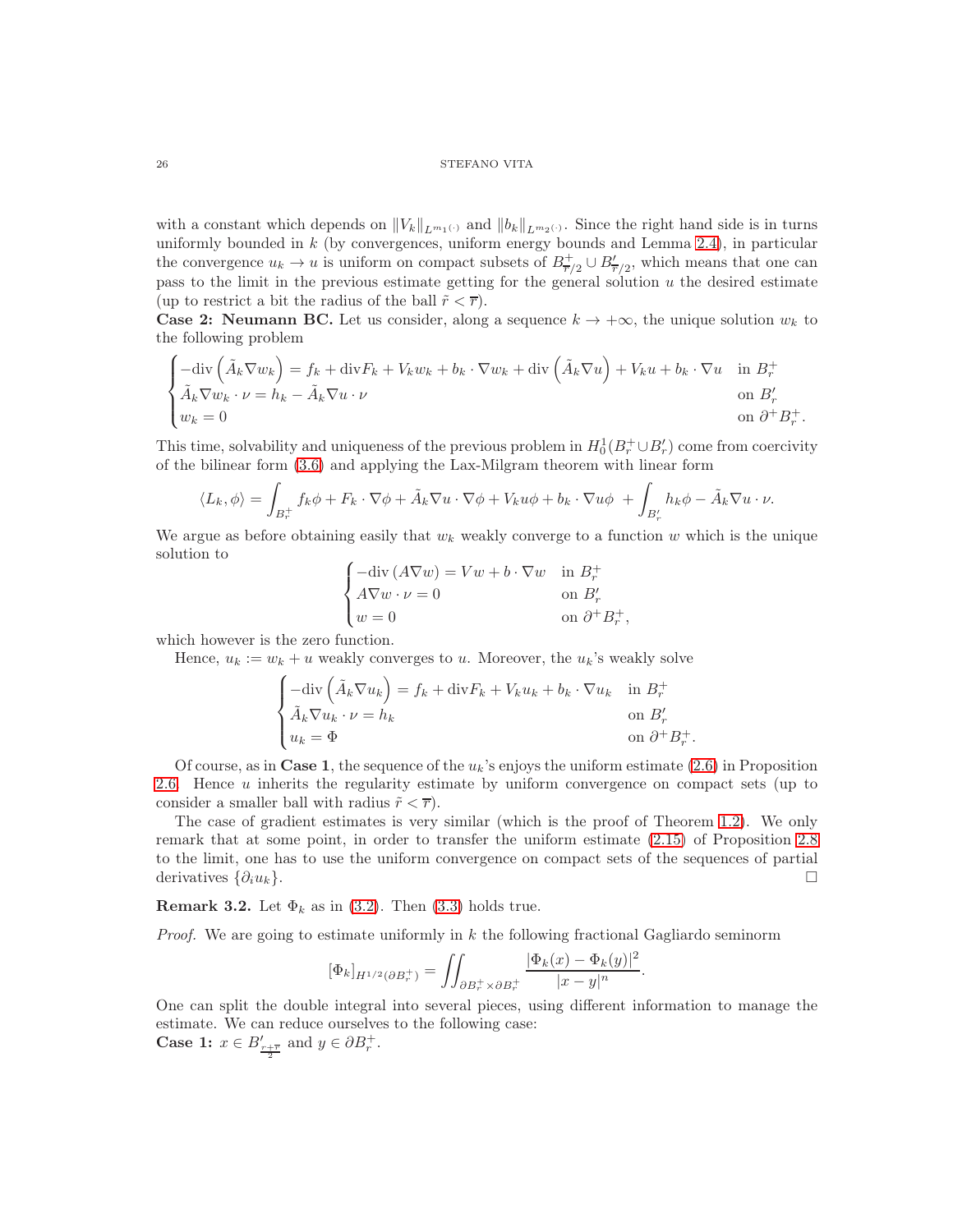with a constant which depends on $\|V_k\|_{L^{m_1(\cdot)}}$ and $\|b_k\|_{L^{m_2(\cdot)}}$. Since the right hand side is in turns uniformly bounded in $k$ (by convergences, uniform energy bounds and Lemma 2.4), in particular the convergence $u_k \to u$ is uniform on compact subsets of $B^+_{\overline{r}/2} \cup B'_{\overline{r}/2}$, which means that one can pass to the limit in the previous estimate getting for the general solution $u$ the desired estimate (up to restrict a bit the radius of the ball $\tilde{r} < \overline{r}$).

**Case 2: Neumann BC.** Let us consider, along a sequence $k \to +\infty$, the unique solution $w_k$ to the following problem

$$
\begin{cases}
-\mathrm{div}\left(\tilde{A}_k \nabla w_k\right) = f_k + \mathrm{div} F_k + V_k w_k + b_k \cdot \nabla w_k + \mathrm{div}\left(\tilde{A}_k \nabla u\right) + V_k u + b_k \cdot \nabla u & \text{in } B_r^+ \\
\tilde{A}_k \nabla w_k \cdot \nu = h_k - \tilde{A}_k \nabla u \cdot \nu & \text{on } B_r' \\
w_k = 0 & \text{on } \partial^+ B_r^+.
\end{cases}
$$

This time, solvability and uniqueness of the previous problem in $H^1_0(B_r^+ \cup B_r')$ come from coercivity of the bilinear form (3.6) and applying the Lax-Milgram theorem with linear form

$$
\langle L_k, \phi \rangle = \int_{B_r^+} f_k \phi + F_k \cdot \nabla \phi + \tilde{A}_k \nabla u \cdot \nabla \phi + V_k u \phi + b_k \cdot \nabla u \phi \; + \int_{B_r'} h_k \phi - \tilde{A}_k \nabla u \cdot \nu.
$$

We argue as before obtaining easily that $w_k$ weakly converge to a function $w$ which is the unique solution to

$$
\begin{cases}
-\mathrm{div}\left(A \nabla w\right) = V w + b \cdot \nabla w & \text{in } B_r^+ \\
A \nabla w \cdot \nu = 0 & \text{on } B_r' \\
w = 0 & \text{on } \partial^+ B_r^+,
\end{cases}
$$

which however is the zero function.

Hence, $u_k := w_k + u$ weakly converges to $u$. Moreover, the $u_k$'s weakly solve

$$
\begin{cases}
-\mathrm{div}\left(\tilde{A}_k \nabla u_k\right) = f_k + \mathrm{div} F_k + V_k u_k + b_k \cdot \nabla u_k & \text{in } B_r^+ \\
\tilde{A}_k \nabla u_k \cdot \nu = h_k & \text{on } B_r' \\
u_k = \Phi & \text{on } \partial^+ B_r^+.
\end{cases}
$$

Of course, as in **Case 1**, the sequence of the $u_k$'s enjoys the uniform estimate (2.6) in Proposition 2.6. Hence $u$ inherits the regularity estimate by uniform convergence on compact sets (up to consider a smaller ball with radius $\tilde{r} < \overline{r}$).

The case of gradient estimates is very similar (which is the proof of Theorem 1.2). We only remark that at some point, in order to transfer the uniform estimate (2.15) of Proposition 2.8 to the limit, one has to use the uniform convergence on compact sets of the sequences of partial derivatives $\{\partial_i u_k\}$. □

**Remark 3.2.** Let $\Phi_k$ as in (3.2). Then (3.3) holds true.

*Proof.* We are going to estimate uniformly in $k$ the following fractional Gagliardo seminorm

$$
[\Phi_k]_{H^{1/2}(\partial B_r^+)} = \iint_{\partial B_r^+ \times \partial B_r^+} \frac{|\Phi_k(x) - \Phi_k(y)|^2}{|x-y|^n}.
$$

One can split the double integral into several pieces, using different information to manage the estimate. We can reduce ourselves to the following case:

**Case 1:** $x \in B'_{\frac{r+\overline{r}}{2}}$ and $y \in \partial B_r^+$.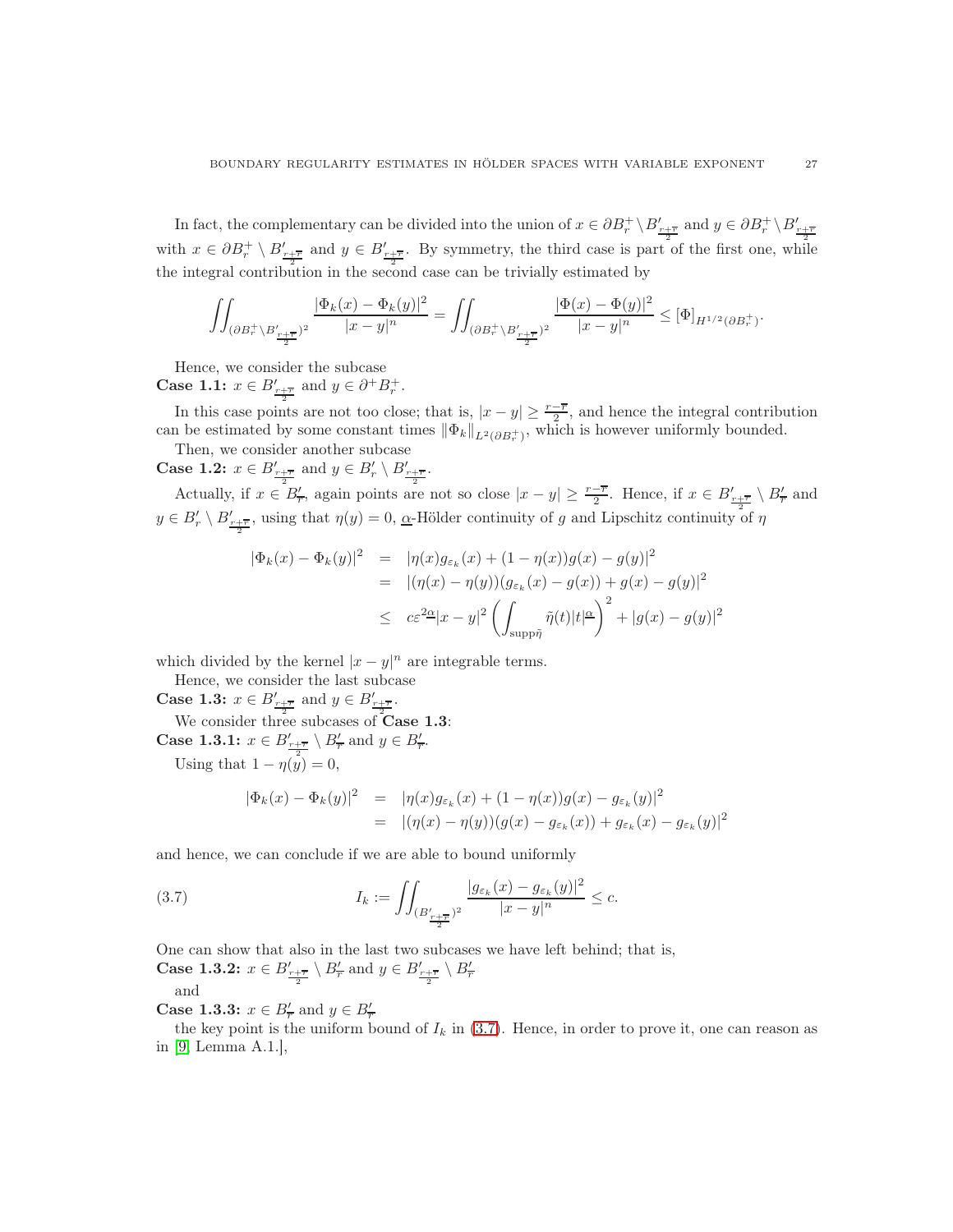In fact, the complementary can be divided into the union of $x \in \partial B_r^+ \setminus B'_{\frac{r+\overline{r}}{2}}$ and $y \in \partial B_r^+ \setminus B'_{\frac{r+\overline{r}}{2}}$ with $x \in \partial B_r^+ \setminus B'_{\frac{r+\overline{r}}{2}}$ and $y \in B'_{\frac{r+\overline{r}}{2}}$. By symmetry, the third case is part of the first one, while the integral contribution in the second case can be trivially estimated by

$$\iint_{(\partial B_r^+ \setminus B'_{\frac{r+\overline{r}}{2}})^2} \frac{|\Phi_k(x) - \Phi_k(y)|^2}{|x-y|^n} = \iint_{(\partial B_r^+ \setminus B'_{\frac{r+\overline{r}}{2}})^2} \frac{|\Phi(x) - \Phi(y)|^2}{|x-y|^n} \leq [\Phi]_{H^{1/2}(\partial B_r^+)}.$$

Hence, we consider the subcase

**Case 1.1:** $x \in B'_{\frac{r+\overline{r}}{2}}$ and $y \in \partial^+ B_r^+$.

In this case points are not too close; that is, $|x-y| \geq \frac{r-\overline{r}}{2}$, and hence the integral contribution can be estimated by some constant times $\|\Phi_k\|_{L^2(\partial B_r^+)}$, which is however uniformly bounded.

Then, we consider another subcase

**Case 1.2:** $x \in B'_{\frac{r+\overline{r}}{2}}$ and $y \in B'_r \setminus B'_{\frac{r+\overline{r}}{2}}$.

Actually, if $x \in B'_{\overline{r}}$, again points are not so close $|x-y| \geq \frac{r-\overline{r}}{2}$. Hence, if $x \in B'_{\frac{r+\overline{r}}{2}} \setminus B'_{\overline{r}}$ and $y \in B'_r \setminus B'_{\frac{r+\overline{r}}{2}}$, using that $\eta(y) = 0$, $\underline{\alpha}$-Hölder continuity of $g$ and Lipschitz continuity of $\eta$

$$\begin{aligned}
|\Phi_k(x) - \Phi_k(y)|^2 &= |\eta(x) g_{\varepsilon_k}(x) + (1-\eta(x)) g(x) - g(y)|^2 \\
&= |(\eta(x) - \eta(y))(g_{\varepsilon_k}(x) - g(x)) + g(x) - g(y)|^2 \\
&\leq c\varepsilon^{2\underline{\alpha}} |x-y|^2 \left( \int_{\mathrm{supp}\tilde{\eta}} \tilde{\eta}(t) |t|^{\underline{\alpha}} \right)^2 + |g(x) - g(y)|^2
\end{aligned}$$

which divided by the kernel $|x-y|^n$ are integrable terms.

Hence, we consider the last subcase

**Case 1.3:** $x \in B'_{\frac{r+\overline{r}}{2}}$ and $y \in B'_{\frac{r+\overline{r}}{2}}$.

We consider three subcases of **Case 1.3**:

**Case 1.3.1:** $x \in B'_{\frac{r+\overline{r}}{2}} \setminus B'_{\overline{r}}$ and $y \in B'_{\overline{r}}$.

Using that $1 - \eta(y) = 0$,

$$\begin{aligned}
|\Phi_k(x) - \Phi_k(y)|^2 &= |\eta(x) g_{\varepsilon_k}(x) + (1-\eta(x)) g(x) - g_{\varepsilon_k}(y)|^2 \\
&= |(\eta(x) - \eta(y))(g(x) - g_{\varepsilon_k}(x)) + g_{\varepsilon_k}(x) - g_{\varepsilon_k}(y)|^2
\end{aligned}$$

and hence, we can conclude if we are able to bound uniformly

$$I_k := \iint_{(B'_{\frac{r+\overline{r}}{2}})^2} \frac{|g_{\varepsilon_k}(x) - g_{\varepsilon_k}(y)|^2}{|x-y|^n} \leq c. \tag{3.7}$$

One can show that also in the last two subcases we have left behind; that is,

**Case 1.3.2:** $x \in B'_{\frac{r+\overline{r}}{2}} \setminus B'_{\overline{r}}$ and $y \in B'_{\frac{r+\overline{r}}{2}} \setminus B'_{\overline{r}}$

and

**Case 1.3.3:** $x \in B'_{\overline{r}}$ and $y \in B'_{\overline{r}}$

the key point is the uniform bound of $I_k$ in (3.7). Hence, in order to prove it, one can reason as in [9, Lemma A.1.],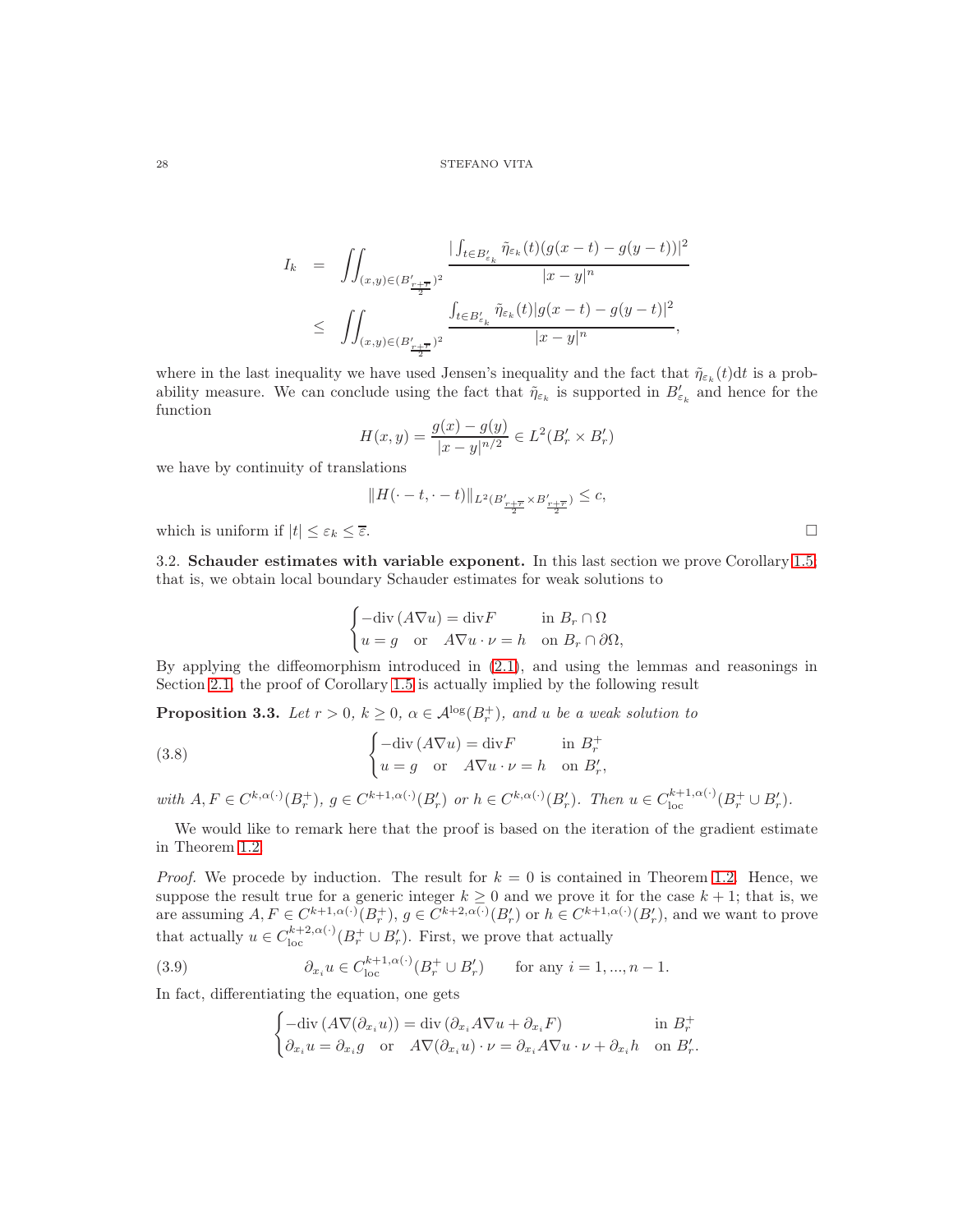$$
\begin{aligned}
I_k &= \iint_{(x,y)\in(B'_{\frac{r+\overline{r}}{2}})^2} \frac{|\int_{t\in B'_{\varepsilon_k}} \tilde{\eta}_{\varepsilon_k}(t)(g(x-t)-g(y-t))|^2}{|x-y|^n} \\
&\leq \iint_{(x,y)\in(B'_{\frac{r+\overline{r}}{2}})^2} \frac{\int_{t\in B'_{\varepsilon_k}} \tilde{\eta}_{\varepsilon_k}(t)|g(x-t)-g(y-t)|^2}{|x-y|^n},
\end{aligned}
$$

where in the last inequality we have used Jensen's inequality and the fact that $\tilde{\eta}_{\varepsilon_k}(t)dt$ is a probability measure. We can conclude using the fact that $\tilde{\eta}_{\varepsilon_k}$ is supported in $B'_{\varepsilon_k}$ and hence for the function

$$
H(x,y) = \frac{g(x)-g(y)}{|x-y|^{n/2}} \in L^2(B'_r \times B'_r)
$$

we have by continuity of translations

$$
\|H(\cdot - t, \cdot - t)\|_{L^2(B'_{\frac{r+\overline{r}}{2}} \times B'_{\frac{r+\overline{r}}{2}})} \leq c,
$$

which is uniform if $|t| \leq \varepsilon_k \leq \overline{\varepsilon}$. $\square$

### 3.2. Schauder estimates with variable exponent.

In this last section we prove Corollary 1.5, that is, we obtain local boundary Schauder estimates for weak solutions to

$$
\begin{cases}
-\mathrm{div}\,(A\nabla u) = \mathrm{div} F & \text{in } B_r \cap \Omega \\
u = g \quad \text{or} \quad A\nabla u \cdot \nu = h & \text{on } B_r \cap \partial\Omega,
\end{cases}
$$

By applying the diffeomorphism introduced in (2.1), and using the lemmas and reasonings in Section 2.1, the proof of Corollary 1.5 is actually implied by the following result

**Proposition 3.3.** *Let $r > 0$, $k \geq 0$, $\alpha \in \mathcal{A}^{\log}(B_r^+)$, and $u$ be a weak solution to*

$$
\begin{cases}
-\mathrm{div}\,(A\nabla u) = \mathrm{div} F & \text{in } B_r^+ \\
u = g \quad \text{or} \quad A\nabla u \cdot \nu = h & \text{on } B'_r,
\end{cases}
\tag{3.8}
$$

*with $A, F \in C^{k,\alpha(\cdot)}(B_r^+)$, $g \in C^{k+1,\alpha(\cdot)}(B'_r)$ or $h \in C^{k,\alpha(\cdot)}(B'_r)$. Then $u \in C^{k+1,\alpha(\cdot)}_{\mathrm{loc}}(B_r^+ \cup B'_r)$.*

We would like to remark here that the proof is based on the iteration of the gradient estimate in Theorem 1.2.

*Proof.* We procede by induction. The result for $k = 0$ is contained in Theorem 1.2. Hence, we suppose the result true for a generic integer $k \geq 0$ and we prove it for the case $k+1$; that is, we are assuming $A, F \in C^{k+1,\alpha(\cdot)}(B_r^+)$, $g \in C^{k+2,\alpha(\cdot)}(B'_r)$ or $h \in C^{k+1,\alpha(\cdot)}(B'_r)$, and we want to prove that actually $u \in C^{k+2,\alpha(\cdot)}_{\mathrm{loc}}(B_r^+ \cup B'_r)$. First, we prove that actually

$$
\partial_{x_i} u \in C^{k+1,\alpha(\cdot)}_{\mathrm{loc}}(B_r^+ \cup B'_r) \qquad \text{for any } i = 1, ..., n-1.
\tag{3.9}
$$

In fact, differentiating the equation, one gets

$$
\begin{cases}
-\mathrm{div}\,(A\nabla(\partial_{x_i} u)) = \mathrm{div}\,(\partial_{x_i} A\nabla u + \partial_{x_i} F) & \text{in } B_r^+ \\
\partial_{x_i} u = \partial_{x_i} g \quad \text{or} \quad A\nabla(\partial_{x_i} u) \cdot \nu = \partial_{x_i} A\nabla u \cdot \nu + \partial_{x_i} h & \text{on } B'_r.
\end{cases}
$$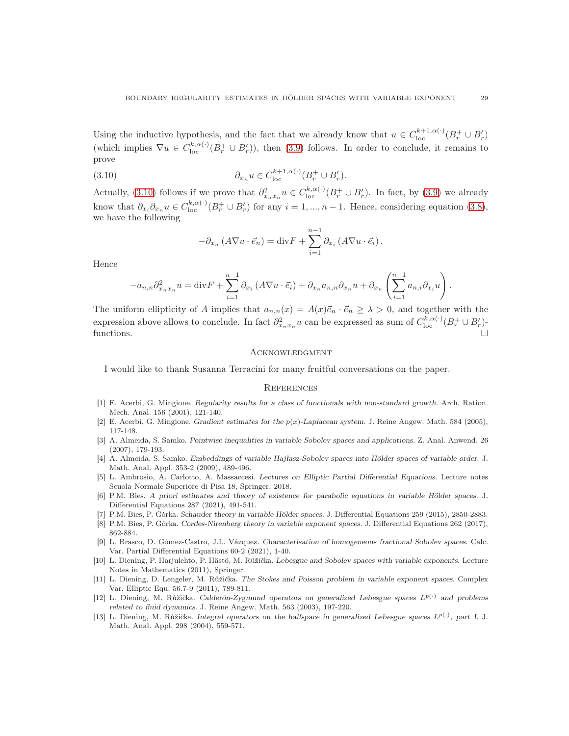Using the inductive hypothesis, and the fact that we already know that $u \in C^{k+1,\alpha(\cdot)}_{\rm loc}(B^+_r \cup B'_r)$ (which implies $\nabla u \in C^{k,\alpha(\cdot)}_{\rm loc}(B^+_r \cup B'_r)$), then (3.9) follows. In order to conclude, it remains to prove

$$\partial_{x_n} u \in C^{k+1,\alpha(\cdot)}_{\rm loc}(B^+_r \cup B'_r). \tag{3.10}$$

Actually, (3.10) follows if we prove that $\partial^2_{x_n x_n} u \in C^{k,\alpha(\cdot)}_{\rm loc}(B^+_r \cup B'_r)$. In fact, by (3.9) we already know that $\partial_{x_i}\partial_{x_n} u \in C^{k,\alpha(\cdot)}_{\rm loc}(B^+_r \cup B'_r)$ for any $i = 1, ..., n-1$. Hence, considering equation (3.8), we have the following

$$-\partial_{x_n}\left(A\nabla u \cdot \vec{e}_n\right) = {\rm div} F + \sum_{i=1}^{n-1} \partial_{x_i}\left(A\nabla u \cdot \vec{e}_i\right).$$

Hence

$$-a_{n,n}\partial^2_{x_n x_n} u = {\rm div} F + \sum_{i=1}^{n-1} \partial_{x_i}\left(A\nabla u \cdot \vec{e}_i\right) + \partial_{x_n} a_{n,n} \partial_{x_n} u + \partial_{x_n}\left(\sum_{i=1}^{n-1} a_{n,i}\partial_{x_i} u\right).$$

The uniform ellipticity of $A$ implies that $a_{n,n}(x) = A(x)\vec{e}_n \cdot \vec{e}_n \geq \lambda > 0$, and together with the expression above allows to conclude. In fact $\partial^2_{x_n x_n} u$ can be expressed as sum of $C^{k,\alpha(\cdot)}_{\rm loc}(B^+_r \cup B'_r)$-functions. $\square$

## Acknowledgment

I would like to thank Susanna Terracini for many fruitful conversations on the paper.

## References

[1] E. Acerbi, G. Mingione. *Regularity results for a class of functionals with non-standard growth.* Arch. Ration. Mech. Anal. 156 (2001), 121-140.

[2] E. Acerbi, G. Mingione. *Gradient estimates for the $p(x)$-Laplacean system.* J. Reine Angew. Math. 584 (2005), 117-148.

[3] A. Almeida, S. Samko. *Pointwise inequalities in variable Sobolev spaces and applications.* Z. Anal. Anwend. 26 (2007), 179-193.

[4] A. Almeida, S. Samko. *Embeddings of variable Hajłasz-Sobolev spaces into Hölder spaces of variable order.* J. Math. Anal. Appl. 353-2 (2009), 489-496.

[5] L. Ambrosio, A. Carlotto, A. Massaccesi. *Lectures on Elliptic Partial Differential Equations.* Lecture notes Scuola Normale Superiore di Pisa 18, Springer, 2018.

[6] P.M. Bies. *A priori estimates and theory of existence for parabolic equations in variable Hölder spaces.* J. Differential Equations 287 (2021), 491-541.

[7] P.M. Bies, P. Górka. *Schauder theory in variable Hölder spaces.* J. Differential Equations 259 (2015), 2850-2883.

[8] P.M. Bies, P. Górka. *Cordes-Nirenberg theory in variable exponent spaces.* J. Differential Equations 262 (2017), 862-884.

[9] L. Brasco, D. Gómez-Castro, J.L. Vázquez. *Characterisation of homogeneous fractional Sobolev spaces.* Calc. Var. Partial Differential Equations 60-2 (2021), 1-40.

[10] L. Diening, P. Harjulehto, P. Hästö, M. Růžička. *Lebesgue and Sobolev spaces with variable exponents.* Lecture Notes in Mathematics (2011), Springer.

[11] L. Diening, D. Lengeler, M. Růžička. *The Stokes and Poisson problem in variable exponent spaces.* Complex Var. Elliptic Equ. 56.7-9 (2011), 789-811.

[12] L. Diening, M. Růžička. *Calderón-Zygmund operators on generalized Lebesgue spaces $L^{p(\cdot)}$ and problems related to fluid dynamics.* J. Reine Angew. Math. 563 (2003), 197-220.

[13] L. Diening, M. Růžička. *Integral operators on the halfspace in generalized Lebesgue spaces $L^{p(\cdot)}$, part I.* J. Math. Anal. Appl. 298 (2004), 559-571.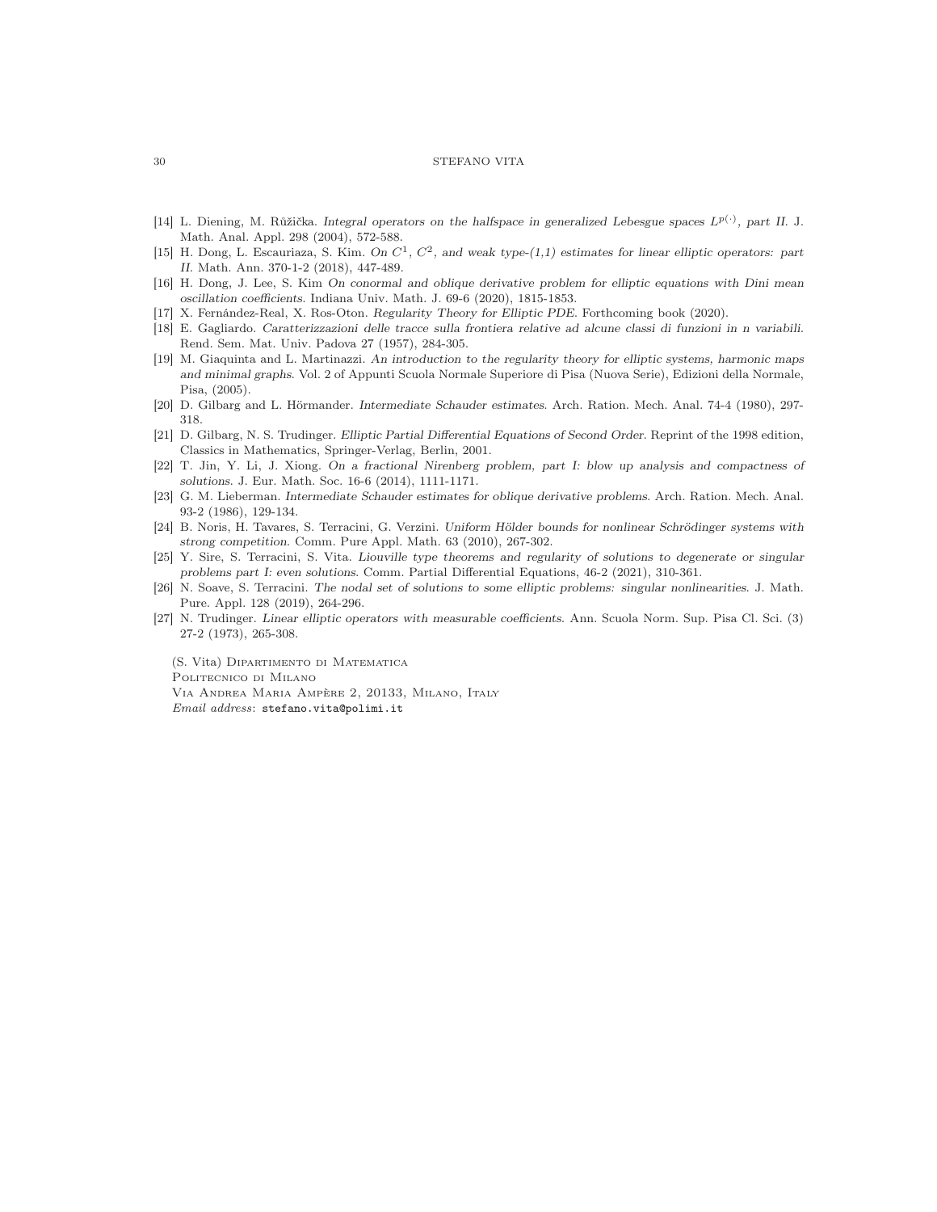[14] L. Diening, M. Růžička. *Integral operators on the halfspace in generalized Lebesgue spaces $L^{p(\cdot)}$, part II*. J. Math. Anal. Appl. 298 (2004), 572-588.

[15] H. Dong, L. Escauriaza, S. Kim. *On $C^1$, $C^2$, and weak type-(1,1) estimates for linear elliptic operators: part II*. Math. Ann. 370-1-2 (2018), 447-489.

[16] H. Dong, J. Lee, S. Kim *On conormal and oblique derivative problem for elliptic equations with Dini mean oscillation coefficients*. Indiana Univ. Math. J. 69-6 (2020), 1815-1853.

[17] X. Fernández-Real, X. Ros-Oton. *Regularity Theory for Elliptic PDE*. Forthcoming book (2020).

[18] E. Gagliardo. *Caratterizzazioni delle tracce sulla frontiera relative ad alcune classi di funzioni in n variabili*. Rend. Sem. Mat. Univ. Padova 27 (1957), 284-305.

[19] M. Giaquinta and L. Martinazzi. *An introduction to the regularity theory for elliptic systems, harmonic maps and minimal graphs*. Vol. 2 of Appunti Scuola Normale Superiore di Pisa (Nuova Serie), Edizioni della Normale, Pisa, (2005).

[20] D. Gilbarg and L. Hörmander. *Intermediate Schauder estimates*. Arch. Ration. Mech. Anal. 74-4 (1980), 297-318.

[21] D. Gilbarg, N. S. Trudinger. *Elliptic Partial Differential Equations of Second Order*. Reprint of the 1998 edition, Classics in Mathematics, Springer-Verlag, Berlin, 2001.

[22] T. Jin, Y. Li, J. Xiong. *On a fractional Nirenberg problem, part I: blow up analysis and compactness of solutions*. J. Eur. Math. Soc. 16-6 (2014), 1111-1171.

[23] G. M. Lieberman. *Intermediate Schauder estimates for oblique derivative problems*. Arch. Ration. Mech. Anal. 93-2 (1986), 129-134.

[24] B. Noris, H. Tavares, S. Terracini, G. Verzini. *Uniform Hölder bounds for nonlinear Schrödinger systems with strong competition*. Comm. Pure Appl. Math. 63 (2010), 267-302.

[25] Y. Sire, S. Terracini, S. Vita. *Liouville type theorems and regularity of solutions to degenerate or singular problems part I: even solutions*. Comm. Partial Differential Equations, 46-2 (2021), 310-361.

[26] N. Soave, S. Terracini. *The nodal set of solutions to some elliptic problems: singular nonlinearities*. J. Math. Pure. Appl. 128 (2019), 264-296.

[27] N. Trudinger. *Linear elliptic operators with measurable coefficients*. Ann. Scuola Norm. Sup. Pisa Cl. Sci. (3) 27-2 (1973), 265-308.

(S. Vita) Dipartimento di Matematica
Politecnico di Milano
Via Andrea Maria Ampère 2, 20133, Milano, Italy
*Email address*: stefano.vita@polimi.it